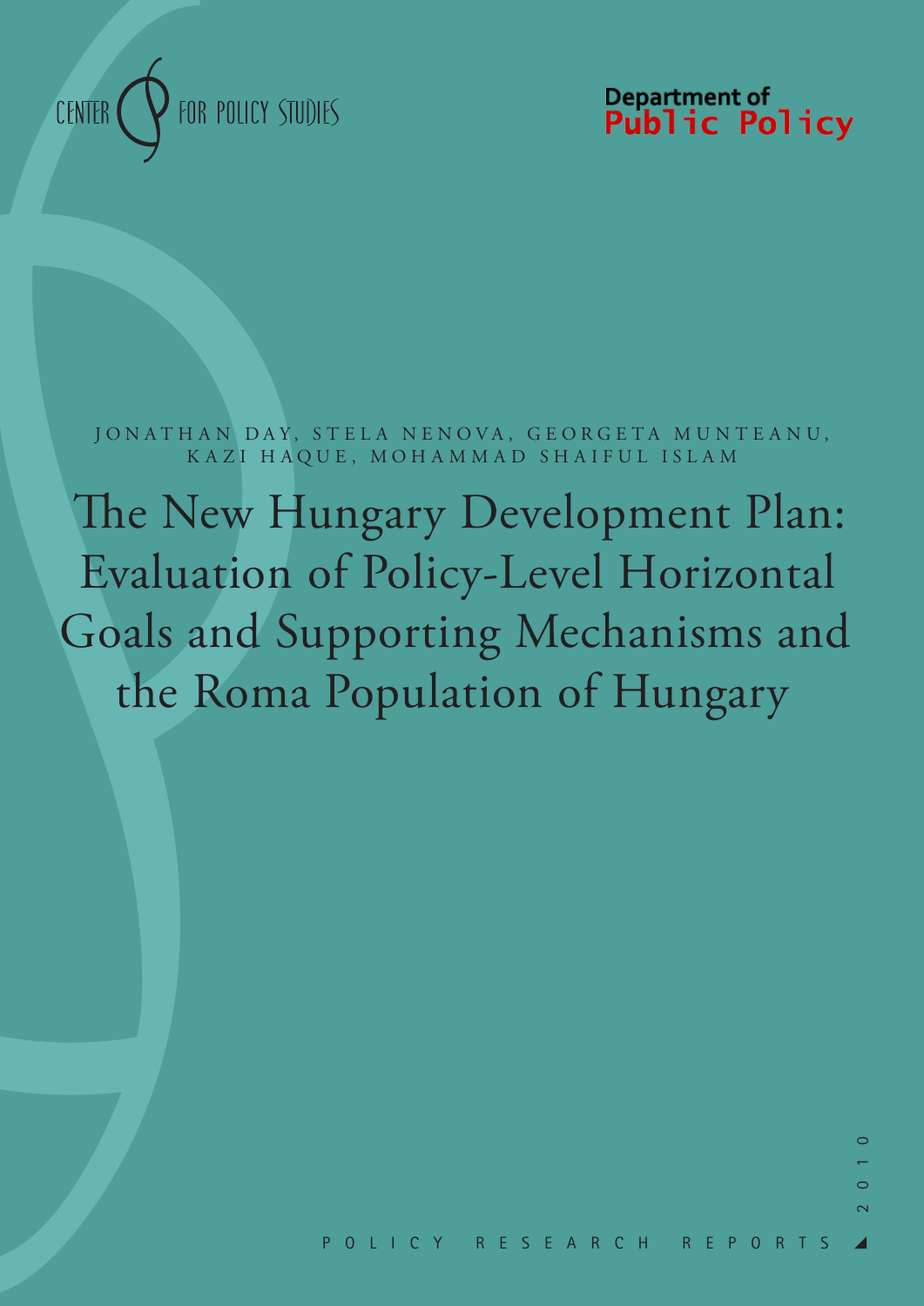CENTER FOR POLICY STUDIES

Department of Public Policy

JONATHAN DAY, STELA NENOVA, GEORGETA MUNTEANU, KAZI HAQUE, MOHAMMAD SHAIFUL ISLAM

# The New Hungary Development Plan: Evaluation of Policy-Level Horizontal Goals and Supporting Mechanisms and the Roma Population of Hungary

POLICY RESEARCH REPORTS

2010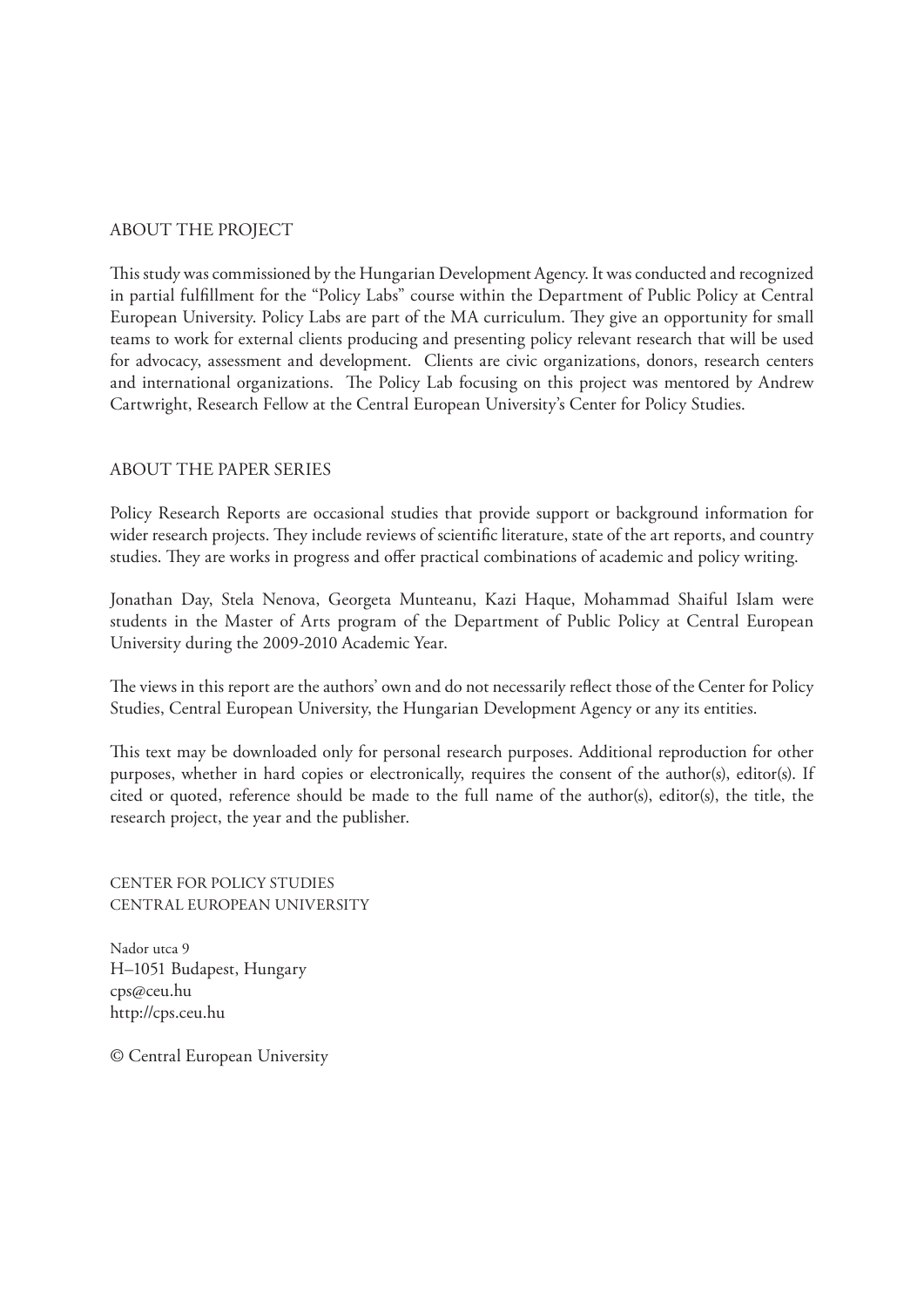## ABOUT THE PROJECT

This study was commissioned by the Hungarian Development Agency. It was conducted and recognized in partial fulfillment for the "Policy Labs" course within the Department of Public Policy at Central European University. Policy Labs are part of the MA curriculum. They give an opportunity for small teams to work for external clients producing and presenting policy relevant research that will be used for advocacy, assessment and development. Clients are civic organizations, donors, research centers and international organizations. The Policy Lab focusing on this project was mentored by Andrew Cartwright, Research Fellow at the Central European University's Center for Policy Studies.

## ABOUT THE PAPER SERIES

Policy Research Reports are occasional studies that provide support or background information for wider research projects. They include reviews of scientific literature, state of the art reports, and country studies. They are works in progress and offer practical combinations of academic and policy writing.

Jonathan Day, Stela Nenova, Georgeta Munteanu, Kazi Haque, Mohammad Shaiful Islam were students in the Master of Arts program of the Department of Public Policy at Central European University during the 2009-2010 Academic Year.

The views in this report are the authors' own and do not necessarily reflect those of the Center for Policy Studies, Central European University, the Hungarian Development Agency or any its entities.

This text may be downloaded only for personal research purposes. Additional reproduction for other purposes, whether in hard copies or electronically, requires the consent of the author(s), editor(s). If cited or quoted, reference should be made to the full name of the author(s), editor(s), the title, the research project, the year and the publisher.

CENTER FOR POLICY STUDIES
CENTRAL EUROPEAN UNIVERSITY

Nador utca 9
H–1051 Budapest, Hungary
cps@ceu.hu
http://cps.ceu.hu

© Central European University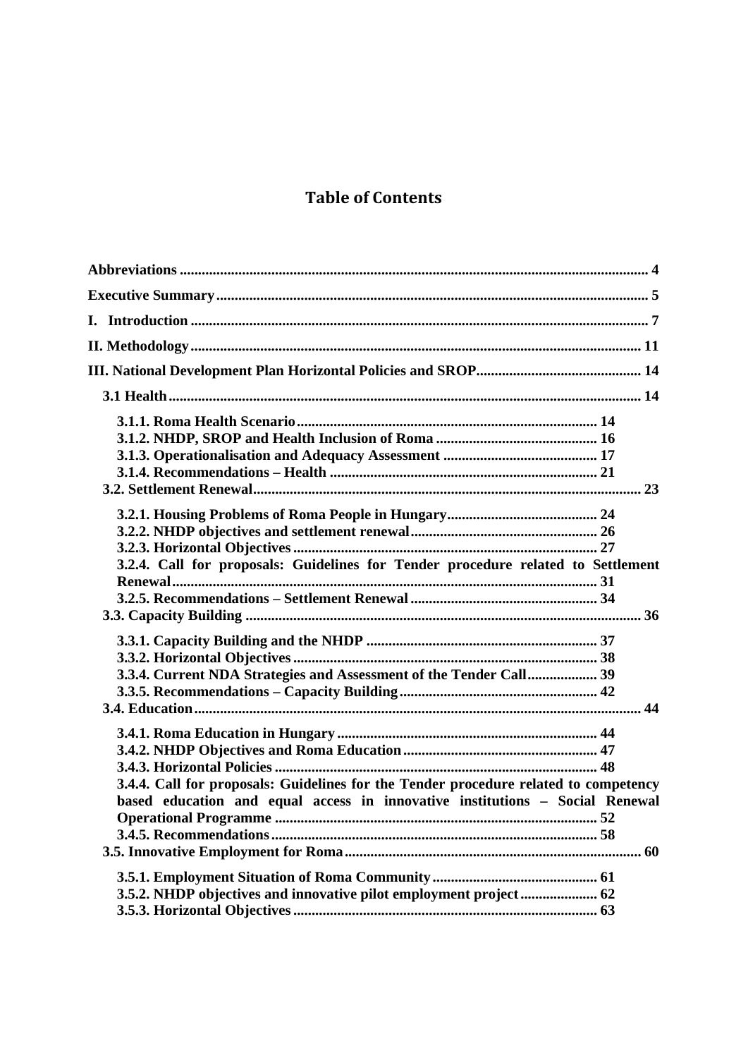# Table of Contents

**Abbreviations** ... 4

**Executive Summary** ... 5

**I. Introduction** ... 7

**II. Methodology** ... 11

**III. National Development Plan Horizontal Policies and SROP** ... 14

- **3.1 Health** ... 14
  - **3.1.1. Roma Health Scenario** ... 14
  - **3.1.2. NHDP, SROP and Health Inclusion of Roma** ... 16
  - **3.1.3. Operationalisation and Adequacy Assessment** ... 17
  - **3.1.4. Recommendations – Health** ... 21
- **3.2. Settlement Renewal** ... 23
  - **3.2.1. Housing Problems of Roma People in Hungary** ... 24
  - **3.2.2. NHDP objectives and settlement renewal** ... 26
  - **3.2.3. Horizontal Objectives** ... 27
  - **3.2.4. Call for proposals: Guidelines for Tender procedure related to Settlement Renewal** ... 31
  - **3.2.5. Recommendations – Settlement Renewal** ... 34
- **3.3. Capacity Building** ... 36
  - **3.3.1. Capacity Building and the NHDP** ... 37
  - **3.3.2. Horizontal Objectives** ... 38
  - **3.3.4. Current NDA Strategies and Assessment of the Tender Call** ... 39
  - **3.3.5. Recommendations – Capacity Building** ... 42
- **3.4. Education** ... 44
  - **3.4.1. Roma Education in Hungary** ... 44
  - **3.4.2. NHDP Objectives and Roma Education** ... 47
  - **3.4.3. Horizontal Policies** ... 48
  - **3.4.4. Call for proposals: Guidelines for the Tender procedure related to competency based education and equal access in innovative institutions – Social Renewal Operational Programme** ... 52
  - **3.4.5. Recommendations** ... 58
- **3.5. Innovative Employment for Roma** ... 60
  - **3.5.1. Employment Situation of Roma Community** ... 61
  - **3.5.2. NHDP objectives and innovative pilot employment project** ... 62
  - **3.5.3. Horizontal Objectives** ... 63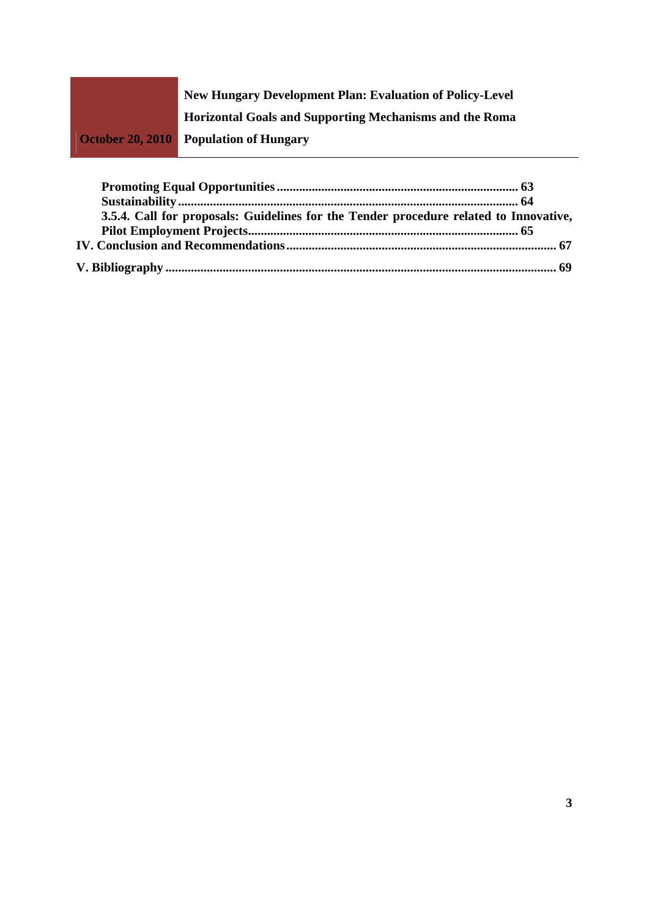**Promoting Equal Opportunities** ........................................................................ 63

**Sustainability** ........................................................................................................ 64

**3.5.4. Call for proposals: Guidelines for the Tender procedure related to Innovative, Pilot Employment Projects** ................................................................................ 65

**IV. Conclusion and Recommendations** ................................................................................ 67

**V. Bibliography** ...................................................................................................................... 69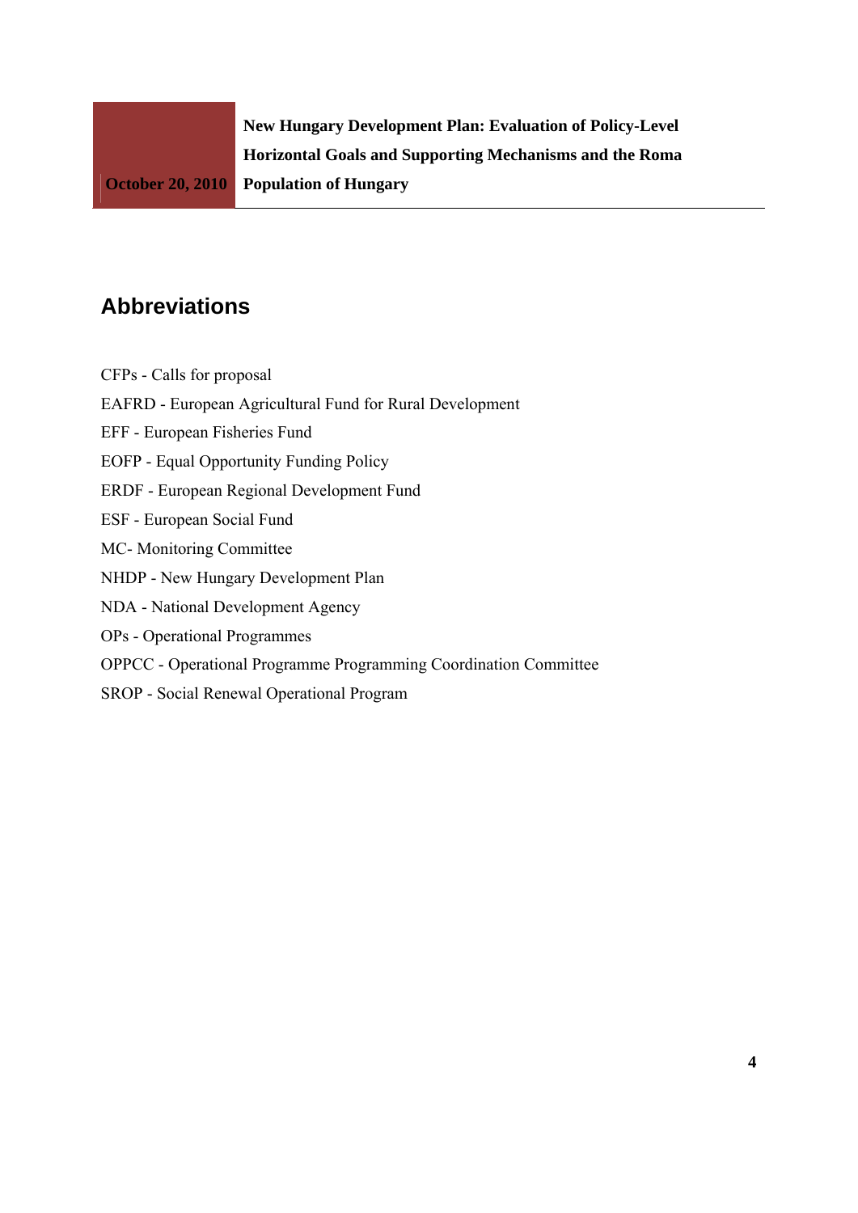## Abbreviations

CFPs - Calls for proposal

EAFRD - European Agricultural Fund for Rural Development

EFF - European Fisheries Fund

EOFP - Equal Opportunity Funding Policy

ERDF - European Regional Development Fund

ESF - European Social Fund

MC- Monitoring Committee

NHDP - New Hungary Development Plan

NDA - National Development Agency

OPs - Operational Programmes

OPPCC - Operational Programme Programming Coordination Committee

SROP - Social Renewal Operational Program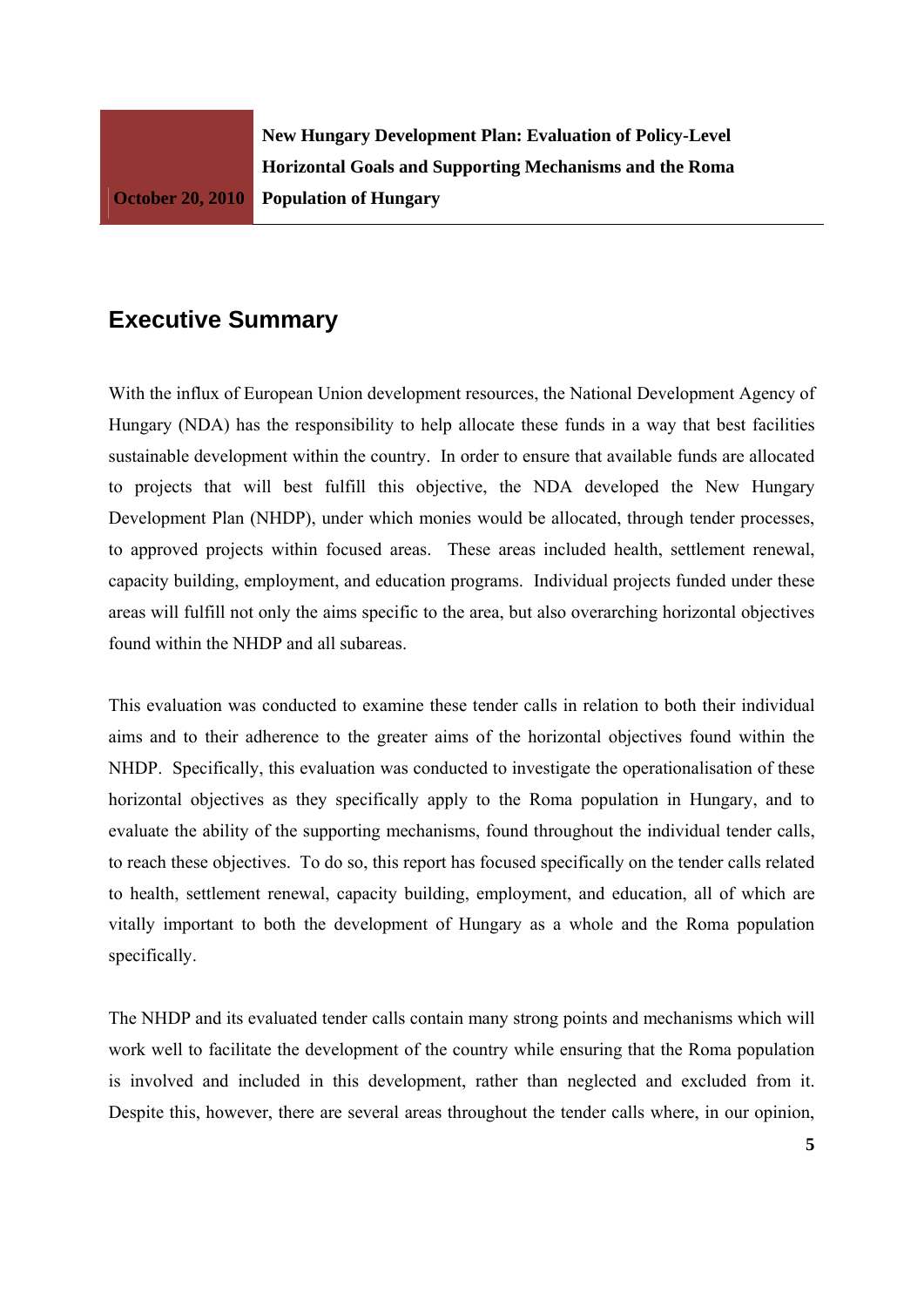## Executive Summary

With the influx of European Union development resources, the National Development Agency of Hungary (NDA) has the responsibility to help allocate these funds in a way that best facilities sustainable development within the country. In order to ensure that available funds are allocated to projects that will best fulfill this objective, the NDA developed the New Hungary Development Plan (NHDP), under which monies would be allocated, through tender processes, to approved projects within focused areas. These areas included health, settlement renewal, capacity building, employment, and education programs. Individual projects funded under these areas will fulfill not only the aims specific to the area, but also overarching horizontal objectives found within the NHDP and all subareas.

This evaluation was conducted to examine these tender calls in relation to both their individual aims and to their adherence to the greater aims of the horizontal objectives found within the NHDP. Specifically, this evaluation was conducted to investigate the operationalisation of these horizontal objectives as they specifically apply to the Roma population in Hungary, and to evaluate the ability of the supporting mechanisms, found throughout the individual tender calls, to reach these objectives. To do so, this report has focused specifically on the tender calls related to health, settlement renewal, capacity building, employment, and education, all of which are vitally important to both the development of Hungary as a whole and the Roma population specifically.

The NHDP and its evaluated tender calls contain many strong points and mechanisms which will work well to facilitate the development of the country while ensuring that the Roma population is involved and included in this development, rather than neglected and excluded from it. Despite this, however, there are several areas throughout the tender calls where, in our opinion,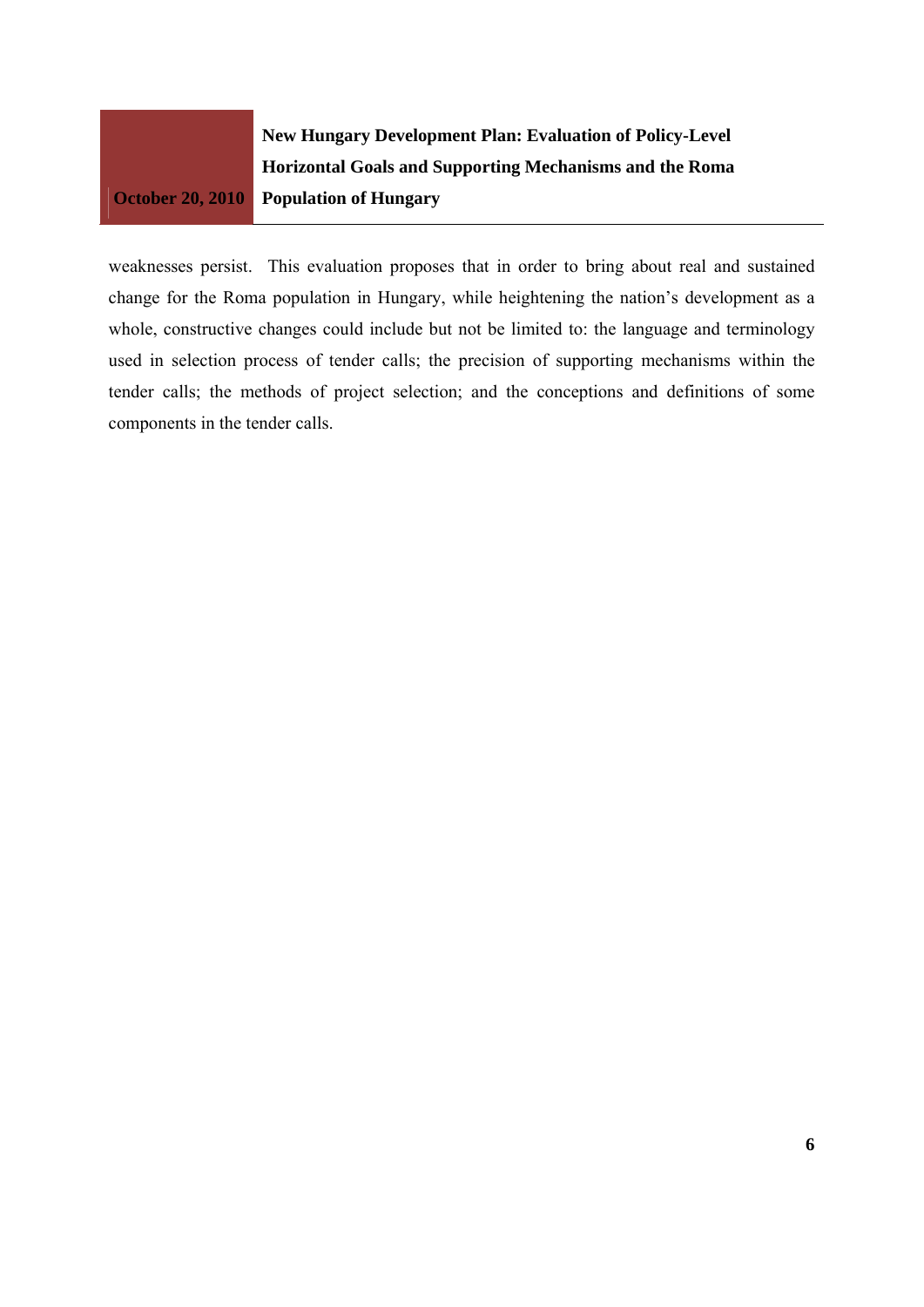weaknesses persist. This evaluation proposes that in order to bring about real and sustained change for the Roma population in Hungary, while heightening the nation's development as a whole, constructive changes could include but not be limited to: the language and terminology used in selection process of tender calls; the precision of supporting mechanisms within the tender calls; the methods of project selection; and the conceptions and definitions of some components in the tender calls.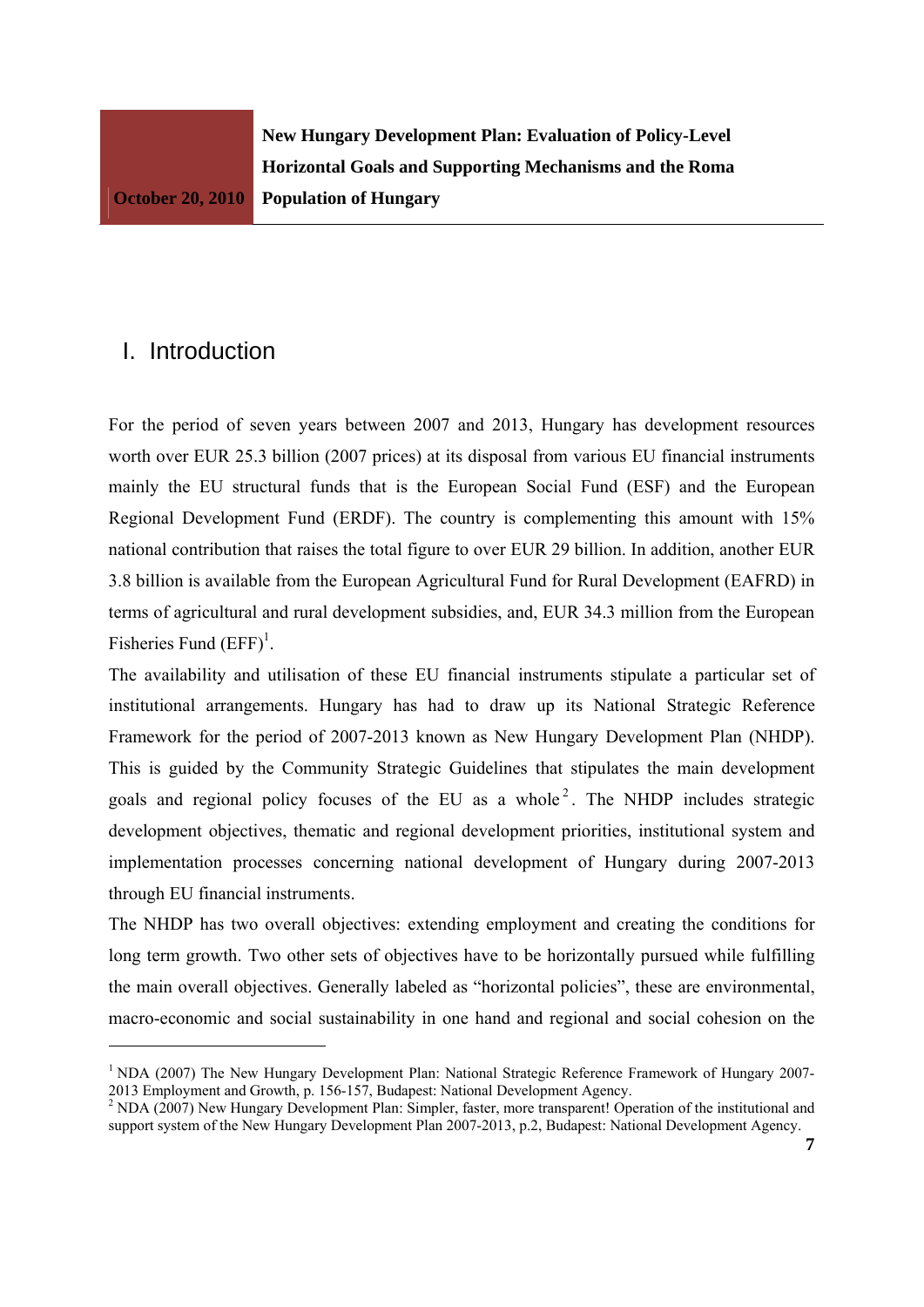# I. Introduction

For the period of seven years between 2007 and 2013, Hungary has development resources worth over EUR 25.3 billion (2007 prices) at its disposal from various EU financial instruments mainly the EU structural funds that is the European Social Fund (ESF) and the European Regional Development Fund (ERDF). The country is complementing this amount with 15% national contribution that raises the total figure to over EUR 29 billion. In addition, another EUR 3.8 billion is available from the European Agricultural Fund for Rural Development (EAFRD) in terms of agricultural and rural development subsidies, and, EUR 34.3 million from the European Fisheries Fund (EFF)[1].

The availability and utilisation of these EU financial instruments stipulate a particular set of institutional arrangements. Hungary has had to draw up its National Strategic Reference Framework for the period of 2007-2013 known as New Hungary Development Plan (NHDP). This is guided by the Community Strategic Guidelines that stipulates the main development goals and regional policy focuses of the EU as a whole[2]. The NHDP includes strategic development objectives, thematic and regional development priorities, institutional system and implementation processes concerning national development of Hungary during 2007-2013 through EU financial instruments.

The NHDP has two overall objectives: extending employment and creating the conditions for long term growth. Two other sets of objectives have to be horizontally pursued while fulfilling the main overall objectives. Generally labeled as "horizontal policies", these are environmental, macro-economic and social sustainability in one hand and regional and social cohesion on the

[1] NDA (2007) The New Hungary Development Plan: National Strategic Reference Framework of Hungary 2007-2013 Employment and Growth, p. 156-157, Budapest: National Development Agency.

[2] NDA (2007) New Hungary Development Plan: Simpler, faster, more transparent! Operation of the institutional and support system of the New Hungary Development Plan 2007-2013, p.2, Budapest: National Development Agency.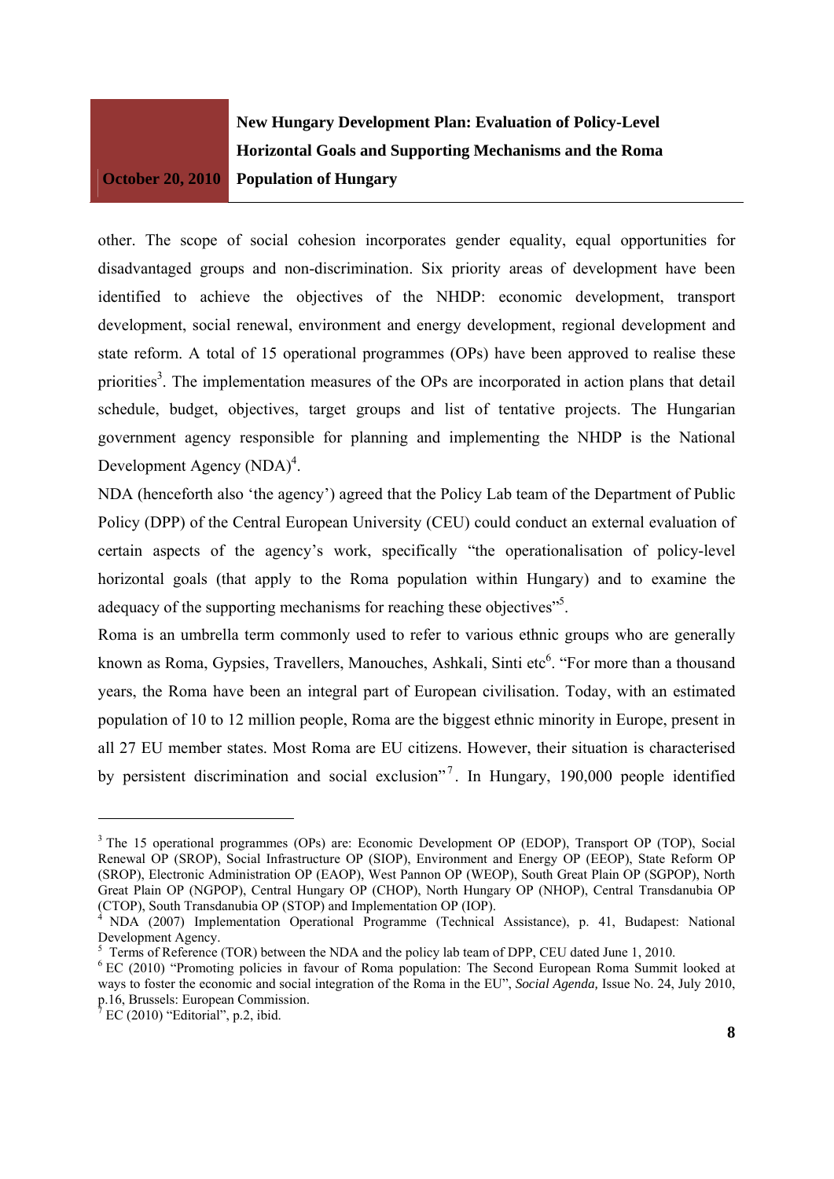other. The scope of social cohesion incorporates gender equality, equal opportunities for disadvantaged groups and non-discrimination. Six priority areas of development have been identified to achieve the objectives of the NHDP: economic development, transport development, social renewal, environment and energy development, regional development and state reform. A total of 15 operational programmes (OPs) have been approved to realise these priorities[3]. The implementation measures of the OPs are incorporated in action plans that detail schedule, budget, objectives, target groups and list of tentative projects. The Hungarian government agency responsible for planning and implementing the NHDP is the National Development Agency (NDA)[4].

NDA (henceforth also 'the agency') agreed that the Policy Lab team of the Department of Public Policy (DPP) of the Central European University (CEU) could conduct an external evaluation of certain aspects of the agency's work, specifically "the operationalisation of policy-level horizontal goals (that apply to the Roma population within Hungary) and to examine the adequacy of the supporting mechanisms for reaching these objectives"[5].

Roma is an umbrella term commonly used to refer to various ethnic groups who are generally known as Roma, Gypsies, Travellers, Manouches, Ashkali, Sinti etc[6]. "For more than a thousand years, the Roma have been an integral part of European civilisation. Today, with an estimated population of 10 to 12 million people, Roma are the biggest ethnic minority in Europe, present in all 27 EU member states. Most Roma are EU citizens. However, their situation is characterised by persistent discrimination and social exclusion"[7]. In Hungary, 190,000 people identified

---

[3] The 15 operational programmes (OPs) are: Economic Development OP (EDOP), Transport OP (TOP), Social Renewal OP (SROP), Social Infrastructure OP (SIOP), Environment and Energy OP (EEOP), State Reform OP (SROP), Electronic Administration OP (EAOP), West Pannon OP (WEOP), South Great Plain OP (SGPOP), North Great Plain OP (NGPOP), Central Hungary OP (CHOP), North Hungary OP (NHOP), Central Transdanubia OP (CTOP), South Transdanubia OP (STOP) and Implementation OP (IOP).

[4] NDA (2007) Implementation Operational Programme (Technical Assistance), p. 41, Budapest: National Development Agency.

[5] Terms of Reference (TOR) between the NDA and the policy lab team of DPP, CEU dated June 1, 2010.

[6] EC (2010) "Promoting policies in favour of Roma population: The Second European Roma Summit looked at ways to foster the economic and social integration of the Roma in the EU", *Social Agenda,* Issue No. 24, July 2010, p.16, Brussels: European Commission.

[7] EC (2010) "Editorial", p.2, ibid.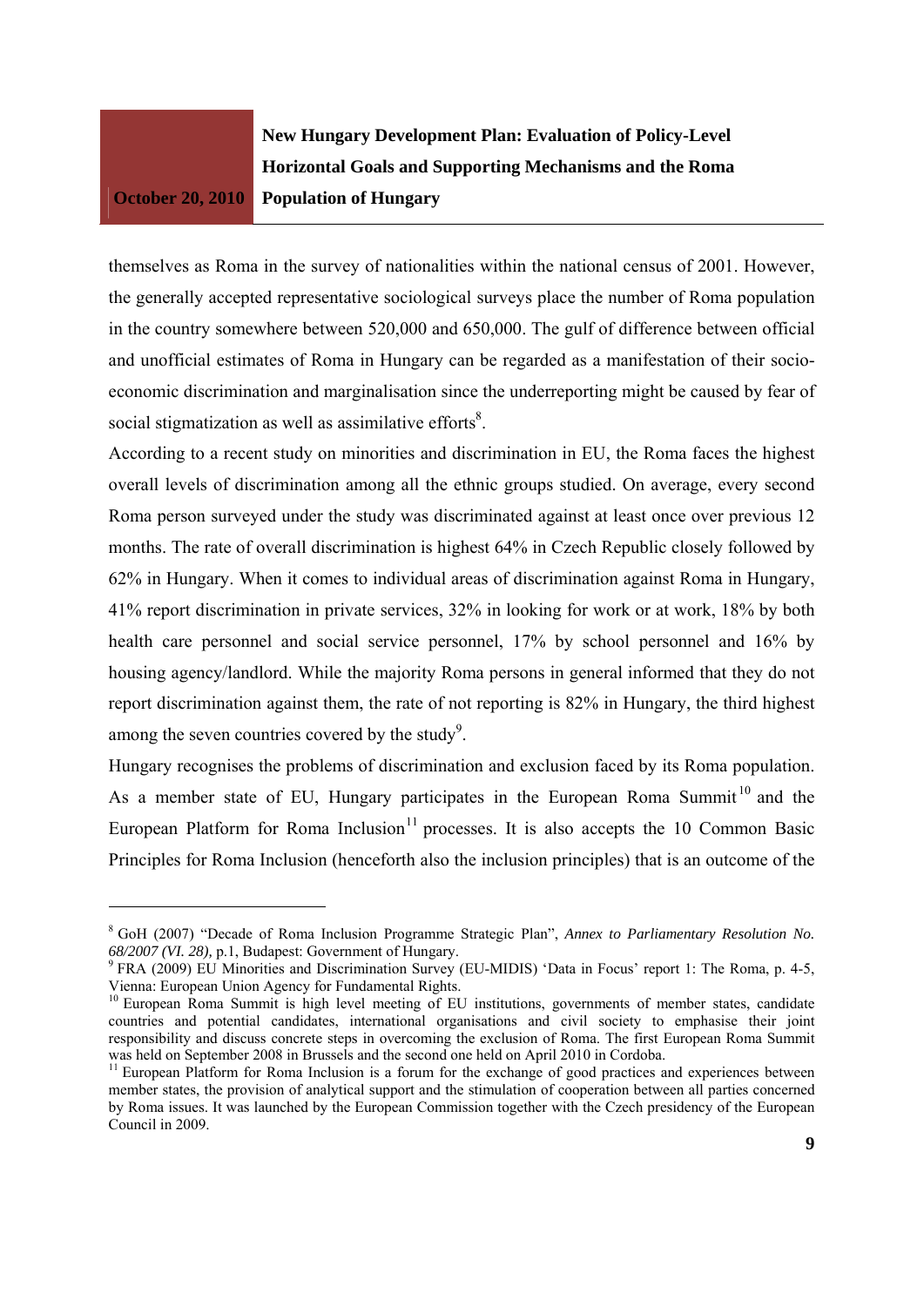themselves as Roma in the survey of nationalities within the national census of 2001. However, the generally accepted representative sociological surveys place the number of Roma population in the country somewhere between 520,000 and 650,000. The gulf of difference between official and unofficial estimates of Roma in Hungary can be regarded as a manifestation of their socio-economic discrimination and marginalisation since the underreporting might be caused by fear of social stigmatization as well as assimilative efforts[8].

According to a recent study on minorities and discrimination in EU, the Roma faces the highest overall levels of discrimination among all the ethnic groups studied. On average, every second Roma person surveyed under the study was discriminated against at least once over previous 12 months. The rate of overall discrimination is highest 64% in Czech Republic closely followed by 62% in Hungary. When it comes to individual areas of discrimination against Roma in Hungary, 41% report discrimination in private services, 32% in looking for work or at work, 18% by both health care personnel and social service personnel, 17% by school personnel and 16% by housing agency/landlord. While the majority Roma persons in general informed that they do not report discrimination against them, the rate of not reporting is 82% in Hungary, the third highest among the seven countries covered by the study[9].

Hungary recognises the problems of discrimination and exclusion faced by its Roma population. As a member state of EU, Hungary participates in the European Roma Summit[10] and the European Platform for Roma Inclusion[11] processes. It is also accepts the 10 Common Basic Principles for Roma Inclusion (henceforth also the inclusion principles) that is an outcome of the

---

[8] GoH (2007) "Decade of Roma Inclusion Programme Strategic Plan", *Annex to Parliamentary Resolution No. 68/2007 (VI. 28),* p.1, Budapest: Government of Hungary.

[9] FRA (2009) EU Minorities and Discrimination Survey (EU-MIDIS) 'Data in Focus' report 1: The Roma, p. 4-5, Vienna: European Union Agency for Fundamental Rights.

[10] European Roma Summit is high level meeting of EU institutions, governments of member states, candidate countries and potential candidates, international organisations and civil society to emphasise their joint responsibility and discuss concrete steps in overcoming the exclusion of Roma. The first European Roma Summit was held on September 2008 in Brussels and the second one held on April 2010 in Cordoba.

[11] European Platform for Roma Inclusion is a forum for the exchange of good practices and experiences between member states, the provision of analytical support and the stimulation of cooperation between all parties concerned by Roma issues. It was launched by the European Commission together with the Czech presidency of the European Council in 2009.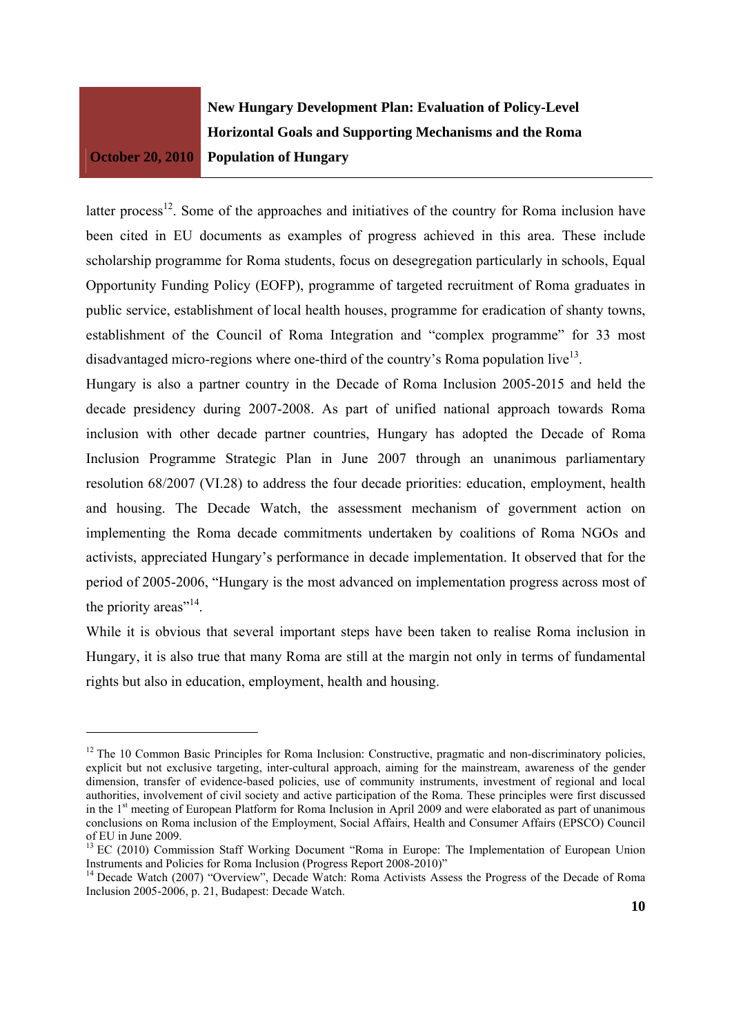latter process[12]. Some of the approaches and initiatives of the country for Roma inclusion have been cited in EU documents as examples of progress achieved in this area. These include scholarship programme for Roma students, focus on desegregation particularly in schools, Equal Opportunity Funding Policy (EOFP), programme of targeted recruitment of Roma graduates in public service, establishment of local health houses, programme for eradication of shanty towns, establishment of the Council of Roma Integration and "complex programme" for 33 most disadvantaged micro-regions where one-third of the country's Roma population live[13].

Hungary is also a partner country in the Decade of Roma Inclusion 2005-2015 and held the decade presidency during 2007-2008. As part of unified national approach towards Roma inclusion with other decade partner countries, Hungary has adopted the Decade of Roma Inclusion Programme Strategic Plan in June 2007 through an unanimous parliamentary resolution 68/2007 (VI.28) to address the four decade priorities: education, employment, health and housing. The Decade Watch, the assessment mechanism of government action on implementing the Roma decade commitments undertaken by coalitions of Roma NGOs and activists, appreciated Hungary's performance in decade implementation. It observed that for the period of 2005-2006, "Hungary is the most advanced on implementation progress across most of the priority areas"[14].

While it is obvious that several important steps have been taken to realise Roma inclusion in Hungary, it is also true that many Roma are still at the margin not only in terms of fundamental rights but also in education, employment, health and housing.

---

[12] The 10 Common Basic Principles for Roma Inclusion: Constructive, pragmatic and non-discriminatory policies, explicit but not exclusive targeting, inter-cultural approach, aiming for the mainstream, awareness of the gender dimension, transfer of evidence-based policies, use of community instruments, investment of regional and local authorities, involvement of civil society and active participation of the Roma. These principles were first discussed in the 1st meeting of European Platform for Roma Inclusion in April 2009 and were elaborated as part of unanimous conclusions on Roma inclusion of the Employment, Social Affairs, Health and Consumer Affairs (EPSCO) Council of EU in June 2009.

[13] EC (2010) Commission Staff Working Document "Roma in Europe: The Implementation of European Union Instruments and Policies for Roma Inclusion (Progress Report 2008-2010)"

[14] Decade Watch (2007) "Overview", Decade Watch: Roma Activists Assess the Progress of the Decade of Roma Inclusion 2005-2006, p. 21, Budapest: Decade Watch.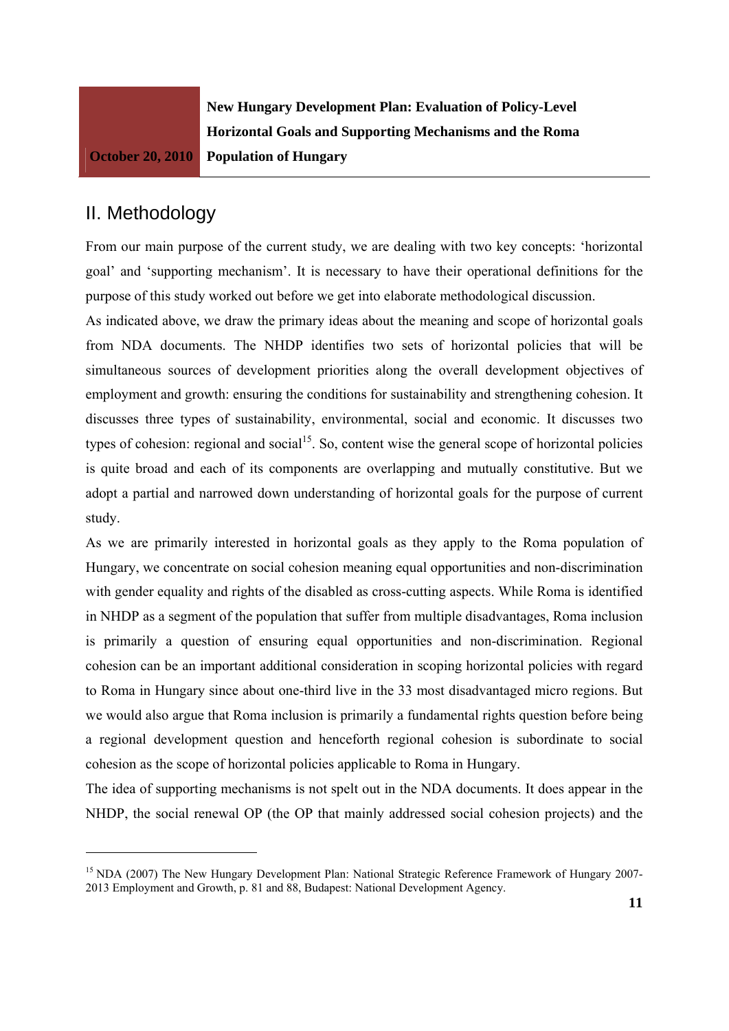## II. Methodology

From our main purpose of the current study, we are dealing with two key concepts: 'horizontal goal' and 'supporting mechanism'. It is necessary to have their operational definitions for the purpose of this study worked out before we get into elaborate methodological discussion.

As indicated above, we draw the primary ideas about the meaning and scope of horizontal goals from NDA documents. The NHDP identifies two sets of horizontal policies that will be simultaneous sources of development priorities along the overall development objectives of employment and growth: ensuring the conditions for sustainability and strengthening cohesion. It discusses three types of sustainability, environmental, social and economic. It discusses two types of cohesion: regional and social[15]. So, content wise the general scope of horizontal policies is quite broad and each of its components are overlapping and mutually constitutive. But we adopt a partial and narrowed down understanding of horizontal goals for the purpose of current study.

As we are primarily interested in horizontal goals as they apply to the Roma population of Hungary, we concentrate on social cohesion meaning equal opportunities and non-discrimination with gender equality and rights of the disabled as cross-cutting aspects. While Roma is identified in NHDP as a segment of the population that suffer from multiple disadvantages, Roma inclusion is primarily a question of ensuring equal opportunities and non-discrimination. Regional cohesion can be an important additional consideration in scoping horizontal policies with regard to Roma in Hungary since about one-third live in the 33 most disadvantaged micro regions. But we would also argue that Roma inclusion is primarily a fundamental rights question before being a regional development question and henceforth regional cohesion is subordinate to social cohesion as the scope of horizontal policies applicable to Roma in Hungary.

The idea of supporting mechanisms is not spelt out in the NDA documents. It does appear in the NHDP, the social renewal OP (the OP that mainly addressed social cohesion projects) and the

---

[15] NDA (2007) The New Hungary Development Plan: National Strategic Reference Framework of Hungary 2007-2013 Employment and Growth, p. 81 and 88, Budapest: National Development Agency.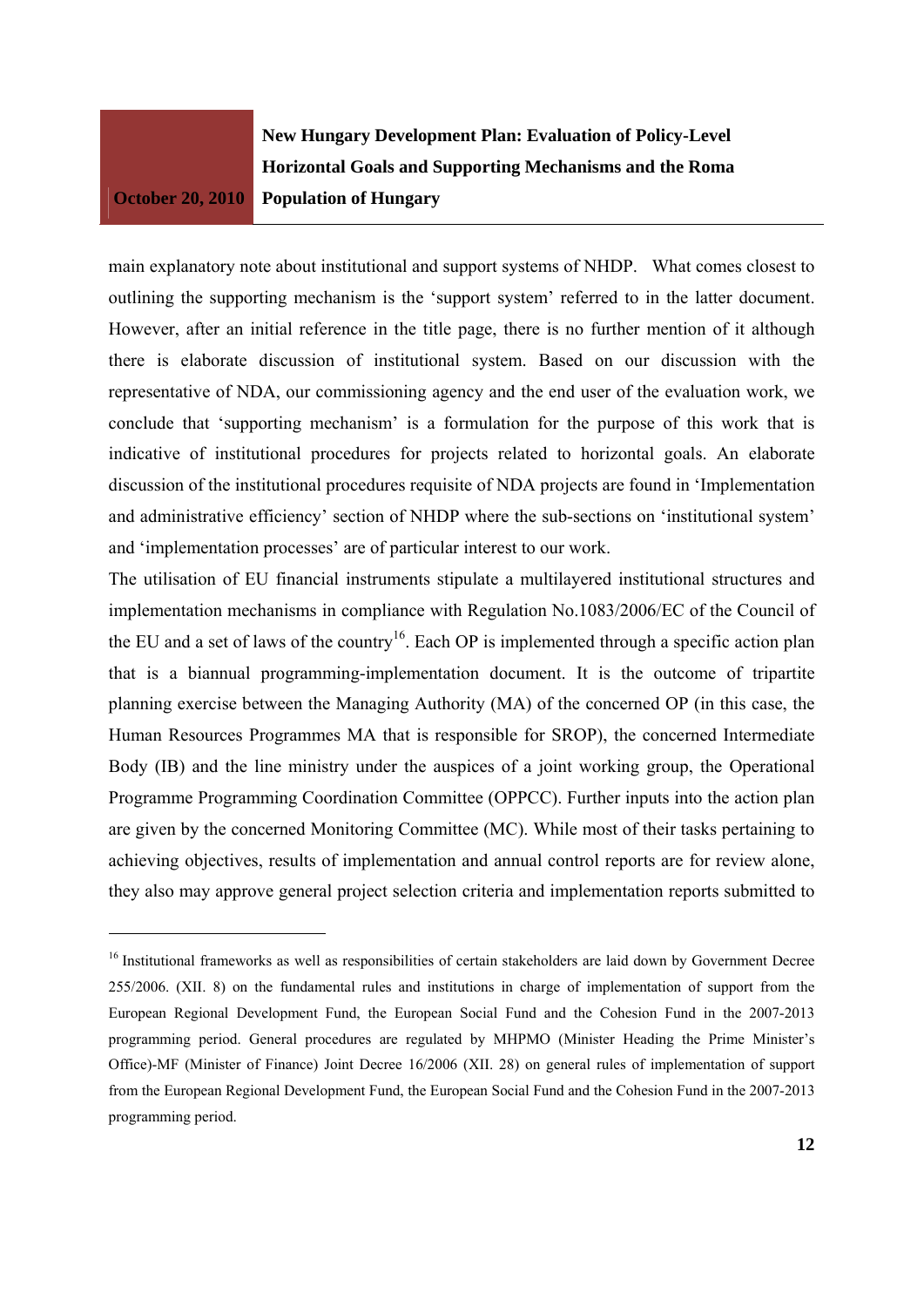main explanatory note about institutional and support systems of NHDP. What comes closest to outlining the supporting mechanism is the 'support system' referred to in the latter document. However, after an initial reference in the title page, there is no further mention of it although there is elaborate discussion of institutional system. Based on our discussion with the representative of NDA, our commissioning agency and the end user of the evaluation work, we conclude that 'supporting mechanism' is a formulation for the purpose of this work that is indicative of institutional procedures for projects related to horizontal goals. An elaborate discussion of the institutional procedures requisite of NDA projects are found in 'Implementation and administrative efficiency' section of NHDP where the sub-sections on 'institutional system' and 'implementation processes' are of particular interest to our work.

The utilisation of EU financial instruments stipulate a multilayered institutional structures and implementation mechanisms in compliance with Regulation No.1083/2006/EC of the Council of the EU and a set of laws of the country[16]. Each OP is implemented through a specific action plan that is a biannual programming-implementation document. It is the outcome of tripartite planning exercise between the Managing Authority (MA) of the concerned OP (in this case, the Human Resources Programmes MA that is responsible for SROP), the concerned Intermediate Body (IB) and the line ministry under the auspices of a joint working group, the Operational Programme Programming Coordination Committee (OPPCC). Further inputs into the action plan are given by the concerned Monitoring Committee (MC). While most of their tasks pertaining to achieving objectives, results of implementation and annual control reports are for review alone, they also may approve general project selection criteria and implementation reports submitted to

[16] Institutional frameworks as well as responsibilities of certain stakeholders are laid down by Government Decree 255/2006. (XII. 8) on the fundamental rules and institutions in charge of implementation of support from the European Regional Development Fund, the European Social Fund and the Cohesion Fund in the 2007-2013 programming period. General procedures are regulated by MHPMO (Minister Heading the Prime Minister's Office)-MF (Minister of Finance) Joint Decree 16/2006 (XII. 28) on general rules of implementation of support from the European Regional Development Fund, the European Social Fund and the Cohesion Fund in the 2007-2013 programming period.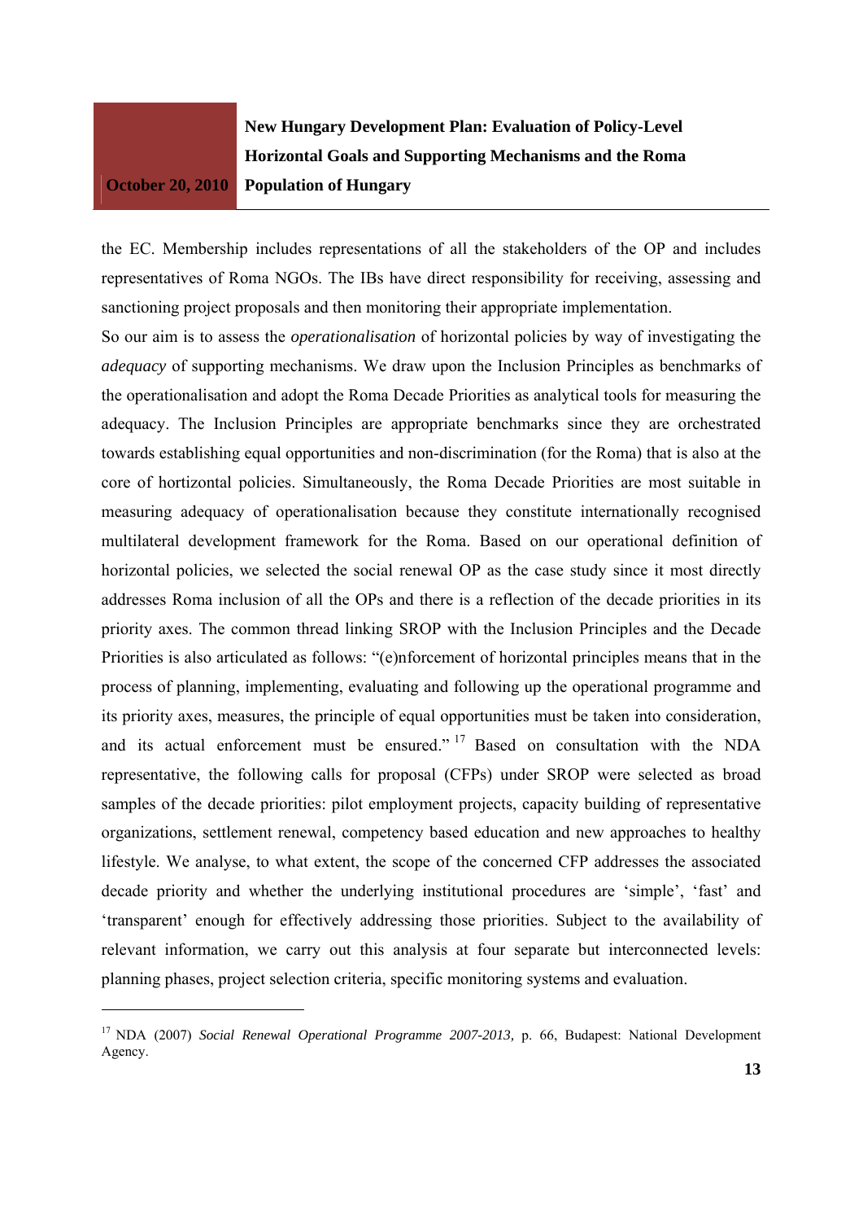the EC. Membership includes representations of all the stakeholders of the OP and includes representatives of Roma NGOs. The IBs have direct responsibility for receiving, assessing and sanctioning project proposals and then monitoring their appropriate implementation.

So our aim is to assess the *operationalisation* of horizontal policies by way of investigating the *adequacy* of supporting mechanisms. We draw upon the Inclusion Principles as benchmarks of the operationalisation and adopt the Roma Decade Priorities as analytical tools for measuring the adequacy. The Inclusion Principles are appropriate benchmarks since they are orchestrated towards establishing equal opportunities and non-discrimination (for the Roma) that is also at the core of hortizontal policies. Simultaneously, the Roma Decade Priorities are most suitable in measuring adequacy of operationalisation because they constitute internationally recognised multilateral development framework for the Roma. Based on our operational definition of horizontal policies, we selected the social renewal OP as the case study since it most directly addresses Roma inclusion of all the OPs and there is a reflection of the decade priorities in its priority axes. The common thread linking SROP with the Inclusion Principles and the Decade Priorities is also articulated as follows: "(e)nforcement of horizontal principles means that in the process of planning, implementing, evaluating and following up the operational programme and its priority axes, measures, the principle of equal opportunities must be taken into consideration, and its actual enforcement must be ensured."[17] Based on consultation with the NDA representative, the following calls for proposal (CFPs) under SROP were selected as broad samples of the decade priorities: pilot employment projects, capacity building of representative organizations, settlement renewal, competency based education and new approaches to healthy lifestyle. We analyse, to what extent, the scope of the concerned CFP addresses the associated decade priority and whether the underlying institutional procedures are 'simple', 'fast' and 'transparent' enough for effectively addressing those priorities. Subject to the availability of relevant information, we carry out this analysis at four separate but interconnected levels: planning phases, project selection criteria, specific monitoring systems and evaluation.

---

[17] NDA (2007) *Social Renewal Operational Programme 2007-2013,* p. 66, Budapest: National Development Agency.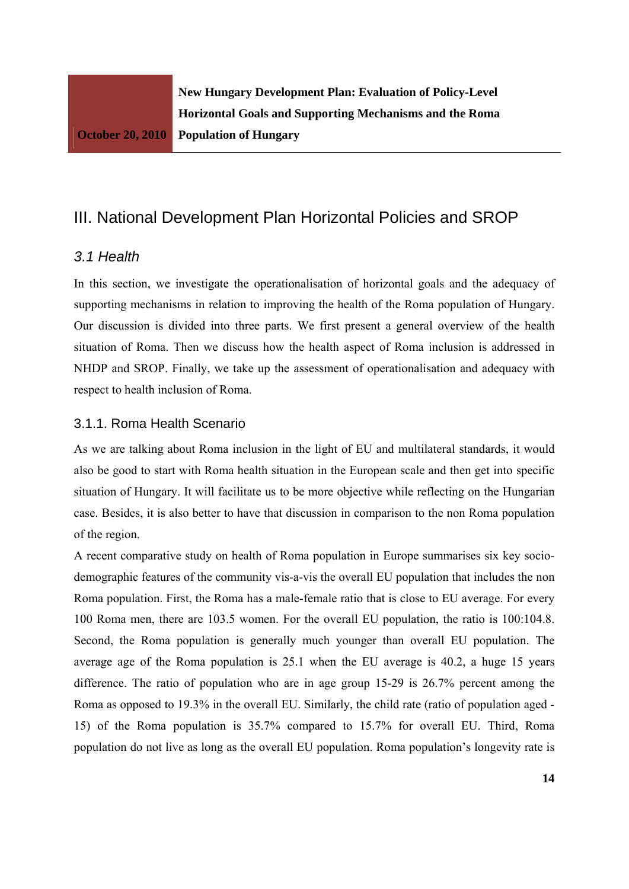# III. National Development Plan Horizontal Policies and SROP

## *3.1 Health*

In this section, we investigate the operationalisation of horizontal goals and the adequacy of supporting mechanisms in relation to improving the health of the Roma population of Hungary. Our discussion is divided into three parts. We first present a general overview of the health situation of Roma. Then we discuss how the health aspect of Roma inclusion is addressed in NHDP and SROP. Finally, we take up the assessment of operationalisation and adequacy with respect to health inclusion of Roma.

### 3.1.1. Roma Health Scenario

As we are talking about Roma inclusion in the light of EU and multilateral standards, it would also be good to start with Roma health situation in the European scale and then get into specific situation of Hungary. It will facilitate us to be more objective while reflecting on the Hungarian case. Besides, it is also better to have that discussion in comparison to the non Roma population of the region.

A recent comparative study on health of Roma population in Europe summarises six key socio-demographic features of the community vis-a-vis the overall EU population that includes the non Roma population. First, the Roma has a male-female ratio that is close to EU average. For every 100 Roma men, there are 103.5 women. For the overall EU population, the ratio is 100:104.8. Second, the Roma population is generally much younger than overall EU population. The average age of the Roma population is 25.1 when the EU average is 40.2, a huge 15 years difference. The ratio of population who are in age group 15-29 is 26.7% percent among the Roma as opposed to 19.3% in the overall EU. Similarly, the child rate (ratio of population aged -15) of the Roma population is 35.7% compared to 15.7% for overall EU. Third, Roma population do not live as long as the overall EU population. Roma population's longevity rate is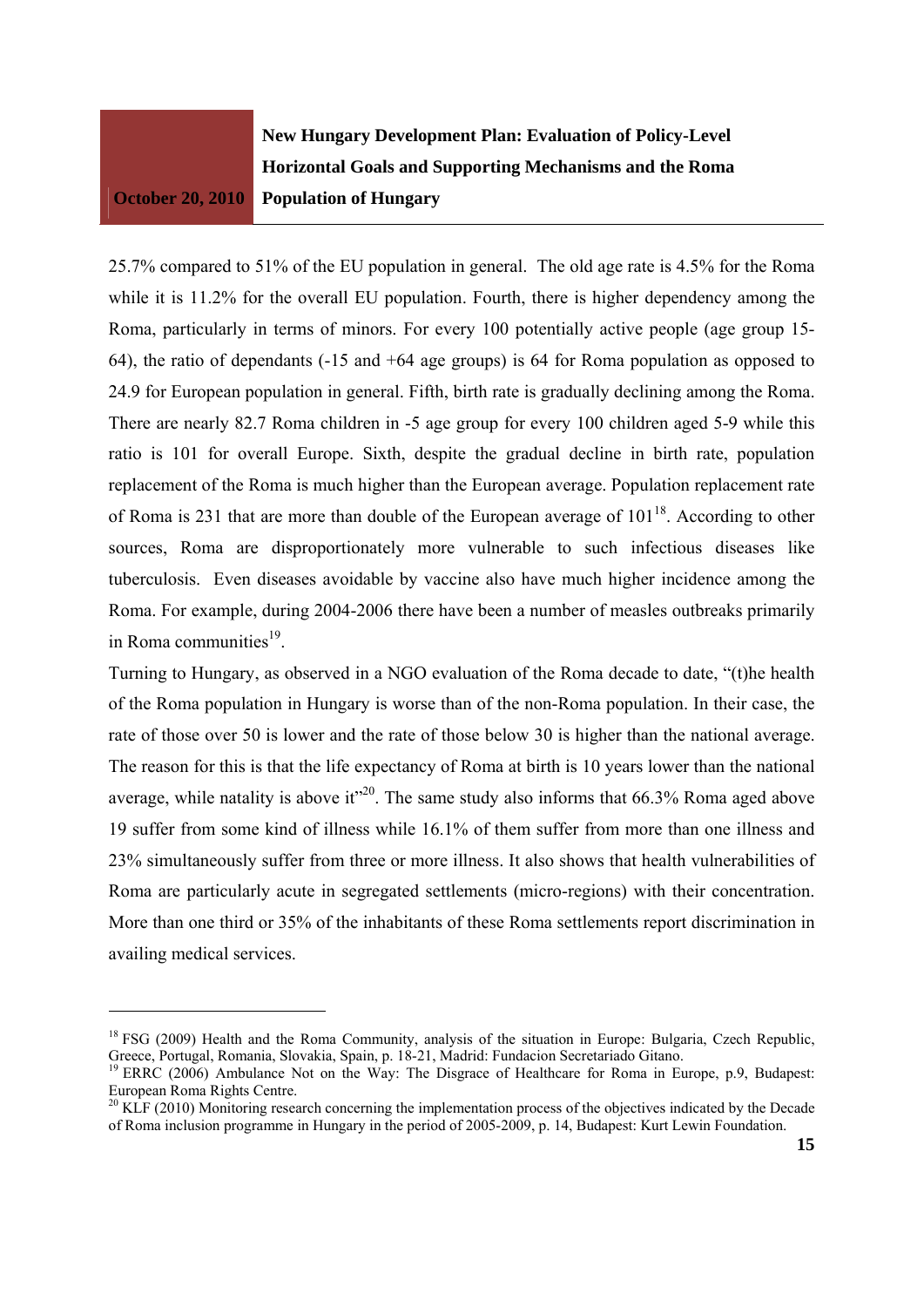25.7% compared to 51% of the EU population in general. The old age rate is 4.5% for the Roma while it is 11.2% for the overall EU population. Fourth, there is higher dependency among the Roma, particularly in terms of minors. For every 100 potentially active people (age group 15-64), the ratio of dependants (-15 and +64 age groups) is 64 for Roma population as opposed to 24.9 for European population in general. Fifth, birth rate is gradually declining among the Roma. There are nearly 82.7 Roma children in -5 age group for every 100 children aged 5-9 while this ratio is 101 for overall Europe. Sixth, despite the gradual decline in birth rate, population replacement of the Roma is much higher than the European average. Population replacement rate of Roma is 231 that are more than double of the European average of 101[18]. According to other sources, Roma are disproportionately more vulnerable to such infectious diseases like tuberculosis. Even diseases avoidable by vaccine also have much higher incidence among the Roma. For example, during 2004-2006 there have been a number of measles outbreaks primarily in Roma communities[19].

Turning to Hungary, as observed in a NGO evaluation of the Roma decade to date, "(t)he health of the Roma population in Hungary is worse than of the non-Roma population. In their case, the rate of those over 50 is lower and the rate of those below 30 is higher than the national average. The reason for this is that the life expectancy of Roma at birth is 10 years lower than the national average, while natality is above it"[20]. The same study also informs that 66.3% Roma aged above 19 suffer from some kind of illness while 16.1% of them suffer from more than one illness and 23% simultaneously suffer from three or more illness. It also shows that health vulnerabilities of Roma are particularly acute in segregated settlements (micro-regions) with their concentration. More than one third or 35% of the inhabitants of these Roma settlements report discrimination in availing medical services.

---

[18] FSG (2009) Health and the Roma Community, analysis of the situation in Europe: Bulgaria, Czech Republic, Greece, Portugal, Romania, Slovakia, Spain, p. 18-21, Madrid: Fundacion Secretariado Gitano.

[19] ERRC (2006) Ambulance Not on the Way: The Disgrace of Healthcare for Roma in Europe, p.9, Budapest: European Roma Rights Centre.

[20] KLF (2010) Monitoring research concerning the implementation process of the objectives indicated by the Decade of Roma inclusion programme in Hungary in the period of 2005-2009, p. 14, Budapest: Kurt Lewin Foundation.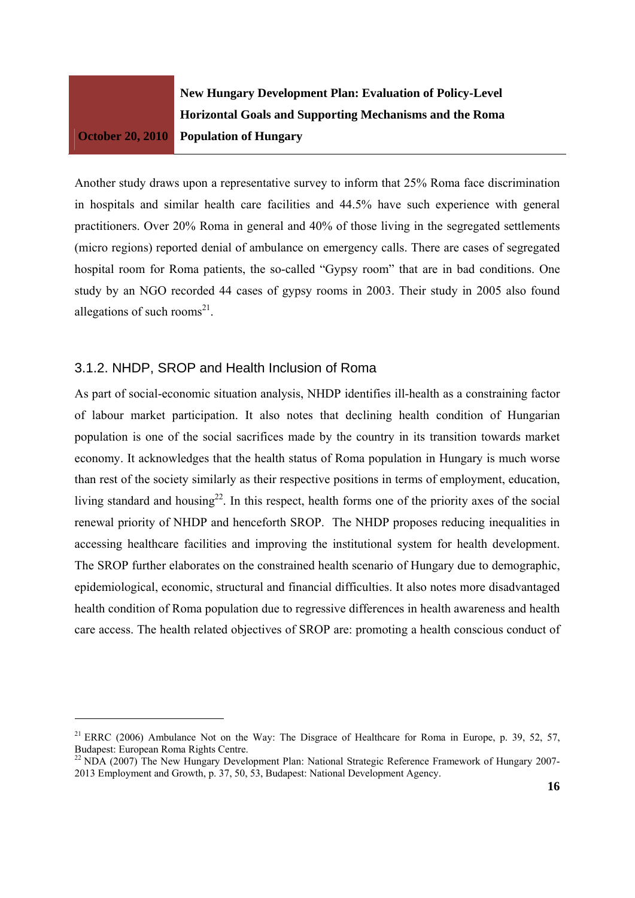Another study draws upon a representative survey to inform that 25% Roma face discrimination in hospitals and similar health care facilities and 44.5% have such experience with general practitioners. Over 20% Roma in general and 40% of those living in the segregated settlements (micro regions) reported denial of ambulance on emergency calls. There are cases of segregated hospital room for Roma patients, the so-called "Gypsy room" that are in bad conditions. One study by an NGO recorded 44 cases of gypsy rooms in 2003. Their study in 2005 also found allegations of such rooms[21].

### 3.1.2. NHDP, SROP and Health Inclusion of Roma

As part of social-economic situation analysis, NHDP identifies ill-health as a constraining factor of labour market participation. It also notes that declining health condition of Hungarian population is one of the social sacrifices made by the country in its transition towards market economy. It acknowledges that the health status of Roma population in Hungary is much worse than rest of the society similarly as their respective positions in terms of employment, education, living standard and housing[22]. In this respect, health forms one of the priority axes of the social renewal priority of NHDP and henceforth SROP. The NHDP proposes reducing inequalities in accessing healthcare facilities and improving the institutional system for health development. The SROP further elaborates on the constrained health scenario of Hungary due to demographic, epidemiological, economic, structural and financial difficulties. It also notes more disadvantaged health condition of Roma population due to regressive differences in health awareness and health care access. The health related objectives of SROP are: promoting a health conscious conduct of

---

[21] ERRC (2006) Ambulance Not on the Way: The Disgrace of Healthcare for Roma in Europe, p. 39, 52, 57, Budapest: European Roma Rights Centre.

[22] NDA (2007) The New Hungary Development Plan: National Strategic Reference Framework of Hungary 2007-2013 Employment and Growth, p. 37, 50, 53, Budapest: National Development Agency.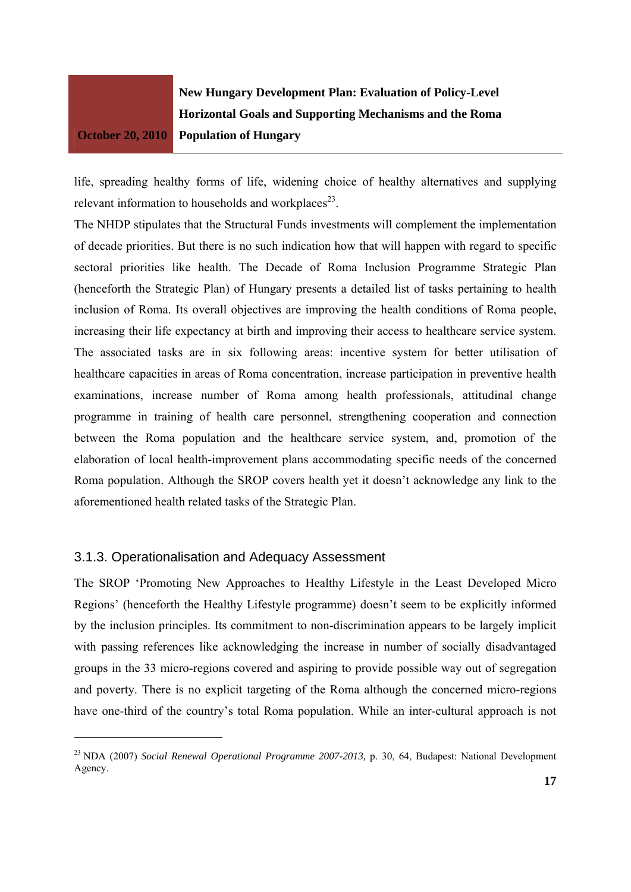life, spreading healthy forms of life, widening choice of healthy alternatives and supplying relevant information to households and workplaces[23].

The NHDP stipulates that the Structural Funds investments will complement the implementation of decade priorities. But there is no such indication how that will happen with regard to specific sectoral priorities like health. The Decade of Roma Inclusion Programme Strategic Plan (henceforth the Strategic Plan) of Hungary presents a detailed list of tasks pertaining to health inclusion of Roma. Its overall objectives are improving the health conditions of Roma people, increasing their life expectancy at birth and improving their access to healthcare service system. The associated tasks are in six following areas: incentive system for better utilisation of healthcare capacities in areas of Roma concentration, increase participation in preventive health examinations, increase number of Roma among health professionals, attitudinal change programme in training of health care personnel, strengthening cooperation and connection between the Roma population and the healthcare service system, and, promotion of the elaboration of local health-improvement plans accommodating specific needs of the concerned Roma population. Although the SROP covers health yet it doesn't acknowledge any link to the aforementioned health related tasks of the Strategic Plan.

### 3.1.3. Operationalisation and Adequacy Assessment

The SROP 'Promoting New Approaches to Healthy Lifestyle in the Least Developed Micro Regions' (henceforth the Healthy Lifestyle programme) doesn't seem to be explicitly informed by the inclusion principles. Its commitment to non-discrimination appears to be largely implicit with passing references like acknowledging the increase in number of socially disadvantaged groups in the 33 micro-regions covered and aspiring to provide possible way out of segregation and poverty. There is no explicit targeting of the Roma although the concerned micro-regions have one-third of the country's total Roma population. While an inter-cultural approach is not

---

[23] NDA (2007) *Social Renewal Operational Programme 2007-2013,* p. 30, 64, Budapest: National Development Agency.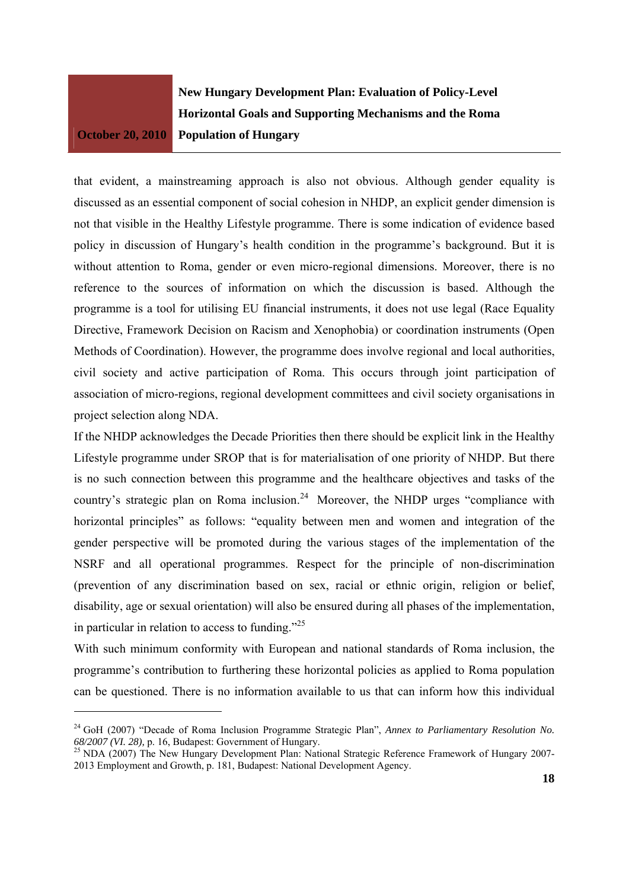that evident, a mainstreaming approach is also not obvious. Although gender equality is discussed as an essential component of social cohesion in NHDP, an explicit gender dimension is not that visible in the Healthy Lifestyle programme. There is some indication of evidence based policy in discussion of Hungary's health condition in the programme's background. But it is without attention to Roma, gender or even micro-regional dimensions. Moreover, there is no reference to the sources of information on which the discussion is based. Although the programme is a tool for utilising EU financial instruments, it does not use legal (Race Equality Directive, Framework Decision on Racism and Xenophobia) or coordination instruments (Open Methods of Coordination). However, the programme does involve regional and local authorities, civil society and active participation of Roma. This occurs through joint participation of association of micro-regions, regional development committees and civil society organisations in project selection along NDA.

If the NHDP acknowledges the Decade Priorities then there should be explicit link in the Healthy Lifestyle programme under SROP that is for materialisation of one priority of NHDP. But there is no such connection between this programme and the healthcare objectives and tasks of the country's strategic plan on Roma inclusion.[24] Moreover, the NHDP urges "compliance with horizontal principles" as follows: "equality between men and women and integration of the gender perspective will be promoted during the various stages of the implementation of the NSRF and all operational programmes. Respect for the principle of non-discrimination (prevention of any discrimination based on sex, racial or ethnic origin, religion or belief, disability, age or sexual orientation) will also be ensured during all phases of the implementation, in particular in relation to access to funding."[25]

With such minimum conformity with European and national standards of Roma inclusion, the programme's contribution to furthering these horizontal policies as applied to Roma population can be questioned. There is no information available to us that can inform how this individual

---

[24] GoH (2007) "Decade of Roma Inclusion Programme Strategic Plan", *Annex to Parliamentary Resolution No. 68/2007 (VI. 28)*, p. 16, Budapest: Government of Hungary.

[25] NDA (2007) The New Hungary Development Plan: National Strategic Reference Framework of Hungary 2007-2013 Employment and Growth, p. 181, Budapest: National Development Agency.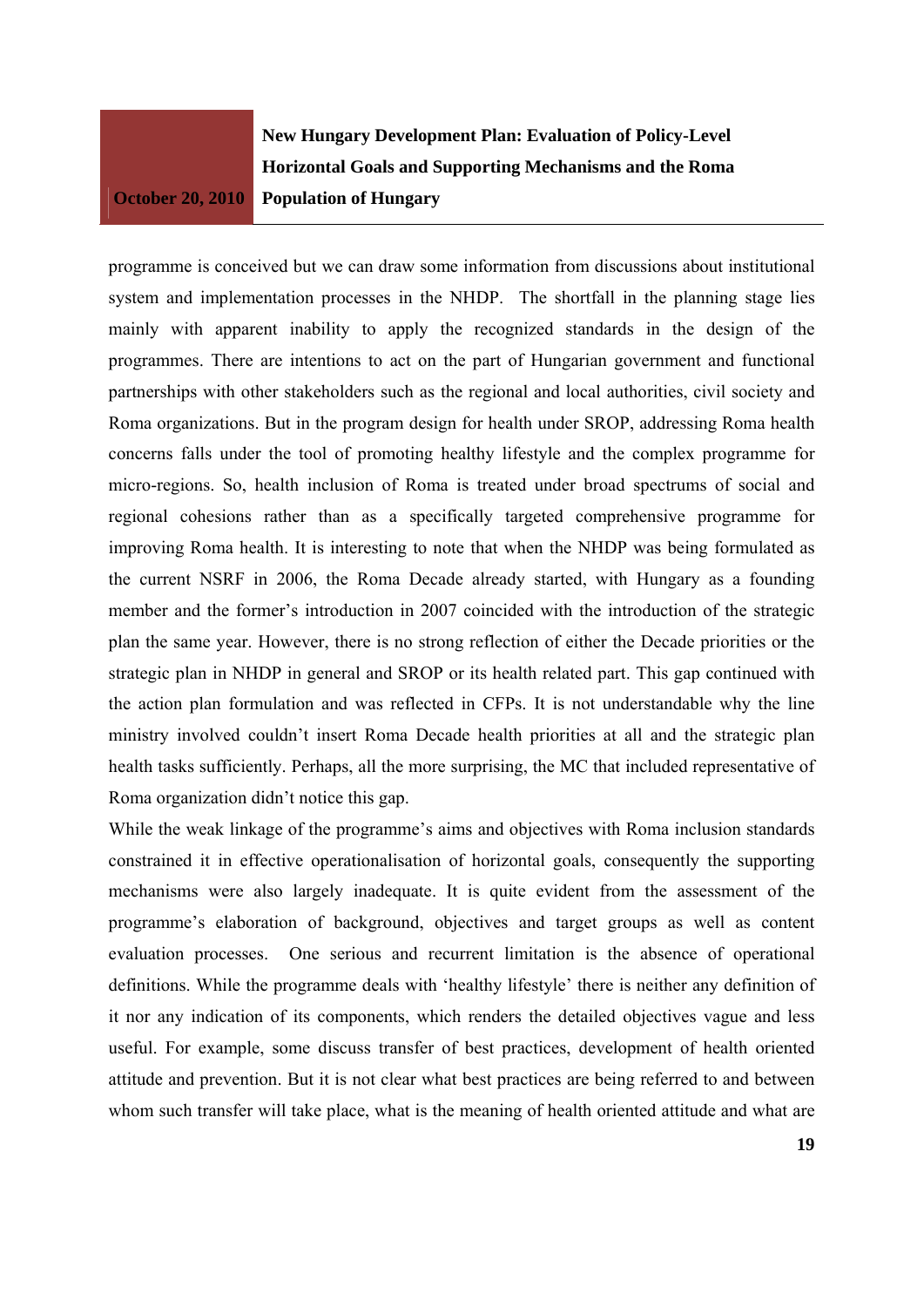programme is conceived but we can draw some information from discussions about institutional system and implementation processes in the NHDP. The shortfall in the planning stage lies mainly with apparent inability to apply the recognized standards in the design of the programmes. There are intentions to act on the part of Hungarian government and functional partnerships with other stakeholders such as the regional and local authorities, civil society and Roma organizations. But in the program design for health under SROP, addressing Roma health concerns falls under the tool of promoting healthy lifestyle and the complex programme for micro-regions. So, health inclusion of Roma is treated under broad spectrums of social and regional cohesions rather than as a specifically targeted comprehensive programme for improving Roma health. It is interesting to note that when the NHDP was being formulated as the current NSRF in 2006, the Roma Decade already started, with Hungary as a founding member and the former's introduction in 2007 coincided with the introduction of the strategic plan the same year. However, there is no strong reflection of either the Decade priorities or the strategic plan in NHDP in general and SROP or its health related part. This gap continued with the action plan formulation and was reflected in CFPs. It is not understandable why the line ministry involved couldn't insert Roma Decade health priorities at all and the strategic plan health tasks sufficiently. Perhaps, all the more surprising, the MC that included representative of Roma organization didn't notice this gap.

While the weak linkage of the programme's aims and objectives with Roma inclusion standards constrained it in effective operationalisation of horizontal goals, consequently the supporting mechanisms were also largely inadequate. It is quite evident from the assessment of the programme's elaboration of background, objectives and target groups as well as content evaluation processes. One serious and recurrent limitation is the absence of operational definitions. While the programme deals with 'healthy lifestyle' there is neither any definition of it nor any indication of its components, which renders the detailed objectives vague and less useful. For example, some discuss transfer of best practices, development of health oriented attitude and prevention. But it is not clear what best practices are being referred to and between whom such transfer will take place, what is the meaning of health oriented attitude and what are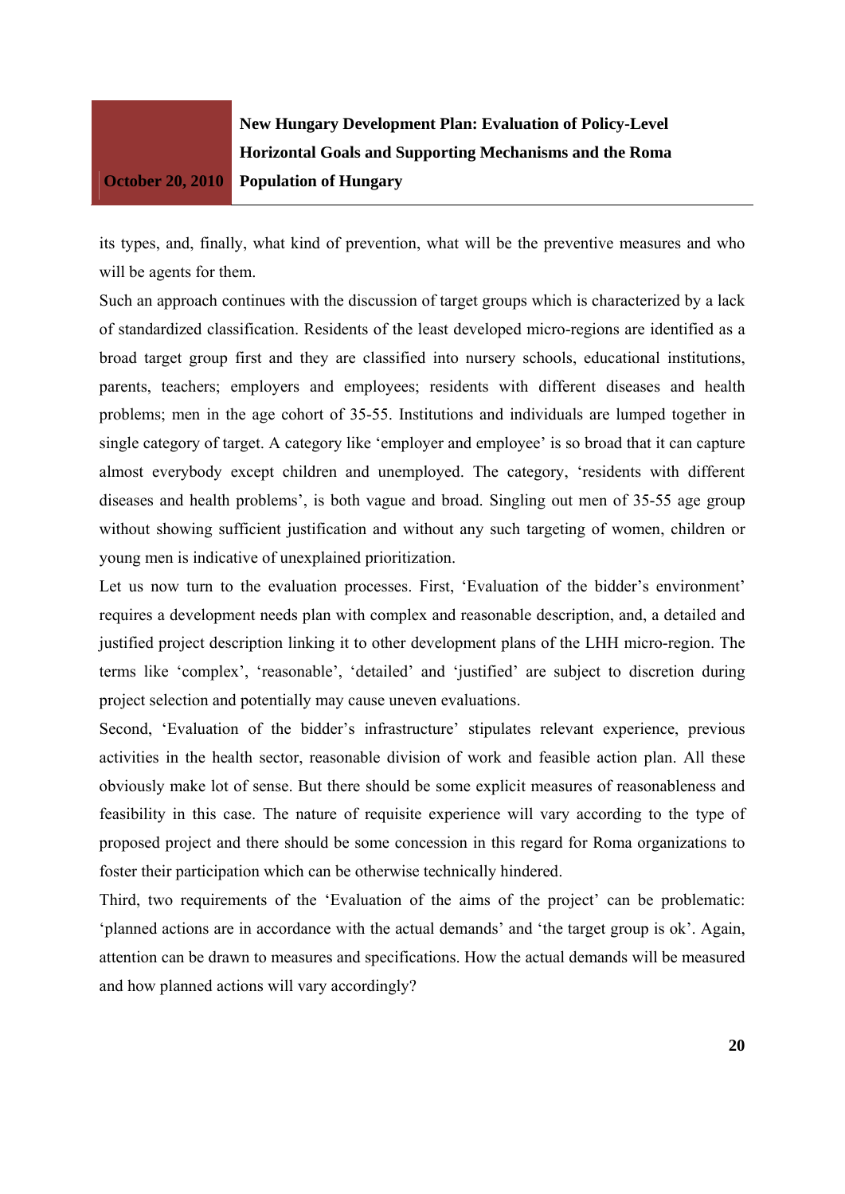its types, and, finally, what kind of prevention, what will be the preventive measures and who will be agents for them.

Such an approach continues with the discussion of target groups which is characterized by a lack of standardized classification. Residents of the least developed micro-regions are identified as a broad target group first and they are classified into nursery schools, educational institutions, parents, teachers; employers and employees; residents with different diseases and health problems; men in the age cohort of 35-55. Institutions and individuals are lumped together in single category of target. A category like 'employer and employee' is so broad that it can capture almost everybody except children and unemployed. The category, 'residents with different diseases and health problems', is both vague and broad. Singling out men of 35-55 age group without showing sufficient justification and without any such targeting of women, children or young men is indicative of unexplained prioritization.

Let us now turn to the evaluation processes. First, 'Evaluation of the bidder's environment' requires a development needs plan with complex and reasonable description, and, a detailed and justified project description linking it to other development plans of the LHH micro-region. The terms like 'complex', 'reasonable', 'detailed' and 'justified' are subject to discretion during project selection and potentially may cause uneven evaluations.

Second, 'Evaluation of the bidder's infrastructure' stipulates relevant experience, previous activities in the health sector, reasonable division of work and feasible action plan. All these obviously make lot of sense. But there should be some explicit measures of reasonableness and feasibility in this case. The nature of requisite experience will vary according to the type of proposed project and there should be some concession in this regard for Roma organizations to foster their participation which can be otherwise technically hindered.

Third, two requirements of the 'Evaluation of the aims of the project' can be problematic: 'planned actions are in accordance with the actual demands' and 'the target group is ok'. Again, attention can be drawn to measures and specifications. How the actual demands will be measured and how planned actions will vary accordingly?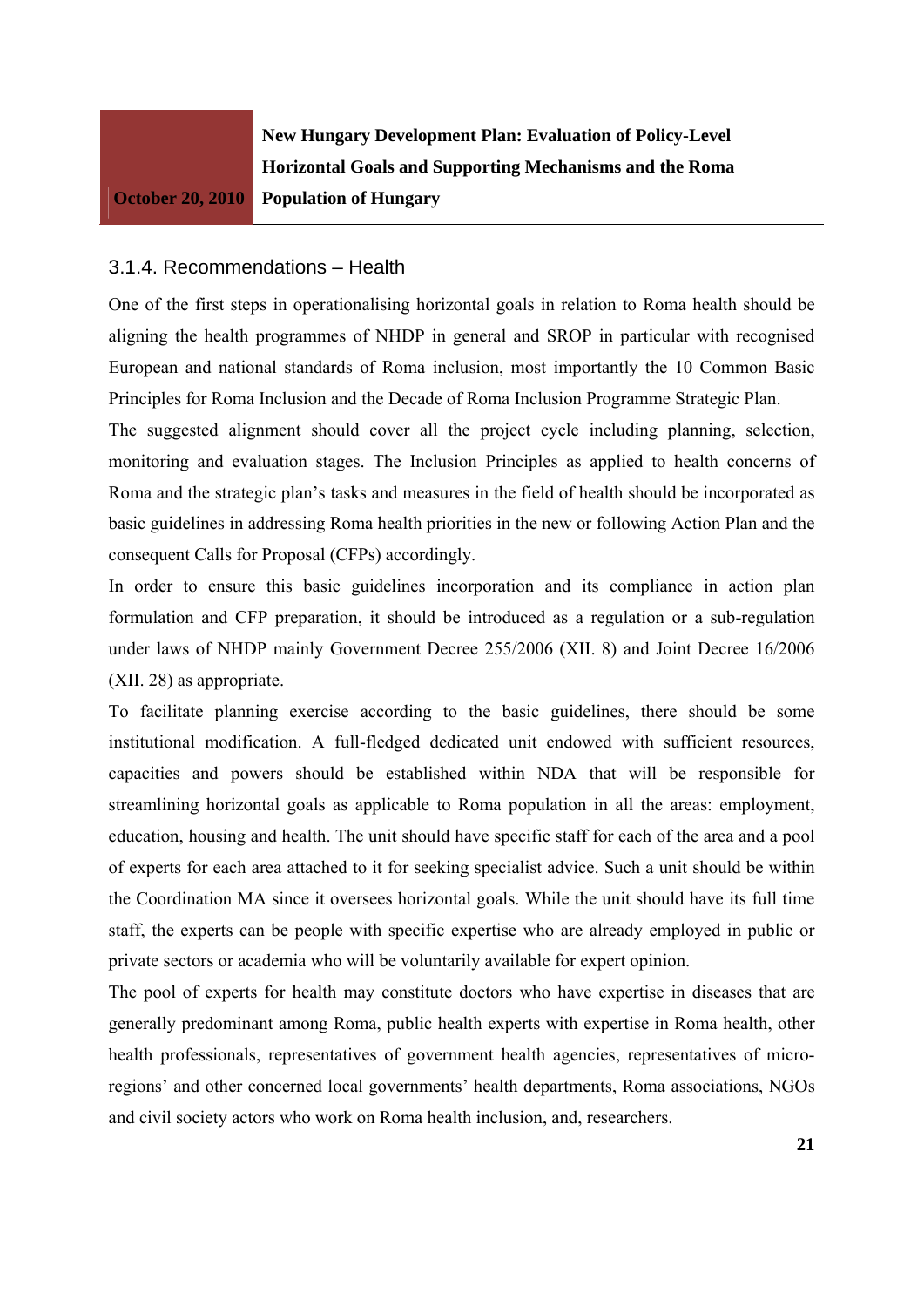### 3.1.4. Recommendations – Health

One of the first steps in operationalising horizontal goals in relation to Roma health should be aligning the health programmes of NHDP in general and SROP in particular with recognised European and national standards of Roma inclusion, most importantly the 10 Common Basic Principles for Roma Inclusion and the Decade of Roma Inclusion Programme Strategic Plan.

The suggested alignment should cover all the project cycle including planning, selection, monitoring and evaluation stages. The Inclusion Principles as applied to health concerns of Roma and the strategic plan's tasks and measures in the field of health should be incorporated as basic guidelines in addressing Roma health priorities in the new or following Action Plan and the consequent Calls for Proposal (CFPs) accordingly.

In order to ensure this basic guidelines incorporation and its compliance in action plan formulation and CFP preparation, it should be introduced as a regulation or a sub-regulation under laws of NHDP mainly Government Decree 255/2006 (XII. 8) and Joint Decree 16/2006 (XII. 28) as appropriate.

To facilitate planning exercise according to the basic guidelines, there should be some institutional modification. A full-fledged dedicated unit endowed with sufficient resources, capacities and powers should be established within NDA that will be responsible for streamlining horizontal goals as applicable to Roma population in all the areas: employment, education, housing and health. The unit should have specific staff for each of the area and a pool of experts for each area attached to it for seeking specialist advice. Such a unit should be within the Coordination MA since it oversees horizontal goals. While the unit should have its full time staff, the experts can be people with specific expertise who are already employed in public or private sectors or academia who will be voluntarily available for expert opinion.

The pool of experts for health may constitute doctors who have expertise in diseases that are generally predominant among Roma, public health experts with expertise in Roma health, other health professionals, representatives of government health agencies, representatives of micro-regions' and other concerned local governments' health departments, Roma associations, NGOs and civil society actors who work on Roma health inclusion, and, researchers.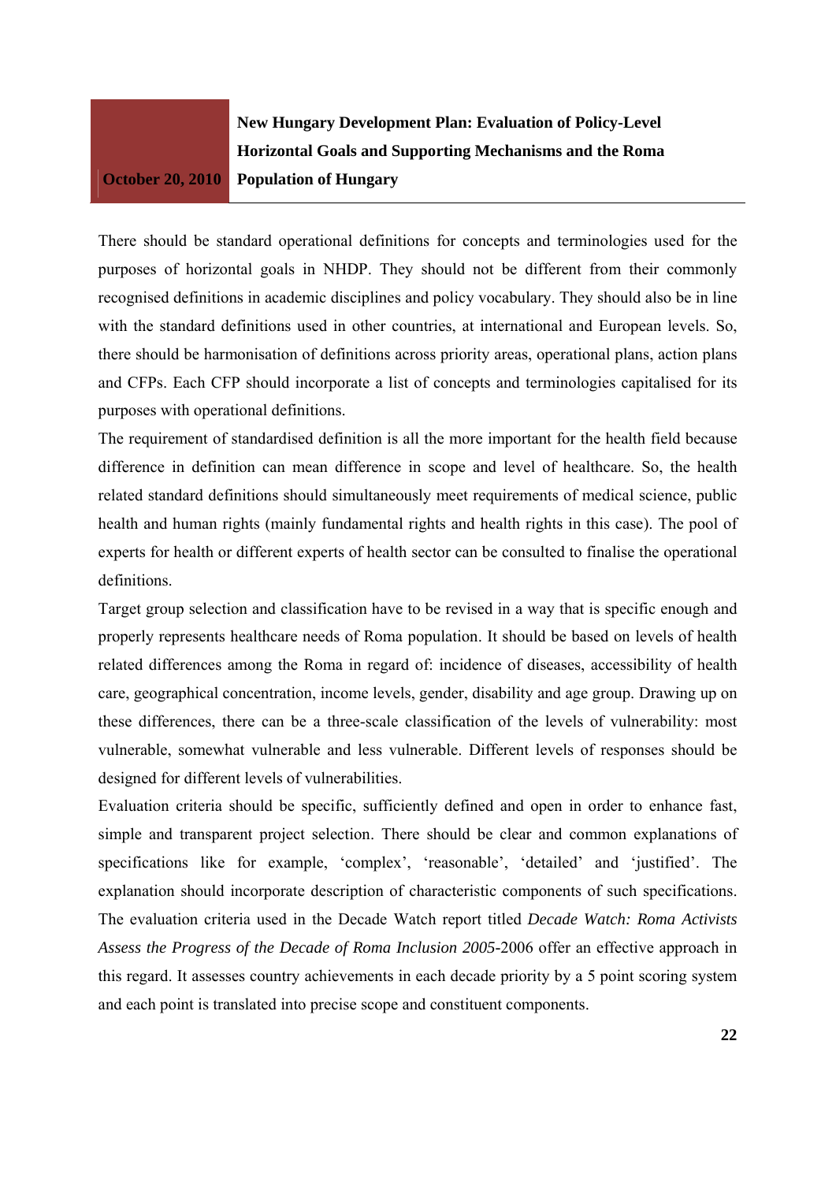There should be standard operational definitions for concepts and terminologies used for the purposes of horizontal goals in NHDP. They should not be different from their commonly recognised definitions in academic disciplines and policy vocabulary. They should also be in line with the standard definitions used in other countries, at international and European levels. So, there should be harmonisation of definitions across priority areas, operational plans, action plans and CFPs. Each CFP should incorporate a list of concepts and terminologies capitalised for its purposes with operational definitions.

The requirement of standardised definition is all the more important for the health field because difference in definition can mean difference in scope and level of healthcare. So, the health related standard definitions should simultaneously meet requirements of medical science, public health and human rights (mainly fundamental rights and health rights in this case). The pool of experts for health or different experts of health sector can be consulted to finalise the operational definitions.

Target group selection and classification have to be revised in a way that is specific enough and properly represents healthcare needs of Roma population. It should be based on levels of health related differences among the Roma in regard of: incidence of diseases, accessibility of health care, geographical concentration, income levels, gender, disability and age group. Drawing up on these differences, there can be a three-scale classification of the levels of vulnerability: most vulnerable, somewhat vulnerable and less vulnerable. Different levels of responses should be designed for different levels of vulnerabilities.

Evaluation criteria should be specific, sufficiently defined and open in order to enhance fast, simple and transparent project selection. There should be clear and common explanations of specifications like for example, 'complex', 'reasonable', 'detailed' and 'justified'. The explanation should incorporate description of characteristic components of such specifications. The evaluation criteria used in the Decade Watch report titled *Decade Watch: Roma Activists Assess the Progress of the Decade of Roma Inclusion 2005*-2006 offer an effective approach in this regard. It assesses country achievements in each decade priority by a 5 point scoring system and each point is translated into precise scope and constituent components.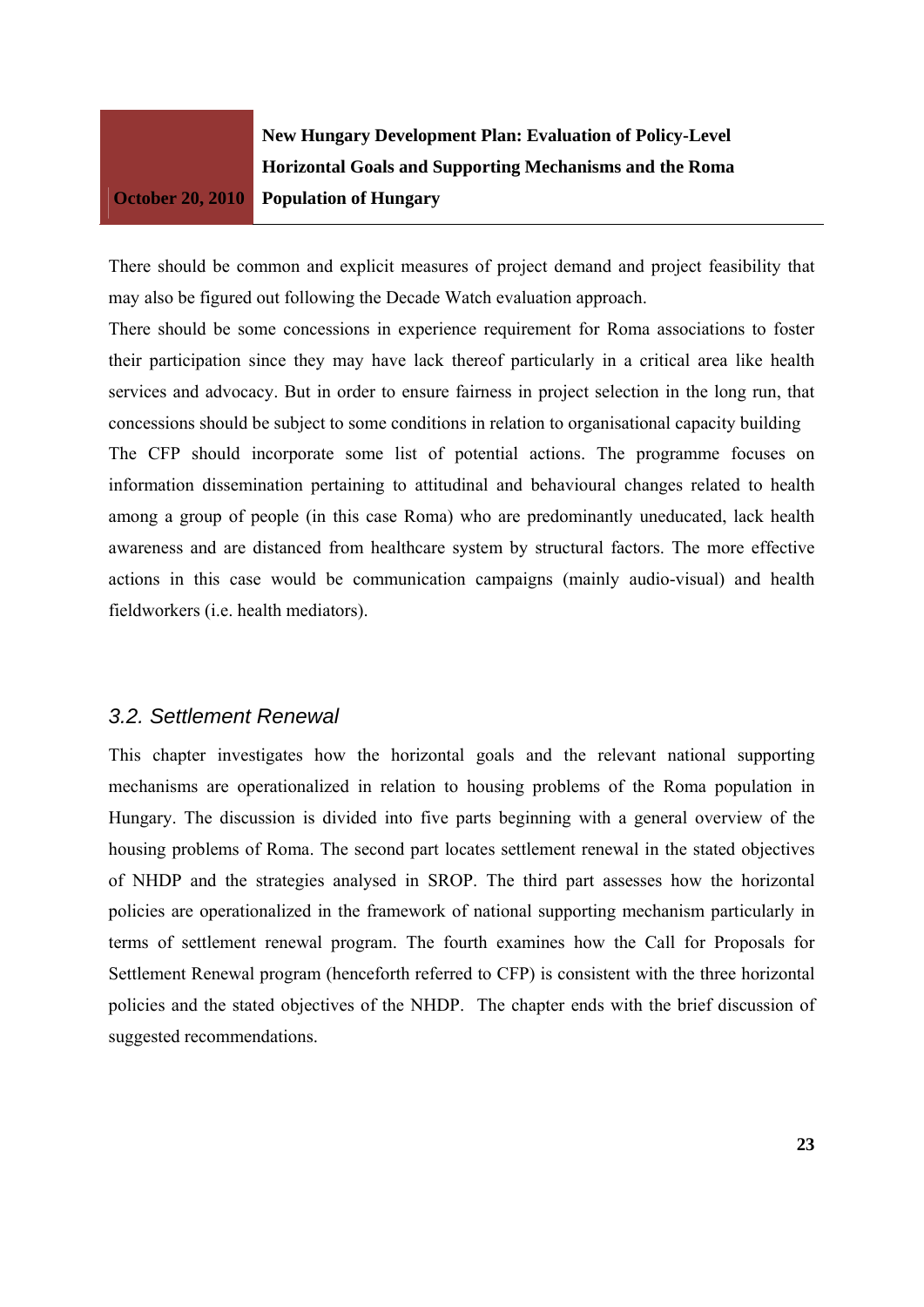There should be common and explicit measures of project demand and project feasibility that may also be figured out following the Decade Watch evaluation approach.

There should be some concessions in experience requirement for Roma associations to foster their participation since they may have lack thereof particularly in a critical area like health services and advocacy. But in order to ensure fairness in project selection in the long run, that concessions should be subject to some conditions in relation to organisational capacity building

The CFP should incorporate some list of potential actions. The programme focuses on information dissemination pertaining to attitudinal and behavioural changes related to health among a group of people (in this case Roma) who are predominantly uneducated, lack health awareness and are distanced from healthcare system by structural factors. The more effective actions in this case would be communication campaigns (mainly audio-visual) and health fieldworkers (i.e. health mediators).

### *3.2. Settlement Renewal*

This chapter investigates how the horizontal goals and the relevant national supporting mechanisms are operationalized in relation to housing problems of the Roma population in Hungary. The discussion is divided into five parts beginning with a general overview of the housing problems of Roma. The second part locates settlement renewal in the stated objectives of NHDP and the strategies analysed in SROP. The third part assesses how the horizontal policies are operationalized in the framework of national supporting mechanism particularly in terms of settlement renewal program. The fourth examines how the Call for Proposals for Settlement Renewal program (henceforth referred to CFP) is consistent with the three horizontal policies and the stated objectives of the NHDP. The chapter ends with the brief discussion of suggested recommendations.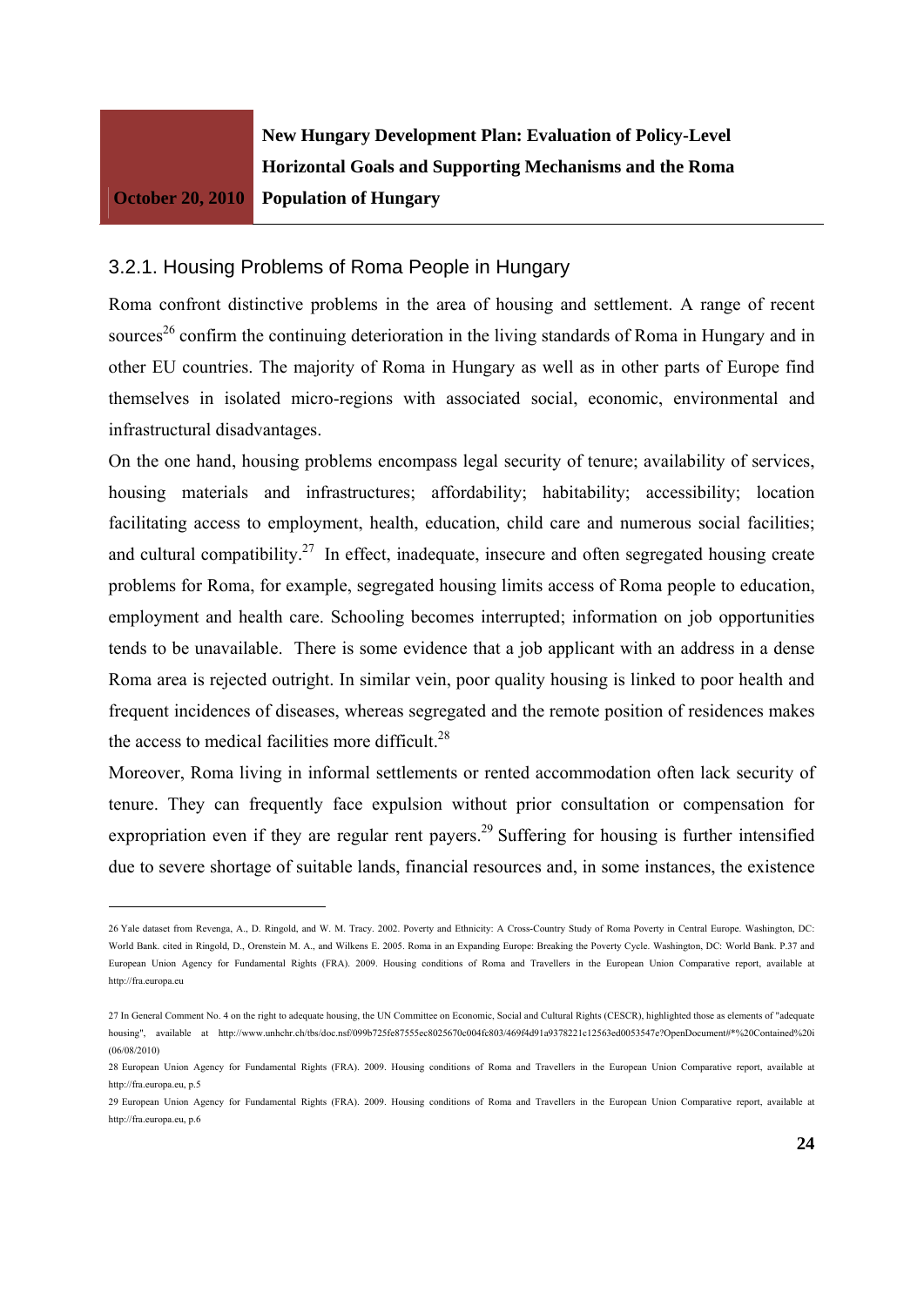### 3.2.1. Housing Problems of Roma People in Hungary

Roma confront distinctive problems in the area of housing and settlement. A range of recent sources[26] confirm the continuing deterioration in the living standards of Roma in Hungary and in other EU countries. The majority of Roma in Hungary as well as in other parts of Europe find themselves in isolated micro-regions with associated social, economic, environmental and infrastructural disadvantages.

On the one hand, housing problems encompass legal security of tenure; availability of services, housing materials and infrastructures; affordability; habitability; accessibility; location facilitating access to employment, health, education, child care and numerous social facilities; and cultural compatibility.[27] In effect, inadequate, insecure and often segregated housing create problems for Roma, for example, segregated housing limits access of Roma people to education, employment and health care. Schooling becomes interrupted; information on job opportunities tends to be unavailable. There is some evidence that a job applicant with an address in a dense Roma area is rejected outright. In similar vein, poor quality housing is linked to poor health and frequent incidences of diseases, whereas segregated and the remote position of residences makes the access to medical facilities more difficult.[28]

Moreover, Roma living in informal settlements or rented accommodation often lack security of tenure. They can frequently face expulsion without prior consultation or compensation for expropriation even if they are regular rent payers.[29] Suffering for housing is further intensified due to severe shortage of suitable lands, financial resources and, in some instances, the existence

---

26 Yale dataset from Revenga, A., D. Ringold, and W. M. Tracy. 2002. Poverty and Ethnicity: A Cross-Country Study of Roma Poverty in Central Europe. Washington, DC: World Bank. cited in Ringold, D., Orenstein M. A., and Wilkens E. 2005. Roma in an Expanding Europe: Breaking the Poverty Cycle. Washington, DC: World Bank. P.37 and European Union Agency for Fundamental Rights (FRA). 2009. Housing conditions of Roma and Travellers in the European Union Comparative report, available at http://fra.europa.eu

27 In General Comment No. 4 on the right to adequate housing, the UN Committee on Economic, Social and Cultural Rights (CESCR), highlighted those as elements of "adequate housing", available at http://www.unhchr.ch/tbs/doc.nsf/099b725fe87555ec8025670c004fc803/469f4d91a9378221c12563ed0053547e?OpenDocument#*%20Contained%20i (06/08/2010)

28 European Union Agency for Fundamental Rights (FRA). 2009. Housing conditions of Roma and Travellers in the European Union Comparative report, available at http://fra.europa.eu, p.5

29 European Union Agency for Fundamental Rights (FRA). 2009. Housing conditions of Roma and Travellers in the European Union Comparative report, available at http://fra.europa.eu, p.6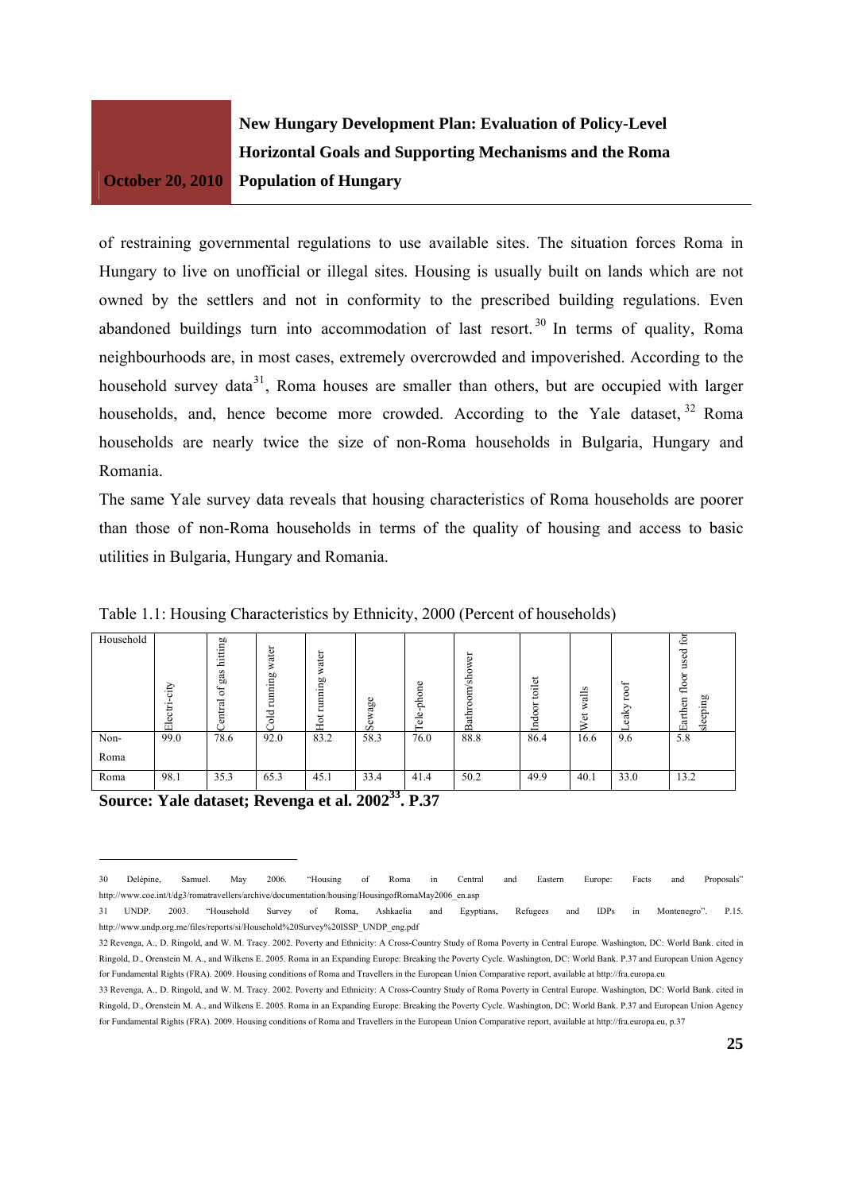of restraining governmental regulations to use available sites. The situation forces Roma in Hungary to live on unofficial or illegal sites. Housing is usually built on lands which are not owned by the settlers and not in conformity to the prescribed building regulations. Even abandoned buildings turn into accommodation of last resort.[30] In terms of quality, Roma neighbourhoods are, in most cases, extremely overcrowded and impoverished. According to the household survey data[31], Roma houses are smaller than others, but are occupied with larger households, and, hence become more crowded. According to the Yale dataset,[32] Roma households are nearly twice the size of non-Roma households in Bulgaria, Hungary and Romania.

The same Yale survey data reveals that housing characteristics of Roma households are poorer than those of non-Roma households in terms of the quality of housing and access to basic utilities in Bulgaria, Hungary and Romania.

Table 1.1: Housing Characteristics by Ethnicity, 2000 (Percent of households)

| Household | Electri-city | Central of gas hitting | Cold running water | Hot running water | Sewage | Tele-phone | Bathroom/shower | Indoor toilet | Wet walls | Leaky roof | Earthen floor used for sleeping |
|---|---|---|---|---|---|---|---|---|---|---|---|
| Non-Roma | 99.0 | 78.6 | 92.0 | 83.2 | 58.3 | 76.0 | 88.8 | 86.4 | 16.6 | 9.6 | 5.8 |
| Roma | 98.1 | 35.3 | 65.3 | 45.1 | 33.4 | 41.4 | 50.2 | 49.9 | 40.1 | 33.0 | 13.2 |

**Source: Yale dataset; Revenga et al. 2002[33]. P.37**

---

30 Delépine, Samuel. May 2006. "Housing of Roma in Central and Eastern Europe: Facts and Proposals" http://www.coe.int/t/dg3/romatravellers/archive/documentation/housing/HousingofRomaMay2006_en.asp

31 UNDP. 2003. "Household Survey of Roma, Ashkaelia and Egyptians, Refugees and IDPs in Montenegro". P.15. http://www.undp.org.me/files/reports/si/Household%20Survey%20ISSP_UNDP_eng.pdf

32 Revenga, A., D. Ringold, and W. M. Tracy. 2002. Poverty and Ethnicity: A Cross-Country Study of Roma Poverty in Central Europe. Washington, DC: World Bank. cited in Ringold, D., Orenstein M. A., and Wilkens E. 2005. Roma in an Expanding Europe: Breaking the Poverty Cycle. Washington, DC: World Bank. P.37 and European Union Agency for Fundamental Rights (FRA). 2009. Housing conditions of Roma and Travellers in the European Union Comparative report, available at http://fra.europa.eu

33 Revenga, A., D. Ringold, and W. M. Tracy. 2002. Poverty and Ethnicity: A Cross-Country Study of Roma Poverty in Central Europe. Washington, DC: World Bank. cited in Ringold, D., Orenstein M. A., and Wilkens E. 2005. Roma in an Expanding Europe: Breaking the Poverty Cycle. Washington, DC: World Bank. P.37 and European Union Agency for Fundamental Rights (FRA). 2009. Housing conditions of Roma and Travellers in the European Union Comparative report, available at http://fra.europa.eu, p.37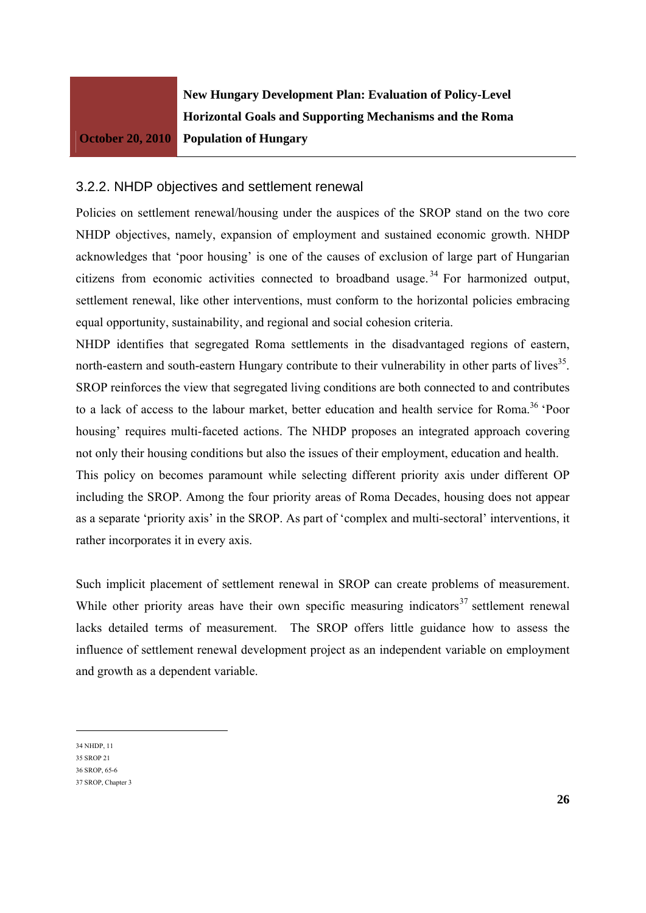### 3.2.2. NHDP objectives and settlement renewal

Policies on settlement renewal/housing under the auspices of the SROP stand on the two core NHDP objectives, namely, expansion of employment and sustained economic growth. NHDP acknowledges that 'poor housing' is one of the causes of exclusion of large part of Hungarian citizens from economic activities connected to broadband usage.[34] For harmonized output, settlement renewal, like other interventions, must conform to the horizontal policies embracing equal opportunity, sustainability, and regional and social cohesion criteria.

NHDP identifies that segregated Roma settlements in the disadvantaged regions of eastern, north-eastern and south-eastern Hungary contribute to their vulnerability in other parts of lives[35]. SROP reinforces the view that segregated living conditions are both connected to and contributes to a lack of access to the labour market, better education and health service for Roma.[36] 'Poor housing' requires multi-faceted actions. The NHDP proposes an integrated approach covering not only their housing conditions but also the issues of their employment, education and health.

This policy on becomes paramount while selecting different priority axis under different OP including the SROP. Among the four priority areas of Roma Decades, housing does not appear as a separate 'priority axis' in the SROP. As part of 'complex and multi-sectoral' interventions, it rather incorporates it in every axis.

Such implicit placement of settlement renewal in SROP can create problems of measurement. While other priority areas have their own specific measuring indicators[37] settlement renewal lacks detailed terms of measurement. The SROP offers little guidance how to assess the influence of settlement renewal development project as an independent variable on employment and growth as a dependent variable.

---

34 NHDP, 11

35 SROP 21

36 SROP, 65-6

37 SROP, Chapter 3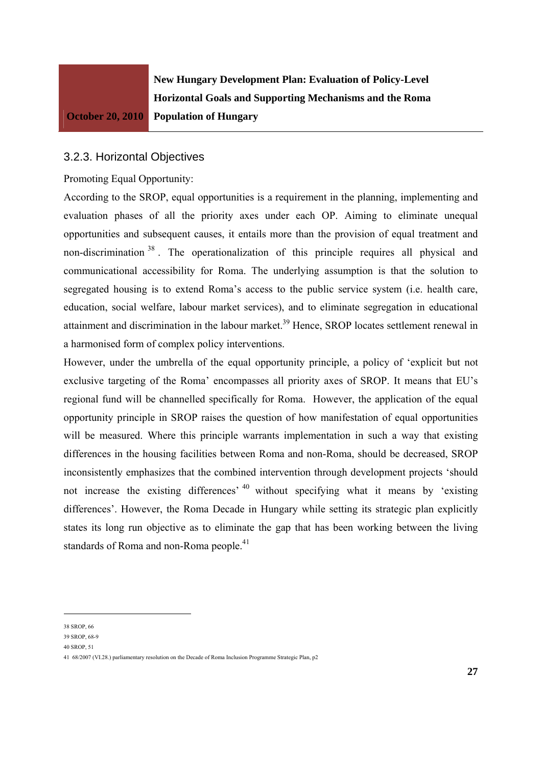### 3.2.3. Horizontal Objectives

Promoting Equal Opportunity:

According to the SROP, equal opportunities is a requirement in the planning, implementing and evaluation phases of all the priority axes under each OP. Aiming to eliminate unequal opportunities and subsequent causes, it entails more than the provision of equal treatment and non-discrimination [38]. The operationalization of this principle requires all physical and communicational accessibility for Roma. The underlying assumption is that the solution to segregated housing is to extend Roma's access to the public service system (i.e. health care, education, social welfare, labour market services), and to eliminate segregation in educational attainment and discrimination in the labour market.[39] Hence, SROP locates settlement renewal in a harmonised form of complex policy interventions.

However, under the umbrella of the equal opportunity principle, a policy of 'explicit but not exclusive targeting of the Roma' encompasses all priority axes of SROP. It means that EU's regional fund will be channelled specifically for Roma. However, the application of the equal opportunity principle in SROP raises the question of how manifestation of equal opportunities will be measured. Where this principle warrants implementation in such a way that existing differences in the housing facilities between Roma and non-Roma, should be decreased, SROP inconsistently emphasizes that the combined intervention through development projects 'should not increase the existing differences' [40] without specifying what it means by 'existing differences'. However, the Roma Decade in Hungary while setting its strategic plan explicitly states its long run objective as to eliminate the gap that has been working between the living standards of Roma and non-Roma people.[41]

---

38 SROP, 66

39 SROP, 68-9

40 SROP, 51

41 68/2007 (VI.28.) parliamentary resolution on the Decade of Roma Inclusion Programme Strategic Plan, p2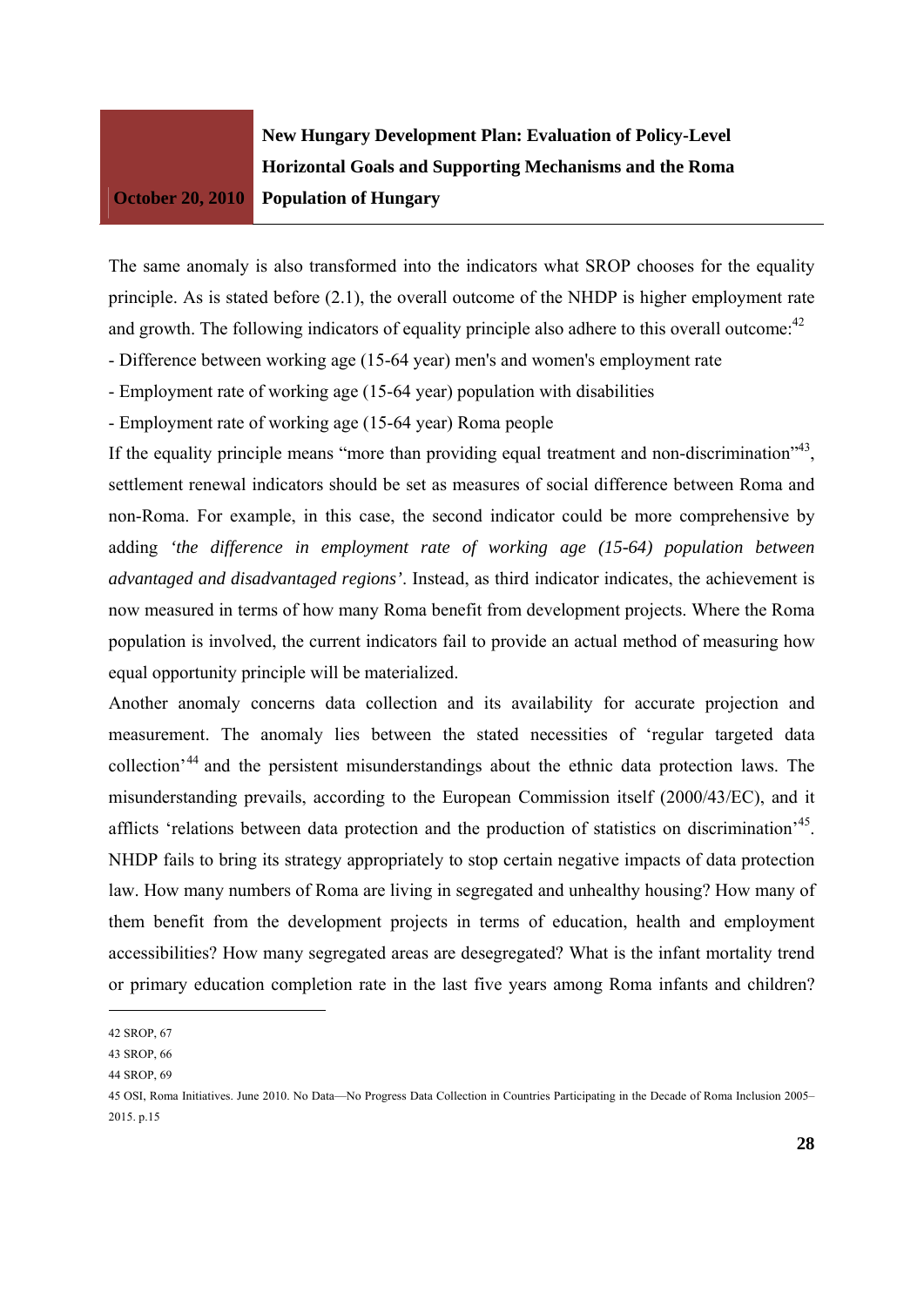The same anomaly is also transformed into the indicators what SROP chooses for the equality principle. As is stated before (2.1), the overall outcome of the NHDP is higher employment rate and growth. The following indicators of equality principle also adhere to this overall outcome:[42]

- Difference between working age (15-64 year) men's and women's employment rate
- Employment rate of working age (15-64 year) population with disabilities
- Employment rate of working age (15-64 year) Roma people

If the equality principle means "more than providing equal treatment and non-discrimination"[43], settlement renewal indicators should be set as measures of social difference between Roma and non-Roma. For example, in this case, the second indicator could be more comprehensive by adding *'the difference in employment rate of working age (15-64) population between advantaged and disadvantaged regions'*. Instead, as third indicator indicates, the achievement is now measured in terms of how many Roma benefit from development projects. Where the Roma population is involved, the current indicators fail to provide an actual method of measuring how equal opportunity principle will be materialized.

Another anomaly concerns data collection and its availability for accurate projection and measurement. The anomaly lies between the stated necessities of 'regular targeted data collection'[44] and the persistent misunderstandings about the ethnic data protection laws. The misunderstanding prevails, according to the European Commission itself (2000/43/EC), and it afflicts 'relations between data protection and the production of statistics on discrimination'[45]. NHDP fails to bring its strategy appropriately to stop certain negative impacts of data protection law. How many numbers of Roma are living in segregated and unhealthy housing? How many of them benefit from the development projects in terms of education, health and employment accessibilities? How many segregated areas are desegregated? What is the infant mortality trend or primary education completion rate in the last five years among Roma infants and children?

---

42 SROP, 67

43 SROP, 66

44 SROP, 69

45 OSI, Roma Initiatives. June 2010. No Data—No Progress Data Collection in Countries Participating in the Decade of Roma Inclusion 2005–2015. p.15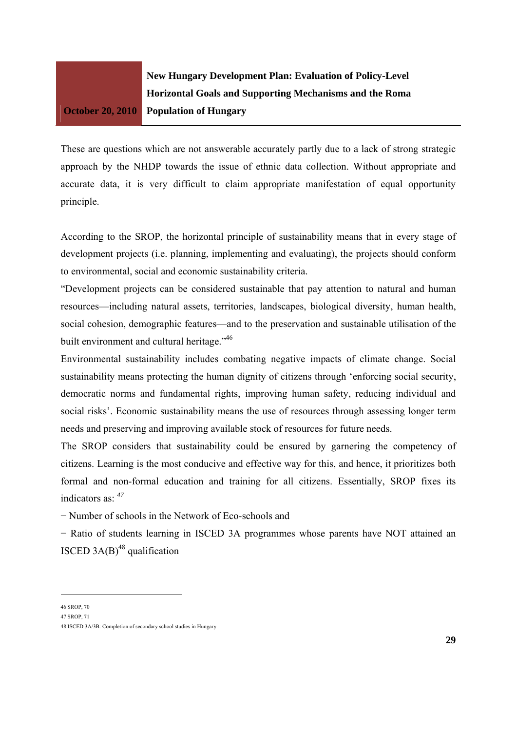These are questions which are not answerable accurately partly due to a lack of strong strategic approach by the NHDP towards the issue of ethnic data collection. Without appropriate and accurate data, it is very difficult to claim appropriate manifestation of equal opportunity principle.

According to the SROP, the horizontal principle of sustainability means that in every stage of development projects (i.e. planning, implementing and evaluating), the projects should conform to environmental, social and economic sustainability criteria.

"Development projects can be considered sustainable that pay attention to natural and human resources—including natural assets, territories, landscapes, biological diversity, human health, social cohesion, demographic features—and to the preservation and sustainable utilisation of the built environment and cultural heritage."[46]

Environmental sustainability includes combating negative impacts of climate change. Social sustainability means protecting the human dignity of citizens through 'enforcing social security, democratic norms and fundamental rights, improving human safety, reducing individual and social risks'. Economic sustainability means the use of resources through assessing longer term needs and preserving and improving available stock of resources for future needs.

The SROP considers that sustainability could be ensured by garnering the competency of citizens. Learning is the most conducive and effective way for this, and hence, it prioritizes both formal and non-formal education and training for all citizens. Essentially, SROP fixes its indicators as: [47]

− Number of schools in the Network of Eco-schools and

− Ratio of students learning in ISCED 3A programmes whose parents have NOT attained an ISCED 3A(B)[48] qualification

---

46 SROP, 70

47 SROP, 71

48 ISCED 3A/3B: Completion of secondary school studies in Hungary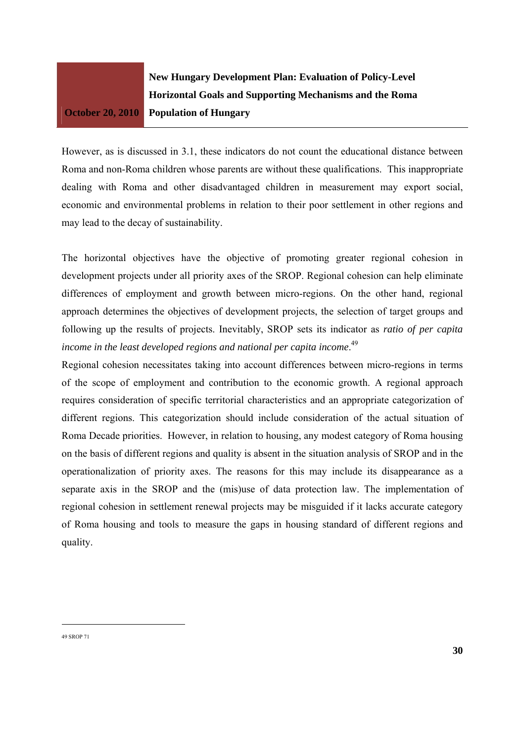However, as is discussed in 3.1, these indicators do not count the educational distance between Roma and non-Roma children whose parents are without these qualifications. This inappropriate dealing with Roma and other disadvantaged children in measurement may export social, economic and environmental problems in relation to their poor settlement in other regions and may lead to the decay of sustainability.

The horizontal objectives have the objective of promoting greater regional cohesion in development projects under all priority axes of the SROP. Regional cohesion can help eliminate differences of employment and growth between micro-regions. On the other hand, regional approach determines the objectives of development projects, the selection of target groups and following up the results of projects. Inevitably, SROP sets its indicator as *ratio of per capita income in the least developed regions and national per capita income*.[49]

Regional cohesion necessitates taking into account differences between micro-regions in terms of the scope of employment and contribution to the economic growth. A regional approach requires consideration of specific territorial characteristics and an appropriate categorization of different regions. This categorization should include consideration of the actual situation of Roma Decade priorities. However, in relation to housing, any modest category of Roma housing on the basis of different regions and quality is absent in the situation analysis of SROP and in the operationalization of priority axes. The reasons for this may include its disappearance as a separate axis in the SROP and the (mis)use of data protection law. The implementation of regional cohesion in settlement renewal projects may be misguided if it lacks accurate category of Roma housing and tools to measure the gaps in housing standard of different regions and quality.

---

49 SROP 71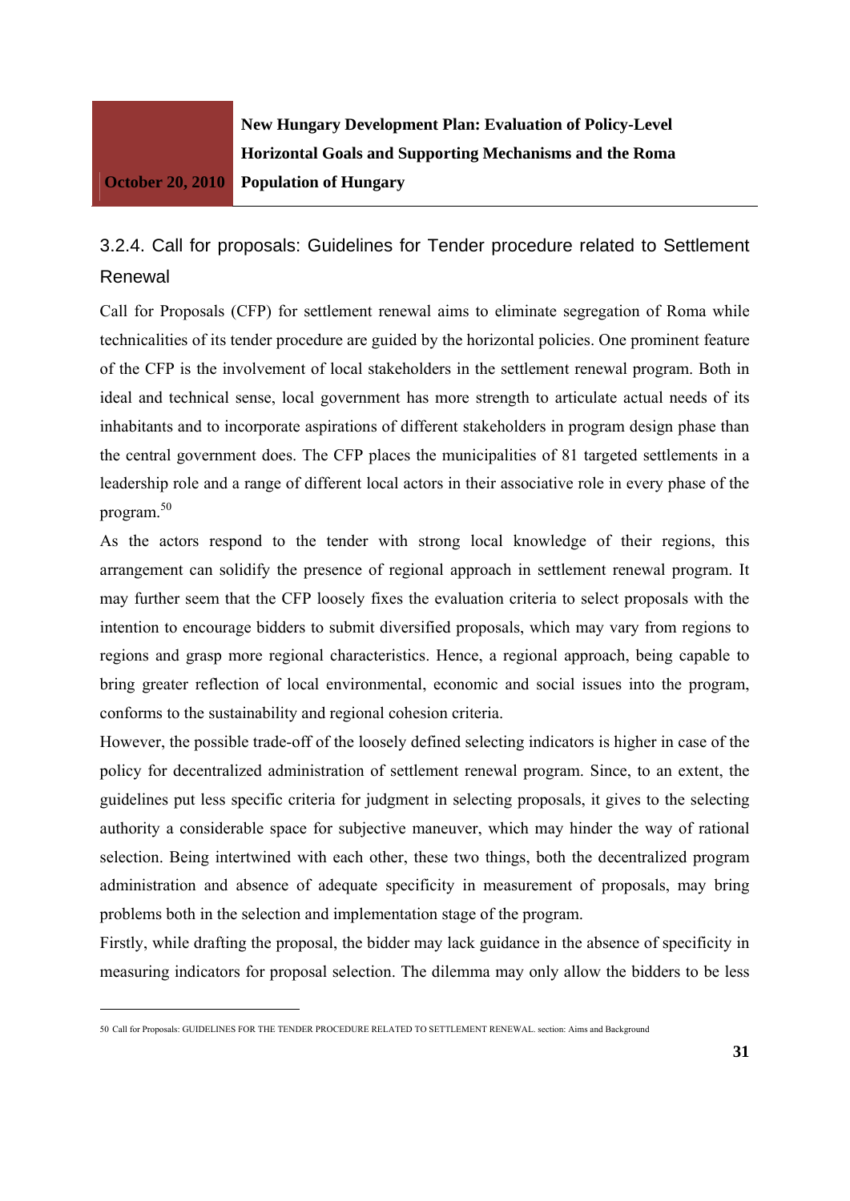### 3.2.4. Call for proposals: Guidelines for Tender procedure related to Settlement Renewal

Call for Proposals (CFP) for settlement renewal aims to eliminate segregation of Roma while technicalities of its tender procedure are guided by the horizontal policies. One prominent feature of the CFP is the involvement of local stakeholders in the settlement renewal program. Both in ideal and technical sense, local government has more strength to articulate actual needs of its inhabitants and to incorporate aspirations of different stakeholders in program design phase than the central government does. The CFP places the municipalities of 81 targeted settlements in a leadership role and a range of different local actors in their associative role in every phase of the program.[50]

As the actors respond to the tender with strong local knowledge of their regions, this arrangement can solidify the presence of regional approach in settlement renewal program. It may further seem that the CFP loosely fixes the evaluation criteria to select proposals with the intention to encourage bidders to submit diversified proposals, which may vary from regions to regions and grasp more regional characteristics. Hence, a regional approach, being capable to bring greater reflection of local environmental, economic and social issues into the program, conforms to the sustainability and regional cohesion criteria.

However, the possible trade-off of the loosely defined selecting indicators is higher in case of the policy for decentralized administration of settlement renewal program. Since, to an extent, the guidelines put less specific criteria for judgment in selecting proposals, it gives to the selecting authority a considerable space for subjective maneuver, which may hinder the way of rational selection. Being intertwined with each other, these two things, both the decentralized program administration and absence of adequate specificity in measurement of proposals, may bring problems both in the selection and implementation stage of the program.

Firstly, while drafting the proposal, the bidder may lack guidance in the absence of specificity in measuring indicators for proposal selection. The dilemma may only allow the bidders to be less

---

50 Call for Proposals: GUIDELINES FOR THE TENDER PROCEDURE RELATED TO SETTLEMENT RENEWAL. section: Aims and Background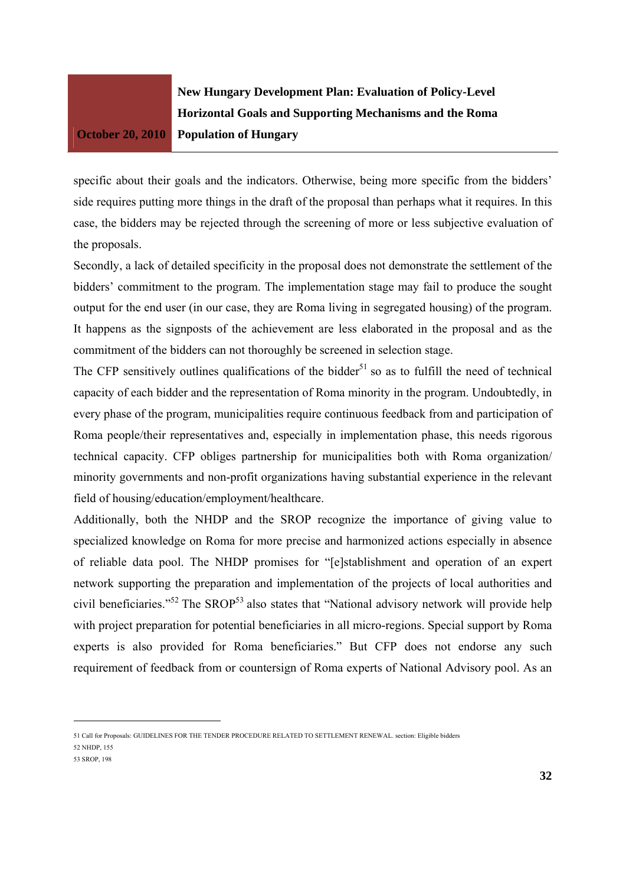specific about their goals and the indicators. Otherwise, being more specific from the bidders' side requires putting more things in the draft of the proposal than perhaps what it requires. In this case, the bidders may be rejected through the screening of more or less subjective evaluation of the proposals.

Secondly, a lack of detailed specificity in the proposal does not demonstrate the settlement of the bidders' commitment to the program. The implementation stage may fail to produce the sought output for the end user (in our case, they are Roma living in segregated housing) of the program. It happens as the signposts of the achievement are less elaborated in the proposal and as the commitment of the bidders can not thoroughly be screened in selection stage.

The CFP sensitively outlines qualifications of the bidder[51] so as to fulfill the need of technical capacity of each bidder and the representation of Roma minority in the program. Undoubtedly, in every phase of the program, municipalities require continuous feedback from and participation of Roma people/their representatives and, especially in implementation phase, this needs rigorous technical capacity. CFP obliges partnership for municipalities both with Roma organization/ minority governments and non-profit organizations having substantial experience in the relevant field of housing/education/employment/healthcare.

Additionally, both the NHDP and the SROP recognize the importance of giving value to specialized knowledge on Roma for more precise and harmonized actions especially in absence of reliable data pool. The NHDP promises for "[e]stablishment and operation of an expert network supporting the preparation and implementation of the projects of local authorities and civil beneficiaries."[52] The SROP[53] also states that "National advisory network will provide help with project preparation for potential beneficiaries in all micro-regions. Special support by Roma experts is also provided for Roma beneficiaries." But CFP does not endorse any such requirement of feedback from or countersign of Roma experts of National Advisory pool. As an

---

51 Call for Proposals: GUIDELINES FOR THE TENDER PROCEDURE RELATED TO SETTLEMENT RENEWAL. section: Eligible bidders

52 NHDP, 155

53 SROP, 198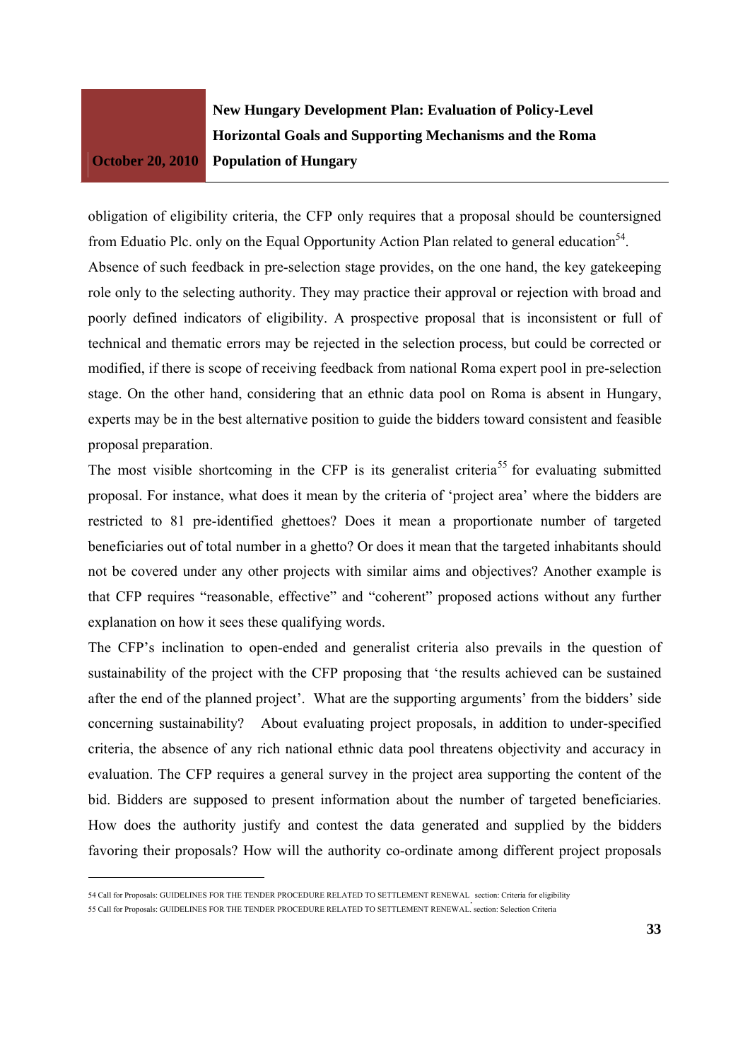obligation of eligibility criteria, the CFP only requires that a proposal should be countersigned from Eduatio Plc. only on the Equal Opportunity Action Plan related to general education[54].

Absence of such feedback in pre-selection stage provides, on the one hand, the key gatekeeping role only to the selecting authority. They may practice their approval or rejection with broad and poorly defined indicators of eligibility. A prospective proposal that is inconsistent or full of technical and thematic errors may be rejected in the selection process, but could be corrected or modified, if there is scope of receiving feedback from national Roma expert pool in pre-selection stage. On the other hand, considering that an ethnic data pool on Roma is absent in Hungary, experts may be in the best alternative position to guide the bidders toward consistent and feasible proposal preparation.

The most visible shortcoming in the CFP is its generalist criteria[55] for evaluating submitted proposal. For instance, what does it mean by the criteria of 'project area' where the bidders are restricted to 81 pre-identified ghettoes? Does it mean a proportionate number of targeted beneficiaries out of total number in a ghetto? Or does it mean that the targeted inhabitants should not be covered under any other projects with similar aims and objectives? Another example is that CFP requires "reasonable, effective" and "coherent" proposed actions without any further explanation on how it sees these qualifying words.

The CFP's inclination to open-ended and generalist criteria also prevails in the question of sustainability of the project with the CFP proposing that 'the results achieved can be sustained after the end of the planned project'. What are the supporting arguments' from the bidders' side concerning sustainability? About evaluating project proposals, in addition to under-specified criteria, the absence of any rich national ethnic data pool threatens objectivity and accuracy in evaluation. The CFP requires a general survey in the project area supporting the content of the bid. Bidders are supposed to present information about the number of targeted beneficiaries. How does the authority justify and contest the data generated and supplied by the bidders favoring their proposals? How will the authority co-ordinate among different project proposals

---

54 Call for Proposals: GUIDELINES FOR THE TENDER PROCEDURE RELATED TO SETTLEMENT RENEWAL section: Criteria for eligibility

55 Call for Proposals: GUIDELINES FOR THE TENDER PROCEDURE RELATED TO SETTLEMENT RENEWAL. section: Selection Criteria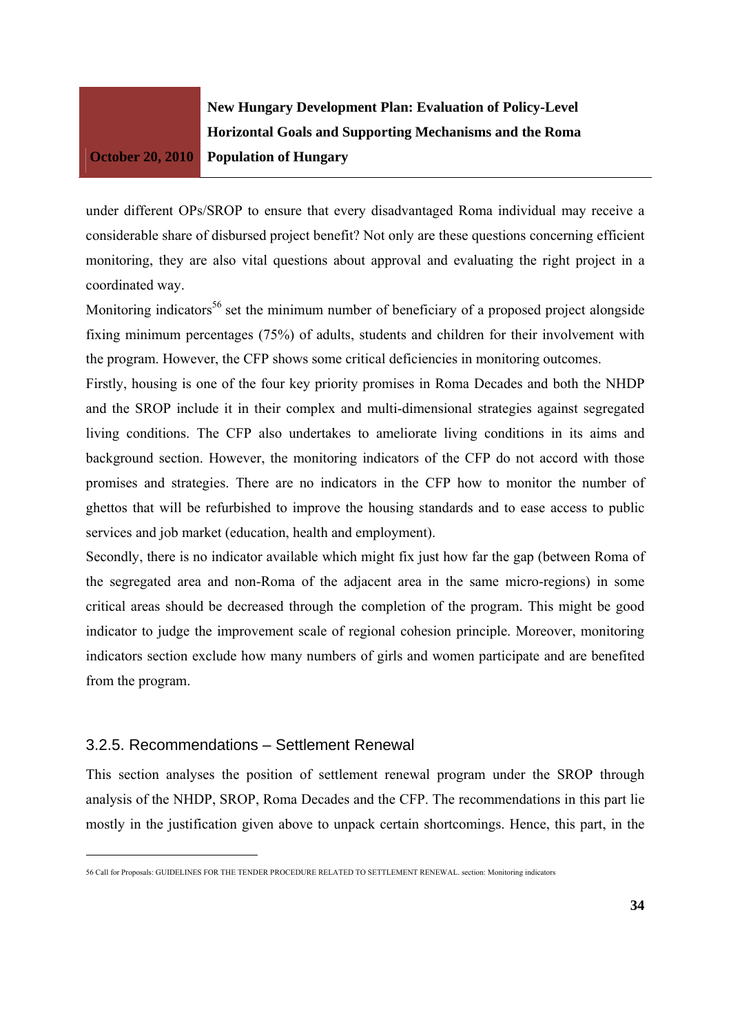under different OPs/SROP to ensure that every disadvantaged Roma individual may receive a considerable share of disbursed project benefit? Not only are these questions concerning efficient monitoring, they are also vital questions about approval and evaluating the right project in a coordinated way.

Monitoring indicators[56] set the minimum number of beneficiary of a proposed project alongside fixing minimum percentages (75%) of adults, students and children for their involvement with the program. However, the CFP shows some critical deficiencies in monitoring outcomes.

Firstly, housing is one of the four key priority promises in Roma Decades and both the NHDP and the SROP include it in their complex and multi-dimensional strategies against segregated living conditions. The CFP also undertakes to ameliorate living conditions in its aims and background section. However, the monitoring indicators of the CFP do not accord with those promises and strategies. There are no indicators in the CFP how to monitor the number of ghettos that will be refurbished to improve the housing standards and to ease access to public services and job market (education, health and employment).

Secondly, there is no indicator available which might fix just how far the gap (between Roma of the segregated area and non-Roma of the adjacent area in the same micro-regions) in some critical areas should be decreased through the completion of the program. This might be good indicator to judge the improvement scale of regional cohesion principle. Moreover, monitoring indicators section exclude how many numbers of girls and women participate and are benefited from the program.

### 3.2.5. Recommendations – Settlement Renewal

This section analyses the position of settlement renewal program under the SROP through analysis of the NHDP, SROP, Roma Decades and the CFP. The recommendations in this part lie mostly in the justification given above to unpack certain shortcomings. Hence, this part, in the

---

56 Call for Proposals: GUIDELINES FOR THE TENDER PROCEDURE RELATED TO SETTLEMENT RENEWAL. section: Monitoring indicators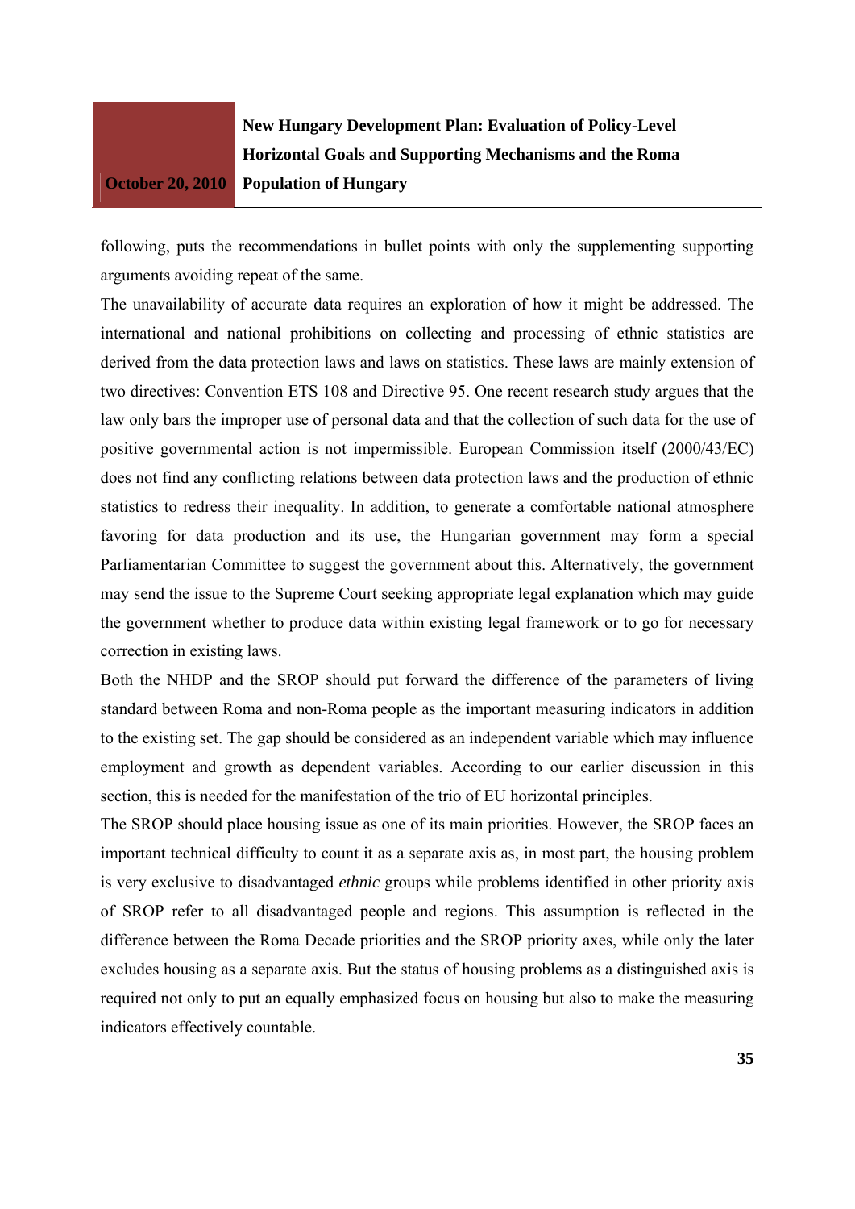following, puts the recommendations in bullet points with only the supplementing supporting arguments avoiding repeat of the same.

The unavailability of accurate data requires an exploration of how it might be addressed. The international and national prohibitions on collecting and processing of ethnic statistics are derived from the data protection laws and laws on statistics. These laws are mainly extension of two directives: Convention ETS 108 and Directive 95. One recent research study argues that the law only bars the improper use of personal data and that the collection of such data for the use of positive governmental action is not impermissible. European Commission itself (2000/43/EC) does not find any conflicting relations between data protection laws and the production of ethnic statistics to redress their inequality. In addition, to generate a comfortable national atmosphere favoring for data production and its use, the Hungarian government may form a special Parliamentarian Committee to suggest the government about this. Alternatively, the government may send the issue to the Supreme Court seeking appropriate legal explanation which may guide the government whether to produce data within existing legal framework or to go for necessary correction in existing laws.

Both the NHDP and the SROP should put forward the difference of the parameters of living standard between Roma and non-Roma people as the important measuring indicators in addition to the existing set. The gap should be considered as an independent variable which may influence employment and growth as dependent variables. According to our earlier discussion in this section, this is needed for the manifestation of the trio of EU horizontal principles.

The SROP should place housing issue as one of its main priorities. However, the SROP faces an important technical difficulty to count it as a separate axis as, in most part, the housing problem is very exclusive to disadvantaged *ethnic* groups while problems identified in other priority axis of SROP refer to all disadvantaged people and regions. This assumption is reflected in the difference between the Roma Decade priorities and the SROP priority axes, while only the later excludes housing as a separate axis. But the status of housing problems as a distinguished axis is required not only to put an equally emphasized focus on housing but also to make the measuring indicators effectively countable.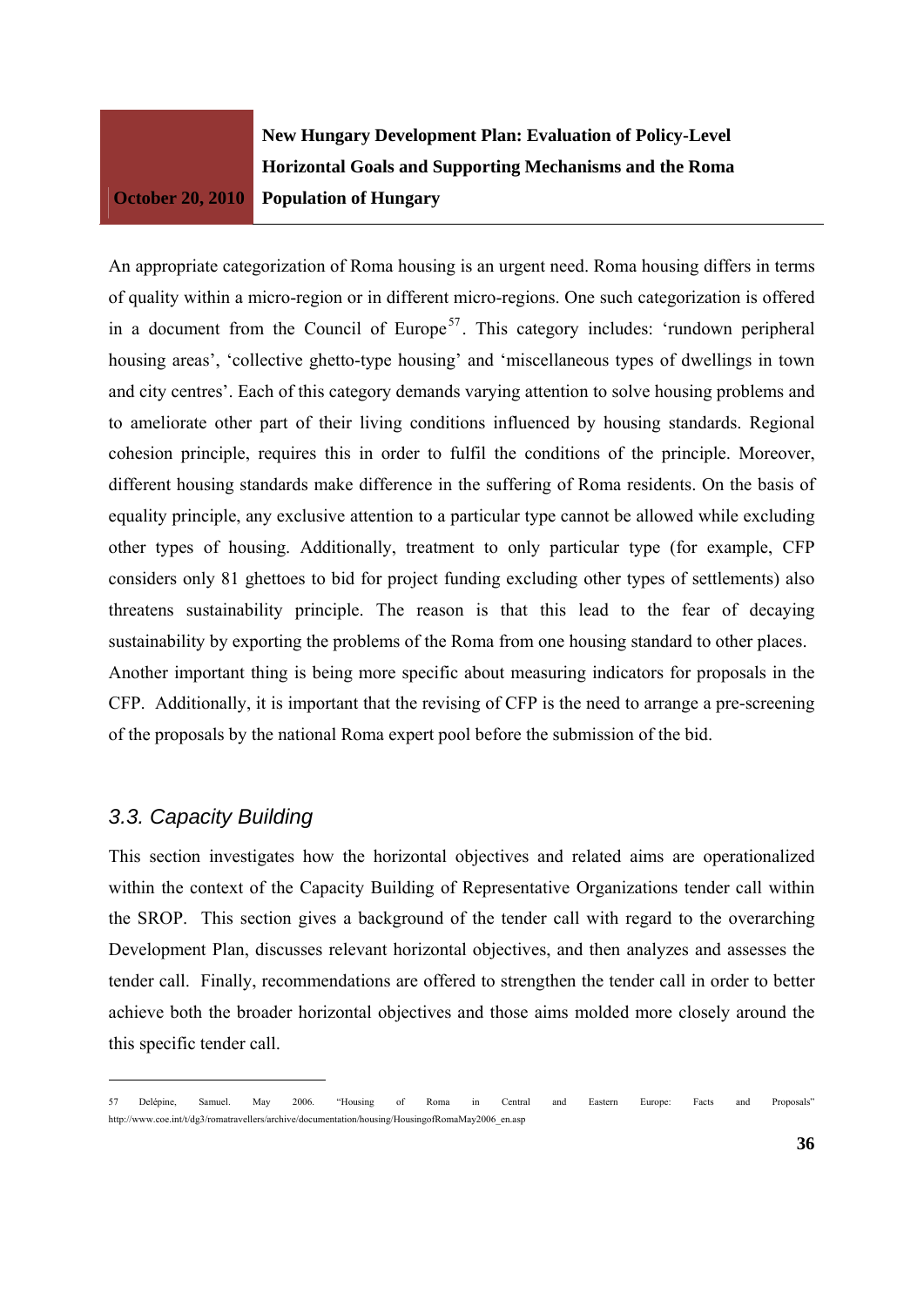An appropriate categorization of Roma housing is an urgent need. Roma housing differs in terms of quality within a micro-region or in different micro-regions. One such categorization is offered in a document from the Council of Europe[57]. This category includes: 'rundown peripheral housing areas', 'collective ghetto-type housing' and 'miscellaneous types of dwellings in town and city centres'. Each of this category demands varying attention to solve housing problems and to ameliorate other part of their living conditions influenced by housing standards. Regional cohesion principle, requires this in order to fulfil the conditions of the principle. Moreover, different housing standards make difference in the suffering of Roma residents. On the basis of equality principle, any exclusive attention to a particular type cannot be allowed while excluding other types of housing. Additionally, treatment to only particular type (for example, CFP considers only 81 ghettoes to bid for project funding excluding other types of settlements) also threatens sustainability principle. The reason is that this lead to the fear of decaying sustainability by exporting the problems of the Roma from one housing standard to other places.

Another important thing is being more specific about measuring indicators for proposals in the CFP. Additionally, it is important that the revising of CFP is the need to arrange a pre-screening of the proposals by the national Roma expert pool before the submission of the bid.

## *3.3. Capacity Building*

This section investigates how the horizontal objectives and related aims are operationalized within the context of the Capacity Building of Representative Organizations tender call within the SROP. This section gives a background of the tender call with regard to the overarching Development Plan, discusses relevant horizontal objectives, and then analyzes and assesses the tender call. Finally, recommendations are offered to strengthen the tender call in order to better achieve both the broader horizontal objectives and those aims molded more closely around the this specific tender call.

---

[57] Delépine, Samuel. May 2006. "Housing of Roma in Central and Eastern Europe: Facts and Proposals" http://www.coe.int/t/dg3/romatravellers/archive/documentation/housing/HousingofRomaMay2006_en.asp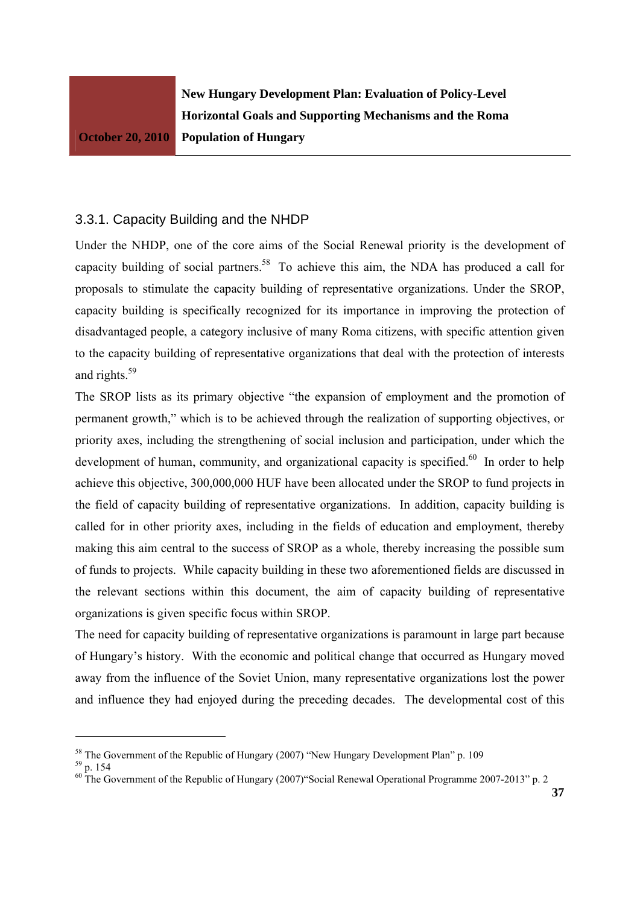### 3.3.1. Capacity Building and the NHDP

Under the NHDP, one of the core aims of the Social Renewal priority is the development of capacity building of social partners.[58] To achieve this aim, the NDA has produced a call for proposals to stimulate the capacity building of representative organizations. Under the SROP, capacity building is specifically recognized for its importance in improving the protection of disadvantaged people, a category inclusive of many Roma citizens, with specific attention given to the capacity building of representative organizations that deal with the protection of interests and rights.[59]

The SROP lists as its primary objective "the expansion of employment and the promotion of permanent growth," which is to be achieved through the realization of supporting objectives, or priority axes, including the strengthening of social inclusion and participation, under which the development of human, community, and organizational capacity is specified.[60] In order to help achieve this objective, 300,000,000 HUF have been allocated under the SROP to fund projects in the field of capacity building of representative organizations. In addition, capacity building is called for in other priority axes, including in the fields of education and employment, thereby making this aim central to the success of SROP as a whole, thereby increasing the possible sum of funds to projects. While capacity building in these two aforementioned fields are discussed in the relevant sections within this document, the aim of capacity building of representative organizations is given specific focus within SROP.

The need for capacity building of representative organizations is paramount in large part because of Hungary's history. With the economic and political change that occurred as Hungary moved away from the influence of the Soviet Union, many representative organizations lost the power and influence they had enjoyed during the preceding decades. The developmental cost of this

---

[58] The Government of the Republic of Hungary (2007) "New Hungary Development Plan" p. 109

[59] p. 154

[60] The Government of the Republic of Hungary (2007)"Social Renewal Operational Programme 2007-2013" p. 2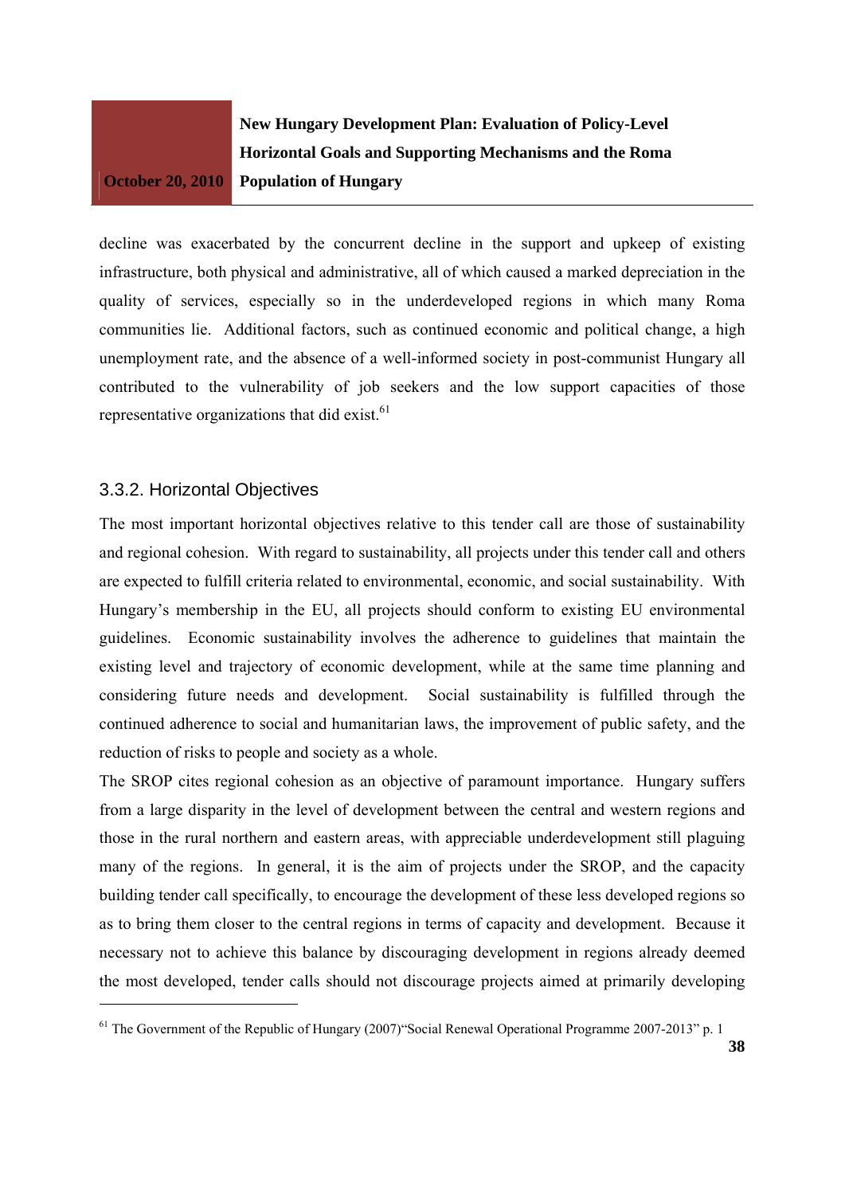decline was exacerbated by the concurrent decline in the support and upkeep of existing infrastructure, both physical and administrative, all of which caused a marked depreciation in the quality of services, especially so in the underdeveloped regions in which many Roma communities lie. Additional factors, such as continued economic and political change, a high unemployment rate, and the absence of a well-informed society in post-communist Hungary all contributed to the vulnerability of job seekers and the low support capacities of those representative organizations that did exist.[61]

### 3.3.2. Horizontal Objectives

The most important horizontal objectives relative to this tender call are those of sustainability and regional cohesion. With regard to sustainability, all projects under this tender call and others are expected to fulfill criteria related to environmental, economic, and social sustainability. With Hungary's membership in the EU, all projects should conform to existing EU environmental guidelines. Economic sustainability involves the adherence to guidelines that maintain the existing level and trajectory of economic development, while at the same time planning and considering future needs and development. Social sustainability is fulfilled through the continued adherence to social and humanitarian laws, the improvement of public safety, and the reduction of risks to people and society as a whole.

The SROP cites regional cohesion as an objective of paramount importance. Hungary suffers from a large disparity in the level of development between the central and western regions and those in the rural northern and eastern areas, with appreciable underdevelopment still plaguing many of the regions. In general, it is the aim of projects under the SROP, and the capacity building tender call specifically, to encourage the development of these less developed regions so as to bring them closer to the central regions in terms of capacity and development. Because it necessary not to achieve this balance by discouraging development in regions already deemed the most developed, tender calls should not discourage projects aimed at primarily developing

---

[61] The Government of the Republic of Hungary (2007)"Social Renewal Operational Programme 2007-2013" p. 1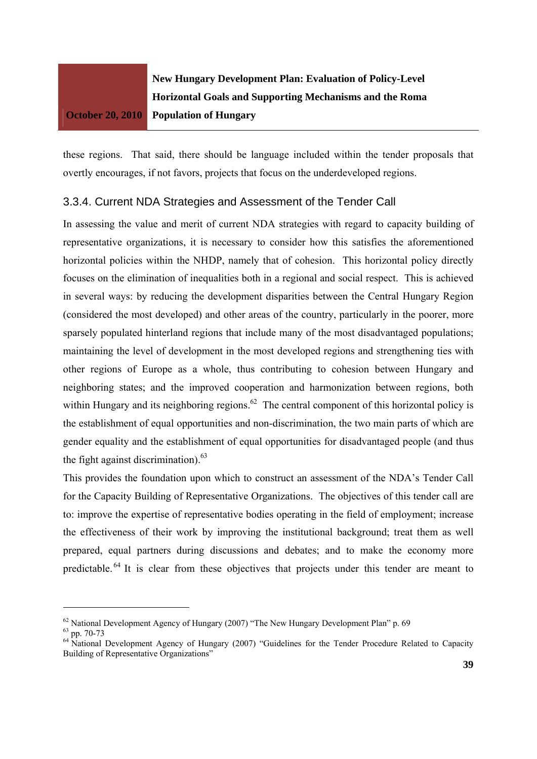these regions. That said, there should be language included within the tender proposals that overtly encourages, if not favors, projects that focus on the underdeveloped regions.

### 3.3.4. Current NDA Strategies and Assessment of the Tender Call

In assessing the value and merit of current NDA strategies with regard to capacity building of representative organizations, it is necessary to consider how this satisfies the aforementioned horizontal policies within the NHDP, namely that of cohesion. This horizontal policy directly focuses on the elimination of inequalities both in a regional and social respect. This is achieved in several ways: by reducing the development disparities between the Central Hungary Region (considered the most developed) and other areas of the country, particularly in the poorer, more sparsely populated hinterland regions that include many of the most disadvantaged populations; maintaining the level of development in the most developed regions and strengthening ties with other regions of Europe as a whole, thus contributing to cohesion between Hungary and neighboring states; and the improved cooperation and harmonization between regions, both within Hungary and its neighboring regions.[62] The central component of this horizontal policy is the establishment of equal opportunities and non-discrimination, the two main parts of which are gender equality and the establishment of equal opportunities for disadvantaged people (and thus the fight against discrimination).[63]

This provides the foundation upon which to construct an assessment of the NDA's Tender Call for the Capacity Building of Representative Organizations. The objectives of this tender call are to: improve the expertise of representative bodies operating in the field of employment; increase the effectiveness of their work by improving the institutional background; treat them as well prepared, equal partners during discussions and debates; and to make the economy more predictable.[64] It is clear from these objectives that projects under this tender are meant to

---

[62] National Development Agency of Hungary (2007) "The New Hungary Development Plan" p. 69

[63] pp. 70-73

[64] National Development Agency of Hungary (2007) "Guidelines for the Tender Procedure Related to Capacity Building of Representative Organizations"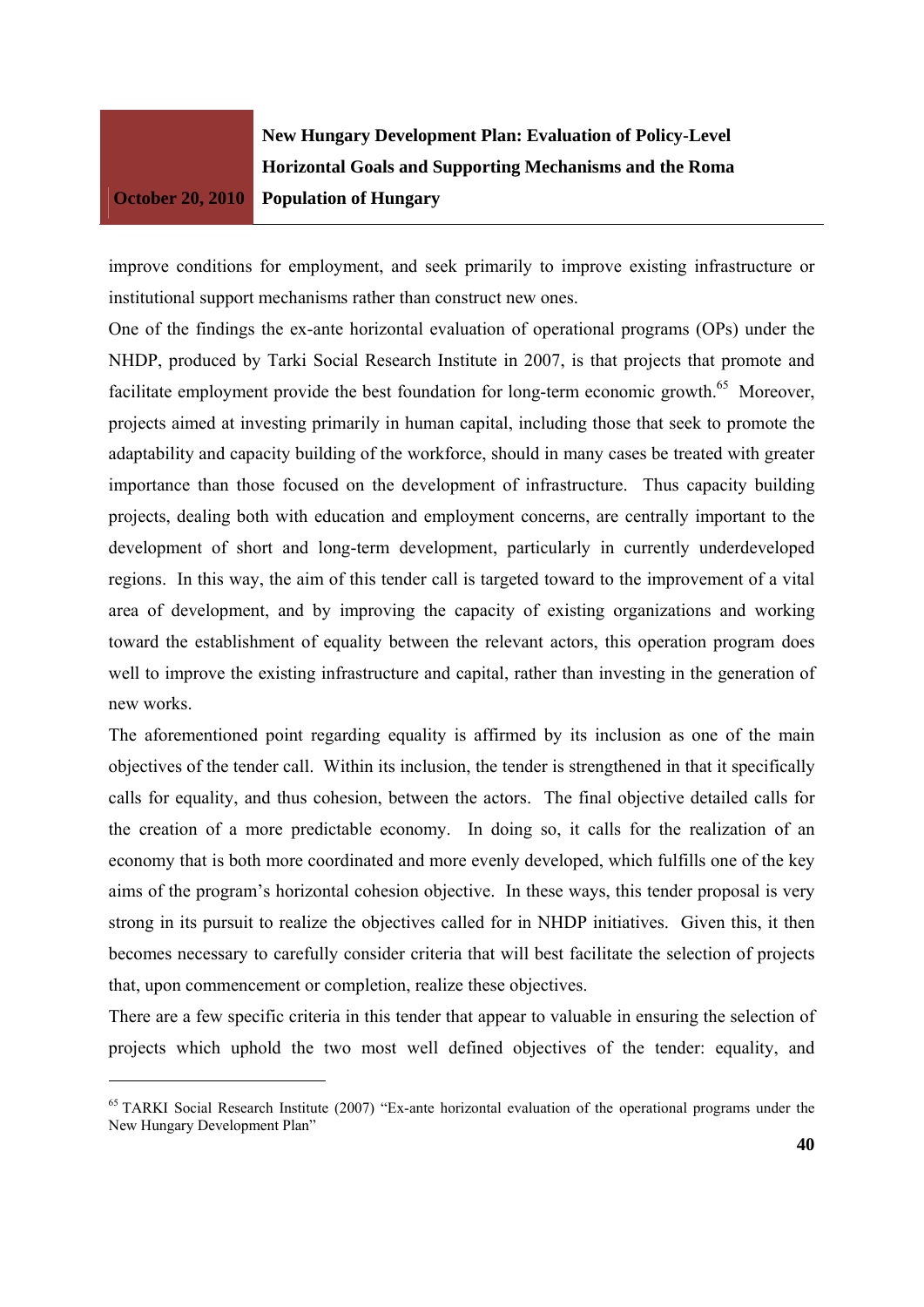improve conditions for employment, and seek primarily to improve existing infrastructure or institutional support mechanisms rather than construct new ones.

One of the findings the ex-ante horizontal evaluation of operational programs (OPs) under the NHDP, produced by Tarki Social Research Institute in 2007, is that projects that promote and facilitate employment provide the best foundation for long-term economic growth.[65] Moreover, projects aimed at investing primarily in human capital, including those that seek to promote the adaptability and capacity building of the workforce, should in many cases be treated with greater importance than those focused on the development of infrastructure. Thus capacity building projects, dealing both with education and employment concerns, are centrally important to the development of short and long-term development, particularly in currently underdeveloped regions. In this way, the aim of this tender call is targeted toward to the improvement of a vital area of development, and by improving the capacity of existing organizations and working toward the establishment of equality between the relevant actors, this operation program does well to improve the existing infrastructure and capital, rather than investing in the generation of new works.

The aforementioned point regarding equality is affirmed by its inclusion as one of the main objectives of the tender call. Within its inclusion, the tender is strengthened in that it specifically calls for equality, and thus cohesion, between the actors. The final objective detailed calls for the creation of a more predictable economy. In doing so, it calls for the realization of an economy that is both more coordinated and more evenly developed, which fulfills one of the key aims of the program's horizontal cohesion objective. In these ways, this tender proposal is very strong in its pursuit to realize the objectives called for in NHDP initiatives. Given this, it then becomes necessary to carefully consider criteria that will best facilitate the selection of projects that, upon commencement or completion, realize these objectives.

There are a few specific criteria in this tender that appear to valuable in ensuring the selection of projects which uphold the two most well defined objectives of the tender: equality, and

---

[65] TARKI Social Research Institute (2007) "Ex-ante horizontal evaluation of the operational programs under the New Hungary Development Plan"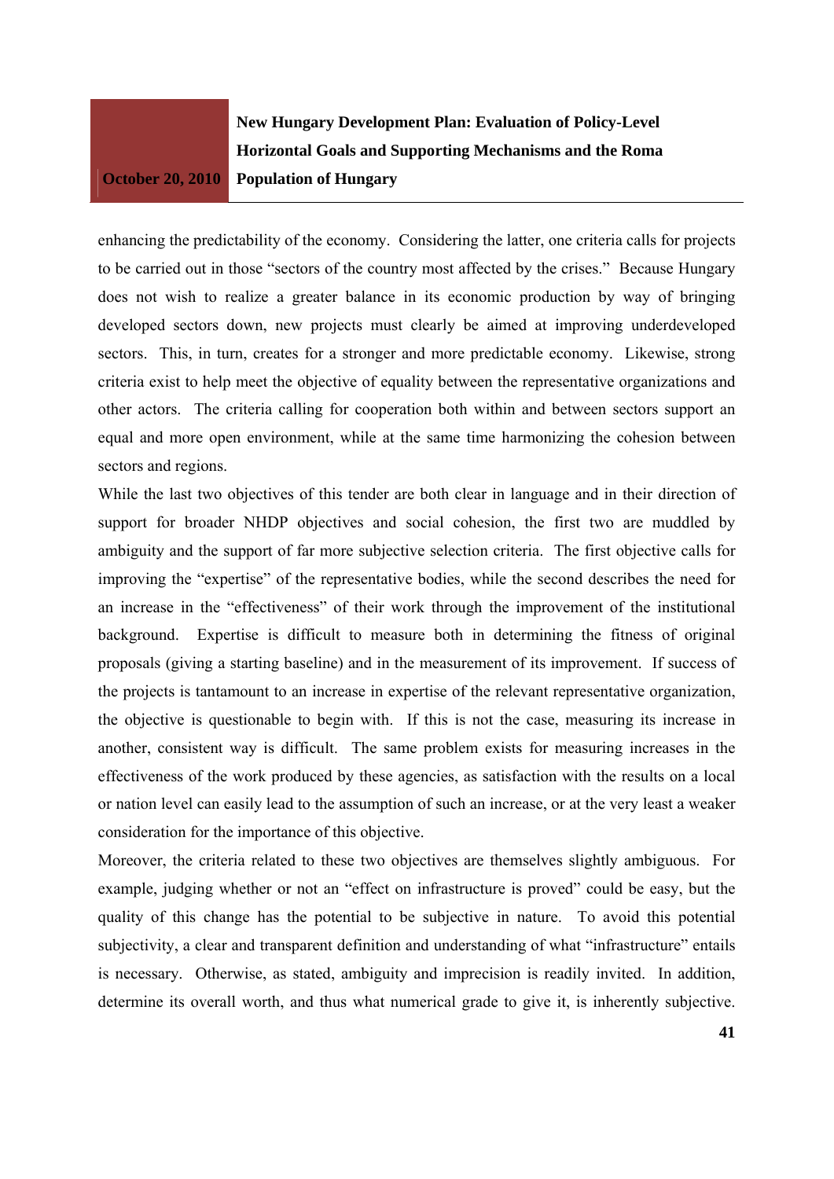enhancing the predictability of the economy. Considering the latter, one criteria calls for projects to be carried out in those "sectors of the country most affected by the crises." Because Hungary does not wish to realize a greater balance in its economic production by way of bringing developed sectors down, new projects must clearly be aimed at improving underdeveloped sectors. This, in turn, creates for a stronger and more predictable economy. Likewise, strong criteria exist to help meet the objective of equality between the representative organizations and other actors. The criteria calling for cooperation both within and between sectors support an equal and more open environment, while at the same time harmonizing the cohesion between sectors and regions.

While the last two objectives of this tender are both clear in language and in their direction of support for broader NHDP objectives and social cohesion, the first two are muddled by ambiguity and the support of far more subjective selection criteria. The first objective calls for improving the "expertise" of the representative bodies, while the second describes the need for an increase in the "effectiveness" of their work through the improvement of the institutional background. Expertise is difficult to measure both in determining the fitness of original proposals (giving a starting baseline) and in the measurement of its improvement. If success of the projects is tantamount to an increase in expertise of the relevant representative organization, the objective is questionable to begin with. If this is not the case, measuring its increase in another, consistent way is difficult. The same problem exists for measuring increases in the effectiveness of the work produced by these agencies, as satisfaction with the results on a local or nation level can easily lead to the assumption of such an increase, or at the very least a weaker consideration for the importance of this objective.

Moreover, the criteria related to these two objectives are themselves slightly ambiguous. For example, judging whether or not an "effect on infrastructure is proved" could be easy, but the quality of this change has the potential to be subjective in nature. To avoid this potential subjectivity, a clear and transparent definition and understanding of what "infrastructure" entails is necessary. Otherwise, as stated, ambiguity and imprecision is readily invited. In addition, determine its overall worth, and thus what numerical grade to give it, is inherently subjective.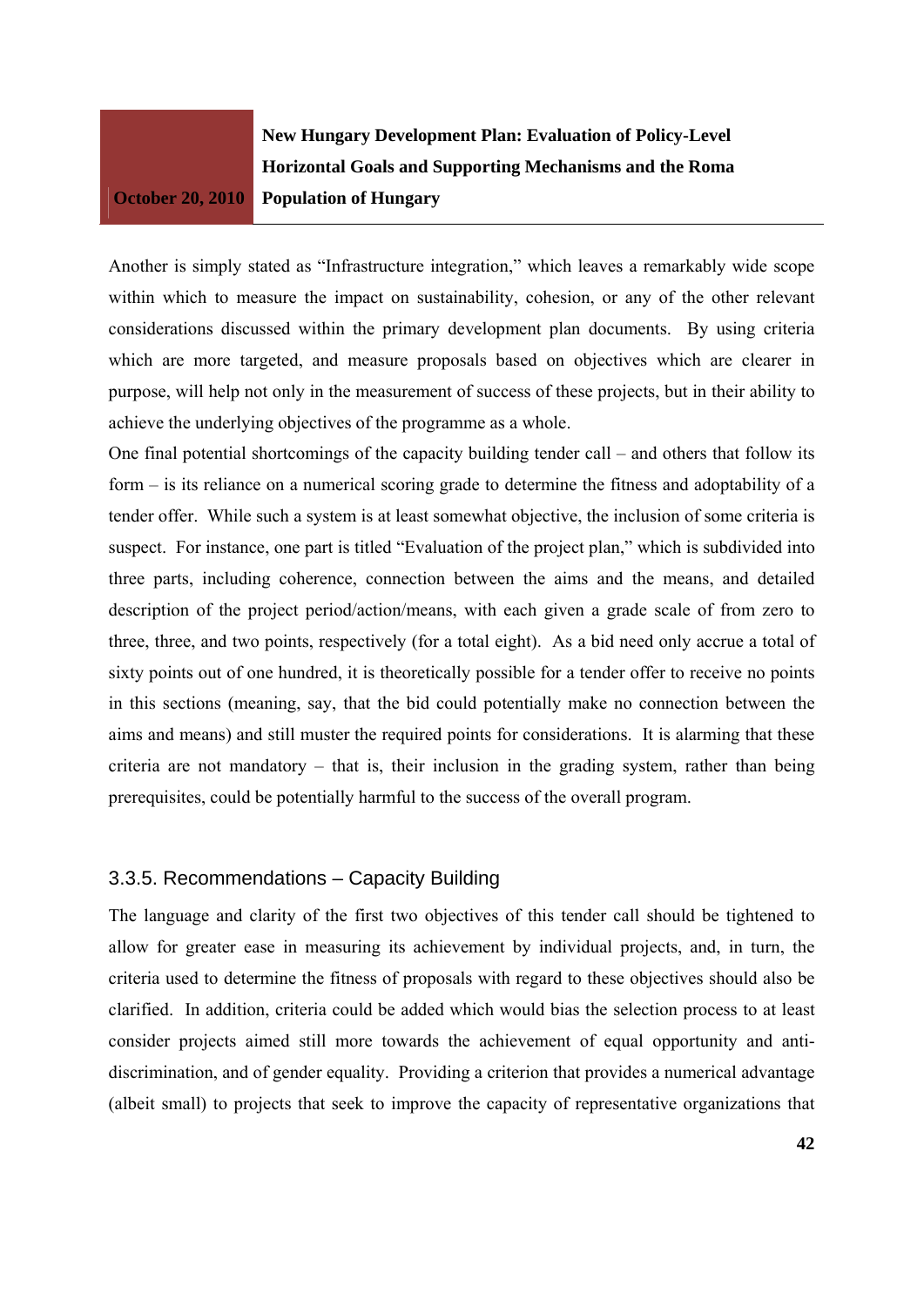Another is simply stated as "Infrastructure integration," which leaves a remarkably wide scope within which to measure the impact on sustainability, cohesion, or any of the other relevant considerations discussed within the primary development plan documents. By using criteria which are more targeted, and measure proposals based on objectives which are clearer in purpose, will help not only in the measurement of success of these projects, but in their ability to achieve the underlying objectives of the programme as a whole.

One final potential shortcomings of the capacity building tender call – and others that follow its form – is its reliance on a numerical scoring grade to determine the fitness and adoptability of a tender offer. While such a system is at least somewhat objective, the inclusion of some criteria is suspect. For instance, one part is titled "Evaluation of the project plan," which is subdivided into three parts, including coherence, connection between the aims and the means, and detailed description of the project period/action/means, with each given a grade scale of from zero to three, three, and two points, respectively (for a total eight). As a bid need only accrue a total of sixty points out of one hundred, it is theoretically possible for a tender offer to receive no points in this sections (meaning, say, that the bid could potentially make no connection between the aims and means) and still muster the required points for considerations. It is alarming that these criteria are not mandatory – that is, their inclusion in the grading system, rather than being prerequisites, could be potentially harmful to the success of the overall program.

### 3.3.5. Recommendations – Capacity Building

The language and clarity of the first two objectives of this tender call should be tightened to allow for greater ease in measuring its achievement by individual projects, and, in turn, the criteria used to determine the fitness of proposals with regard to these objectives should also be clarified. In addition, criteria could be added which would bias the selection process to at least consider projects aimed still more towards the achievement of equal opportunity and anti-discrimination, and of gender equality. Providing a criterion that provides a numerical advantage (albeit small) to projects that seek to improve the capacity of representative organizations that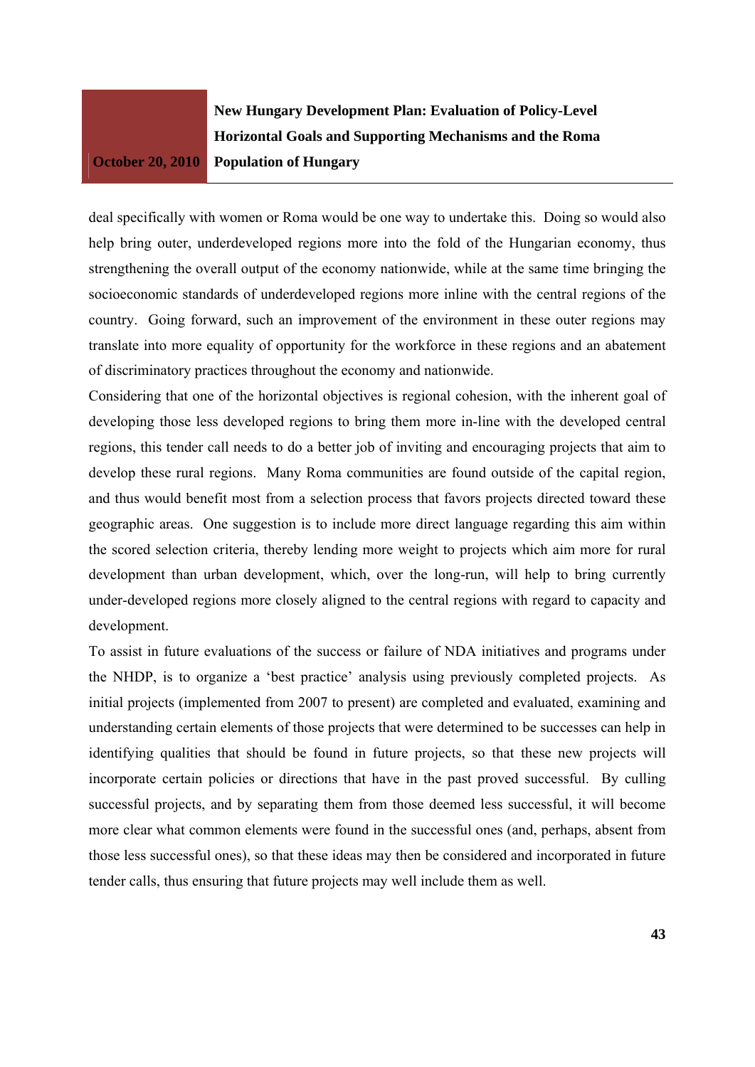deal specifically with women or Roma would be one way to undertake this. Doing so would also help bring outer, underdeveloped regions more into the fold of the Hungarian economy, thus strengthening the overall output of the economy nationwide, while at the same time bringing the socioeconomic standards of underdeveloped regions more inline with the central regions of the country. Going forward, such an improvement of the environment in these outer regions may translate into more equality of opportunity for the workforce in these regions and an abatement of discriminatory practices throughout the economy and nationwide.

Considering that one of the horizontal objectives is regional cohesion, with the inherent goal of developing those less developed regions to bring them more in-line with the developed central regions, this tender call needs to do a better job of inviting and encouraging projects that aim to develop these rural regions. Many Roma communities are found outside of the capital region, and thus would benefit most from a selection process that favors projects directed toward these geographic areas. One suggestion is to include more direct language regarding this aim within the scored selection criteria, thereby lending more weight to projects which aim more for rural development than urban development, which, over the long-run, will help to bring currently under-developed regions more closely aligned to the central regions with regard to capacity and development.

To assist in future evaluations of the success or failure of NDA initiatives and programs under the NHDP, is to organize a 'best practice' analysis using previously completed projects. As initial projects (implemented from 2007 to present) are completed and evaluated, examining and understanding certain elements of those projects that were determined to be successes can help in identifying qualities that should be found in future projects, so that these new projects will incorporate certain policies or directions that have in the past proved successful. By culling successful projects, and by separating them from those deemed less successful, it will become more clear what common elements were found in the successful ones (and, perhaps, absent from those less successful ones), so that these ideas may then be considered and incorporated in future tender calls, thus ensuring that future projects may well include them as well.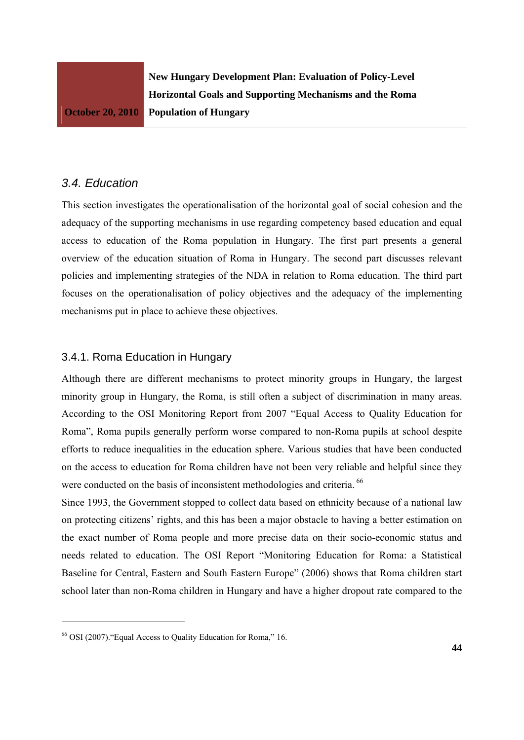### *3.4. Education*

This section investigates the operationalisation of the horizontal goal of social cohesion and the adequacy of the supporting mechanisms in use regarding competency based education and equal access to education of the Roma population in Hungary. The first part presents a general overview of the education situation of Roma in Hungary. The second part discusses relevant policies and implementing strategies of the NDA in relation to Roma education. The third part focuses on the operationalisation of policy objectives and the adequacy of the implementing mechanisms put in place to achieve these objectives.

#### 3.4.1. Roma Education in Hungary

Although there are different mechanisms to protect minority groups in Hungary, the largest minority group in Hungary, the Roma, is still often a subject of discrimination in many areas. According to the OSI Monitoring Report from 2007 "Equal Access to Quality Education for Roma", Roma pupils generally perform worse compared to non-Roma pupils at school despite efforts to reduce inequalities in the education sphere. Various studies that have been conducted on the access to education for Roma children have not been very reliable and helpful since they were conducted on the basis of inconsistent methodologies and criteria. [66]

Since 1993, the Government stopped to collect data based on ethnicity because of a national law on protecting citizens' rights, and this has been a major obstacle to having a better estimation on the exact number of Roma people and more precise data on their socio-economic status and needs related to education. The OSI Report "Monitoring Education for Roma: a Statistical Baseline for Central, Eastern and South Eastern Europe" (2006) shows that Roma children start school later than non-Roma children in Hungary and have a higher dropout rate compared to the

---

[66] OSI (2007)."Equal Access to Quality Education for Roma," 16.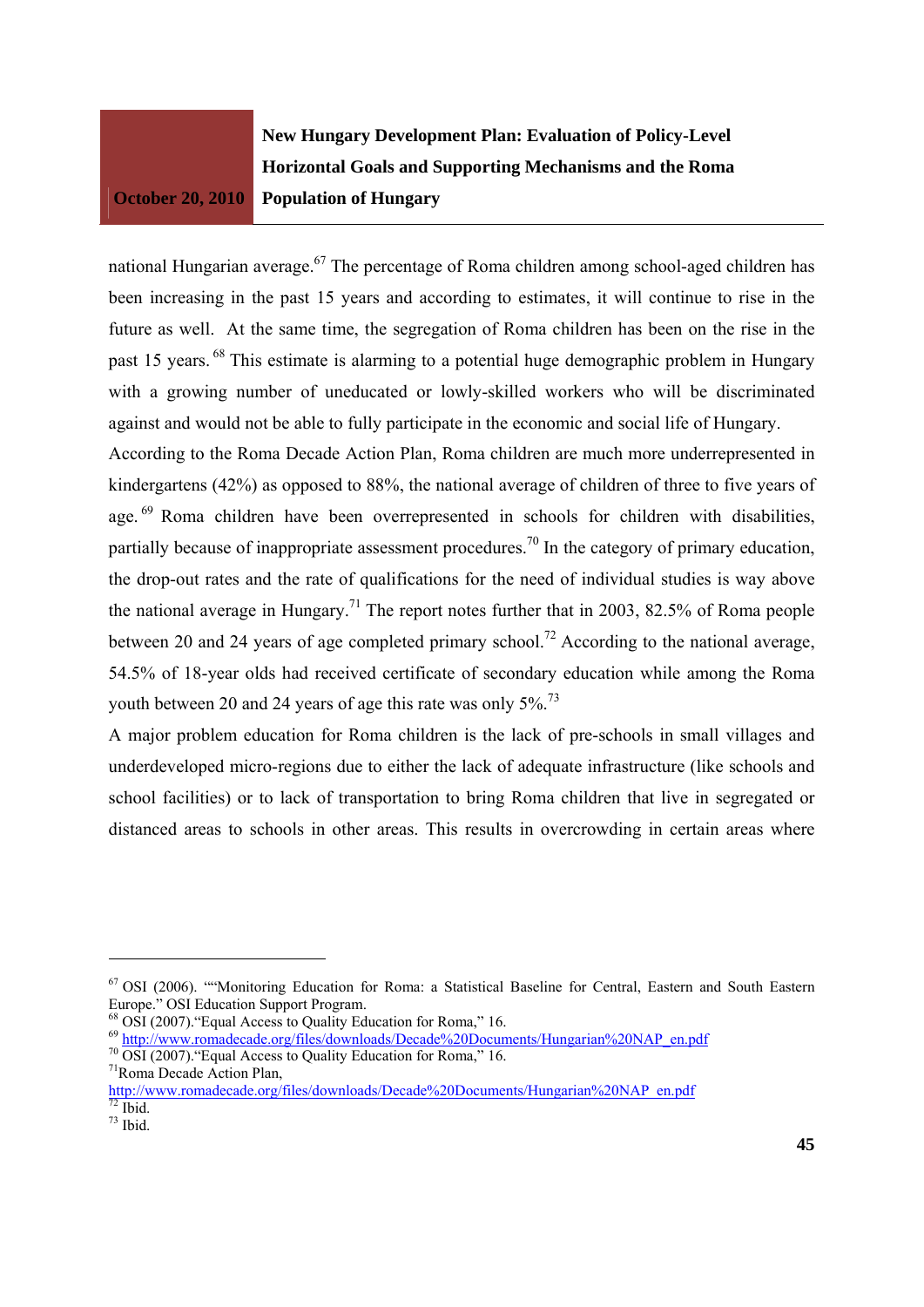national Hungarian average.[67] The percentage of Roma children among school-aged children has been increasing in the past 15 years and according to estimates, it will continue to rise in the future as well. At the same time, the segregation of Roma children has been on the rise in the past 15 years. [68] This estimate is alarming to a potential huge demographic problem in Hungary with a growing number of uneducated or lowly-skilled workers who will be discriminated against and would not be able to fully participate in the economic and social life of Hungary.

According to the Roma Decade Action Plan, Roma children are much more underrepresented in kindergartens (42%) as opposed to 88%, the national average of children of three to five years of age. [69] Roma children have been overrepresented in schools for children with disabilities, partially because of inappropriate assessment procedures.[70] In the category of primary education, the drop-out rates and the rate of qualifications for the need of individual studies is way above the national average in Hungary.[71] The report notes further that in 2003, 82.5% of Roma people between 20 and 24 years of age completed primary school.[72] According to the national average, 54.5% of 18-year olds had received certificate of secondary education while among the Roma youth between 20 and 24 years of age this rate was only 5%.[73]

A major problem education for Roma children is the lack of pre-schools in small villages and underdeveloped micro-regions due to either the lack of adequate infrastructure (like schools and school facilities) or to lack of transportation to bring Roma children that live in segregated or distanced areas to schools in other areas. This results in overcrowding in certain areas where

---

[67] OSI (2006). ""Monitoring Education for Roma: a Statistical Baseline for Central, Eastern and South Eastern Europe." OSI Education Support Program.

[68] OSI (2007)."Equal Access to Quality Education for Roma," 16.

[69] http://www.romadecade.org/files/downloads/Decade%20Documents/Hungarian%20NAP_en.pdf

[70] OSI (2007)."Equal Access to Quality Education for Roma," 16.

[71] Roma Decade Action Plan, http://www.romadecade.org/files/downloads/Decade%20Documents/Hungarian%20NAP_en.pdf

[72] Ibid.

[73] Ibid.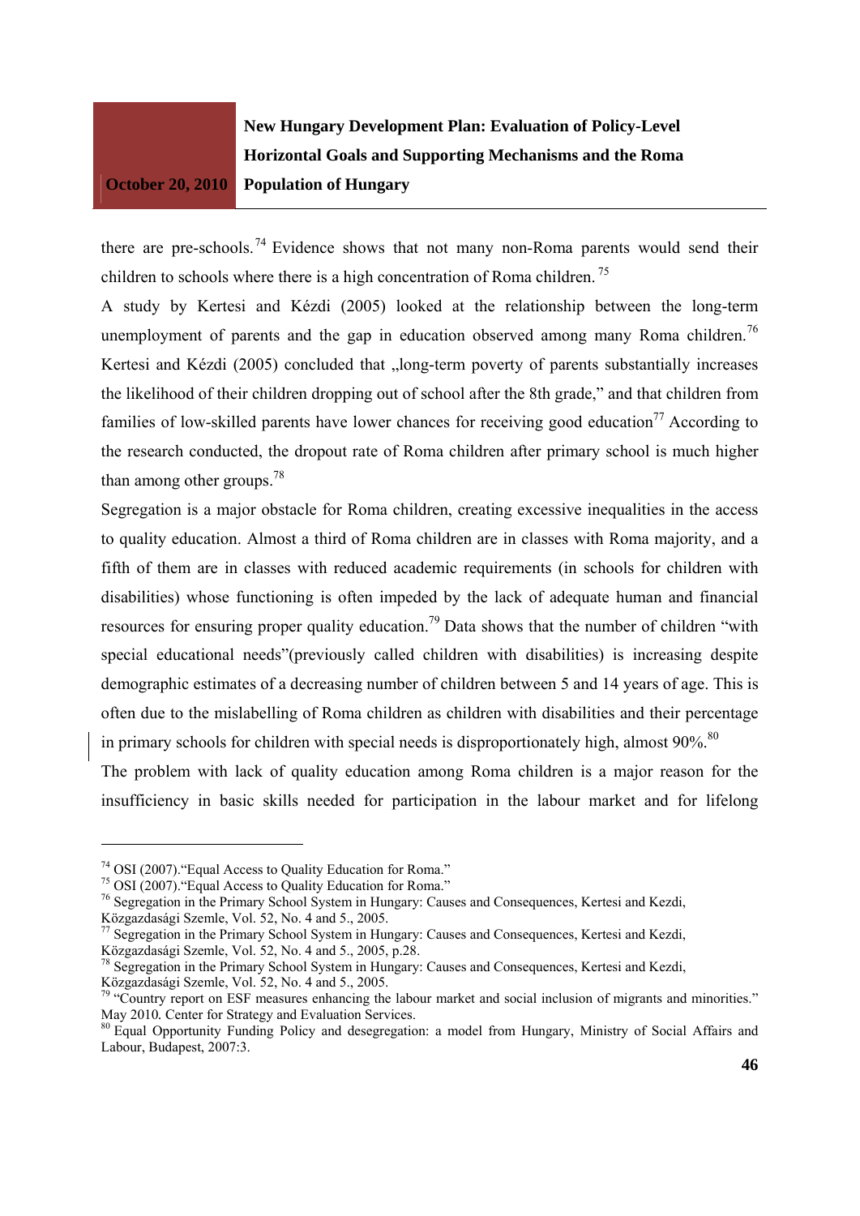there are pre-schools.[74] Evidence shows that not many non-Roma parents would send their children to schools where there is a high concentration of Roma children.[75]

A study by Kertesi and Kézdi (2005) looked at the relationship between the long-term unemployment of parents and the gap in education observed among many Roma children.[76] Kertesi and Kézdi (2005) concluded that „long-term poverty of parents substantially increases the likelihood of their children dropping out of school after the 8th grade," and that children from families of low-skilled parents have lower chances for receiving good education[77] According to the research conducted, the dropout rate of Roma children after primary school is much higher than among other groups.[78]

Segregation is a major obstacle for Roma children, creating excessive inequalities in the access to quality education. Almost a third of Roma children are in classes with Roma majority, and a fifth of them are in classes with reduced academic requirements (in schools for children with disabilities) whose functioning is often impeded by the lack of adequate human and financial resources for ensuring proper quality education.[79] Data shows that the number of children "with special educational needs"(previously called children with disabilities) is increasing despite demographic estimates of a decreasing number of children between 5 and 14 years of age. This is often due to the mislabelling of Roma children as children with disabilities and their percentage in primary schools for children with special needs is disproportionately high, almost 90%.[80]

The problem with lack of quality education among Roma children is a major reason for the insufficiency in basic skills needed for participation in the labour market and for lifelong

---

[74] OSI (2007)."Equal Access to Quality Education for Roma."

[75] OSI (2007)."Equal Access to Quality Education for Roma."

[76] Segregation in the Primary School System in Hungary: Causes and Consequences, Kertesi and Kezdi, Közgazdasági Szemle, Vol. 52, No. 4 and 5., 2005.

[77] Segregation in the Primary School System in Hungary: Causes and Consequences, Kertesi and Kezdi, Közgazdasági Szemle, Vol. 52, No. 4 and 5., 2005, p.28.

[78] Segregation in the Primary School System in Hungary: Causes and Consequences, Kertesi and Kezdi, Közgazdasági Szemle, Vol. 52, No. 4 and 5., 2005.

[79] "Country report on ESF measures enhancing the labour market and social inclusion of migrants and minorities." May 2010. Center for Strategy and Evaluation Services.

[80] Equal Opportunity Funding Policy and desegregation: a model from Hungary, Ministry of Social Affairs and Labour, Budapest, 2007:3.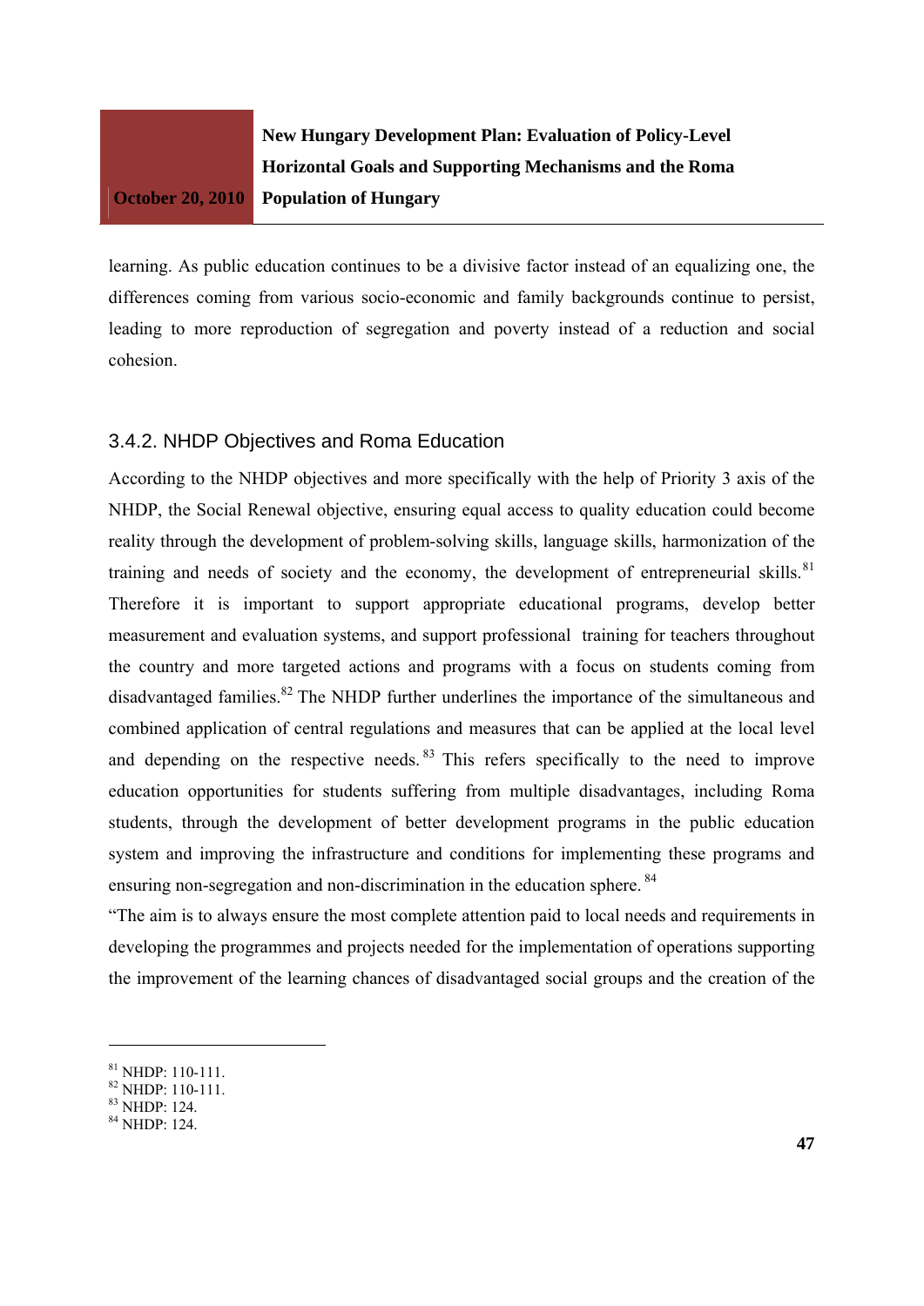learning. As public education continues to be a divisive factor instead of an equalizing one, the differences coming from various socio-economic and family backgrounds continue to persist, leading to more reproduction of segregation and poverty instead of a reduction and social cohesion.

### 3.4.2. NHDP Objectives and Roma Education

According to the NHDP objectives and more specifically with the help of Priority 3 axis of the NHDP, the Social Renewal objective, ensuring equal access to quality education could become reality through the development of problem-solving skills, language skills, harmonization of the training and needs of society and the economy, the development of entrepreneurial skills.[81] Therefore it is important to support appropriate educational programs, develop better measurement and evaluation systems, and support professional training for teachers throughout the country and more targeted actions and programs with a focus on students coming from disadvantaged families.[82] The NHDP further underlines the importance of the simultaneous and combined application of central regulations and measures that can be applied at the local level and depending on the respective needs.[83] This refers specifically to the need to improve education opportunities for students suffering from multiple disadvantages, including Roma students, through the development of better development programs in the public education system and improving the infrastructure and conditions for implementing these programs and ensuring non-segregation and non-discrimination in the education sphere.[84]

"The aim is to always ensure the most complete attention paid to local needs and requirements in developing the programmes and projects needed for the implementation of operations supporting the improvement of the learning chances of disadvantaged social groups and the creation of the

---

[81] NHDP: 110-111.
[82] NHDP: 110-111.
[83] NHDP: 124.
[84] NHDP: 124.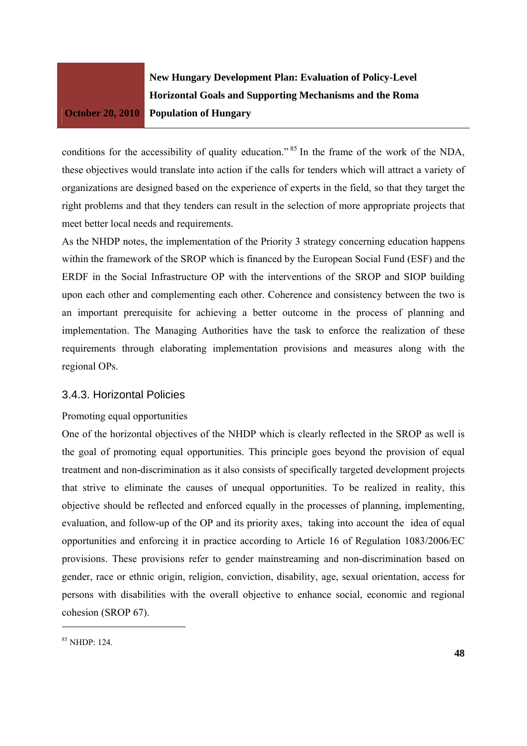conditions for the accessibility of quality education."[85] In the frame of the work of the NDA, these objectives would translate into action if the calls for tenders which will attract a variety of organizations are designed based on the experience of experts in the field, so that they target the right problems and that they tenders can result in the selection of more appropriate projects that meet better local needs and requirements.

As the NHDP notes, the implementation of the Priority 3 strategy concerning education happens within the framework of the SROP which is financed by the European Social Fund (ESF) and the ERDF in the Social Infrastructure OP with the interventions of the SROP and SIOP building upon each other and complementing each other. Coherence and consistency between the two is an important prerequisite for achieving a better outcome in the process of planning and implementation. The Managing Authorities have the task to enforce the realization of these requirements through elaborating implementation provisions and measures along with the regional OPs.

### 3.4.3. Horizontal Policies

Promoting equal opportunities

One of the horizontal objectives of the NHDP which is clearly reflected in the SROP as well is the goal of promoting equal opportunities. This principle goes beyond the provision of equal treatment and non-discrimination as it also consists of specifically targeted development projects that strive to eliminate the causes of unequal opportunities. To be realized in reality, this objective should be reflected and enforced equally in the processes of planning, implementing, evaluation, and follow-up of the OP and its priority axes, taking into account the idea of equal opportunities and enforcing it in practice according to Article 16 of Regulation 1083/2006/EC provisions. These provisions refer to gender mainstreaming and non-discrimination based on gender, race or ethnic origin, religion, conviction, disability, age, sexual orientation, access for persons with disabilities with the overall objective to enhance social, economic and regional cohesion (SROP 67).

---

[85] NHDP: 124.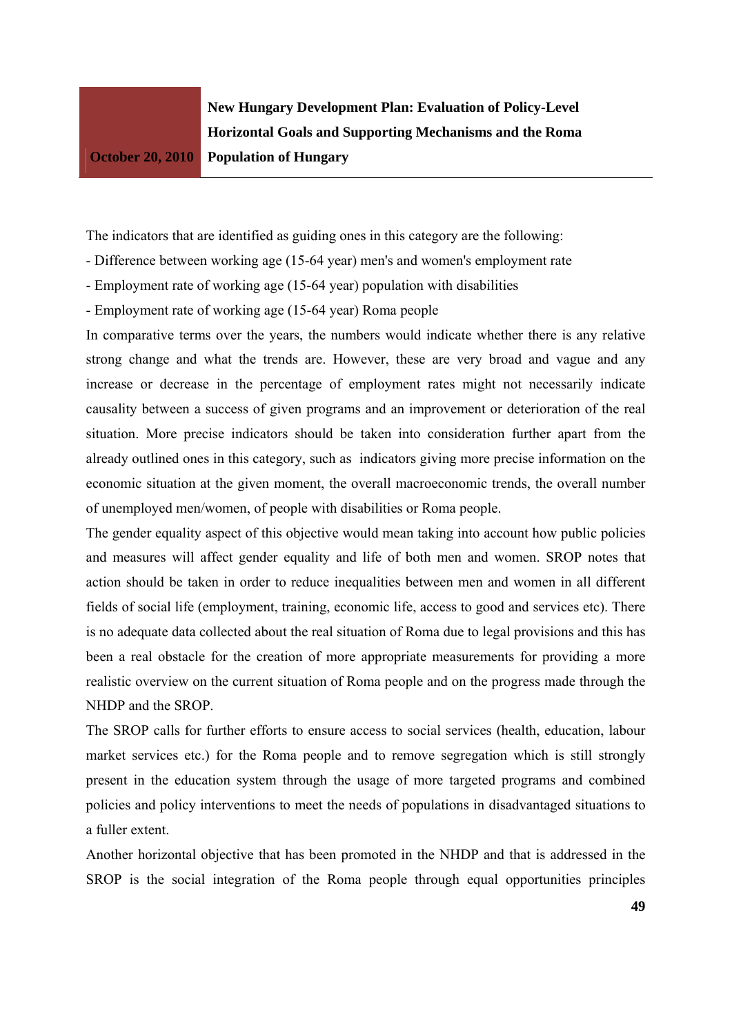The indicators that are identified as guiding ones in this category are the following:

- Difference between working age (15-64 year) men's and women's employment rate
- Employment rate of working age (15-64 year) population with disabilities
- Employment rate of working age (15-64 year) Roma people

In comparative terms over the years, the numbers would indicate whether there is any relative strong change and what the trends are. However, these are very broad and vague and any increase or decrease in the percentage of employment rates might not necessarily indicate causality between a success of given programs and an improvement or deterioration of the real situation. More precise indicators should be taken into consideration further apart from the already outlined ones in this category, such as indicators giving more precise information on the economic situation at the given moment, the overall macroeconomic trends, the overall number of unemployed men/women, of people with disabilities or Roma people.

The gender equality aspect of this objective would mean taking into account how public policies and measures will affect gender equality and life of both men and women. SROP notes that action should be taken in order to reduce inequalities between men and women in all different fields of social life (employment, training, economic life, access to good and services etc). There is no adequate data collected about the real situation of Roma due to legal provisions and this has been a real obstacle for the creation of more appropriate measurements for providing a more realistic overview on the current situation of Roma people and on the progress made through the NHDP and the SROP.

The SROP calls for further efforts to ensure access to social services (health, education, labour market services etc.) for the Roma people and to remove segregation which is still strongly present in the education system through the usage of more targeted programs and combined policies and policy interventions to meet the needs of populations in disadvantaged situations to a fuller extent.

Another horizontal objective that has been promoted in the NHDP and that is addressed in the SROP is the social integration of the Roma people through equal opportunities principles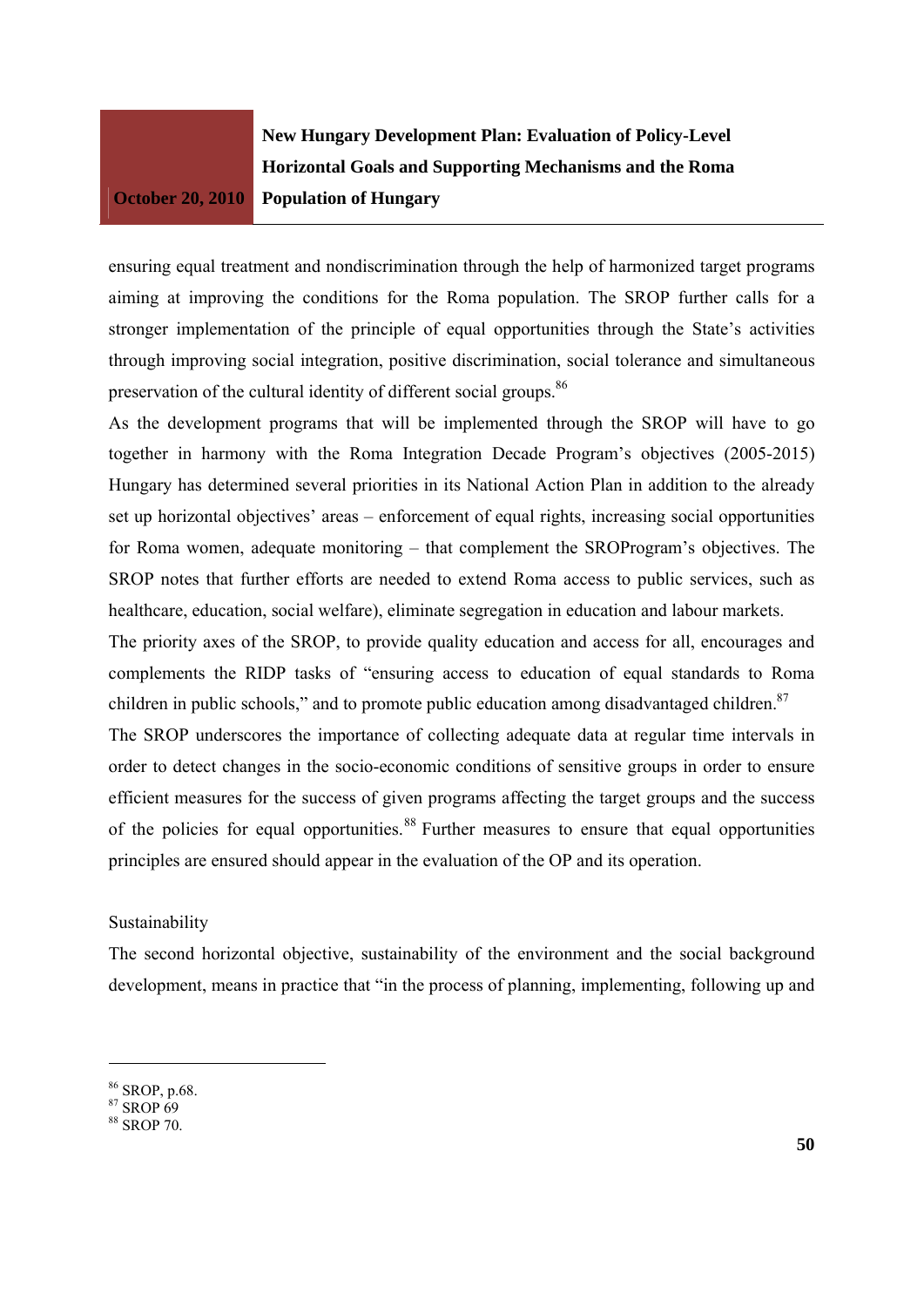ensuring equal treatment and nondiscrimination through the help of harmonized target programs aiming at improving the conditions for the Roma population. The SROP further calls for a stronger implementation of the principle of equal opportunities through the State's activities through improving social integration, positive discrimination, social tolerance and simultaneous preservation of the cultural identity of different social groups.[86]

As the development programs that will be implemented through the SROP will have to go together in harmony with the Roma Integration Decade Program's objectives (2005-2015) Hungary has determined several priorities in its National Action Plan in addition to the already set up horizontal objectives' areas – enforcement of equal rights, increasing social opportunities for Roma women, adequate monitoring – that complement the SROProgram's objectives. The SROP notes that further efforts are needed to extend Roma access to public services, such as healthcare, education, social welfare), eliminate segregation in education and labour markets.

The priority axes of the SROP, to provide quality education and access for all, encourages and complements the RIDP tasks of "ensuring access to education of equal standards to Roma children in public schools," and to promote public education among disadvantaged children.[87]

The SROP underscores the importance of collecting adequate data at regular time intervals in order to detect changes in the socio-economic conditions of sensitive groups in order to ensure efficient measures for the success of given programs affecting the target groups and the success of the policies for equal opportunities.[88] Further measures to ensure that equal opportunities principles are ensured should appear in the evaluation of the OP and its operation.

Sustainability

The second horizontal objective, sustainability of the environment and the social background development, means in practice that "in the process of planning, implementing, following up and

---

[86] SROP, p.68.

[87] SROP 69

[88] SROP 70.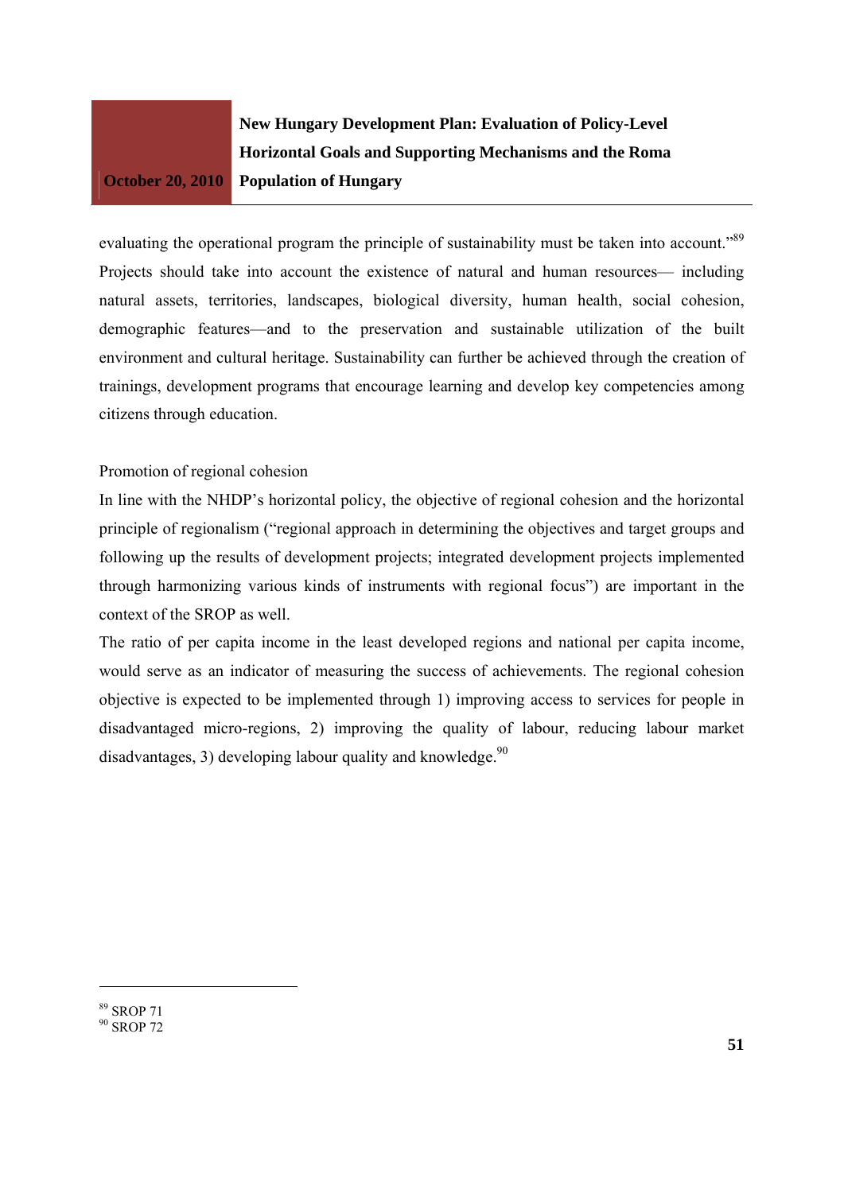evaluating the operational program the principle of sustainability must be taken into account."[89] Projects should take into account the existence of natural and human resources— including natural assets, territories, landscapes, biological diversity, human health, social cohesion, demographic features—and to the preservation and sustainable utilization of the built environment and cultural heritage. Sustainability can further be achieved through the creation of trainings, development programs that encourage learning and develop key competencies among citizens through education.

Promotion of regional cohesion

In line with the NHDP's horizontal policy, the objective of regional cohesion and the horizontal principle of regionalism ("regional approach in determining the objectives and target groups and following up the results of development projects; integrated development projects implemented through harmonizing various kinds of instruments with regional focus") are important in the context of the SROP as well.

The ratio of per capita income in the least developed regions and national per capita income, would serve as an indicator of measuring the success of achievements. The regional cohesion objective is expected to be implemented through 1) improving access to services for people in disadvantaged micro-regions, 2) improving the quality of labour, reducing labour market disadvantages, 3) developing labour quality and knowledge.[90]

---

[89] SROP 71

[90] SROP 72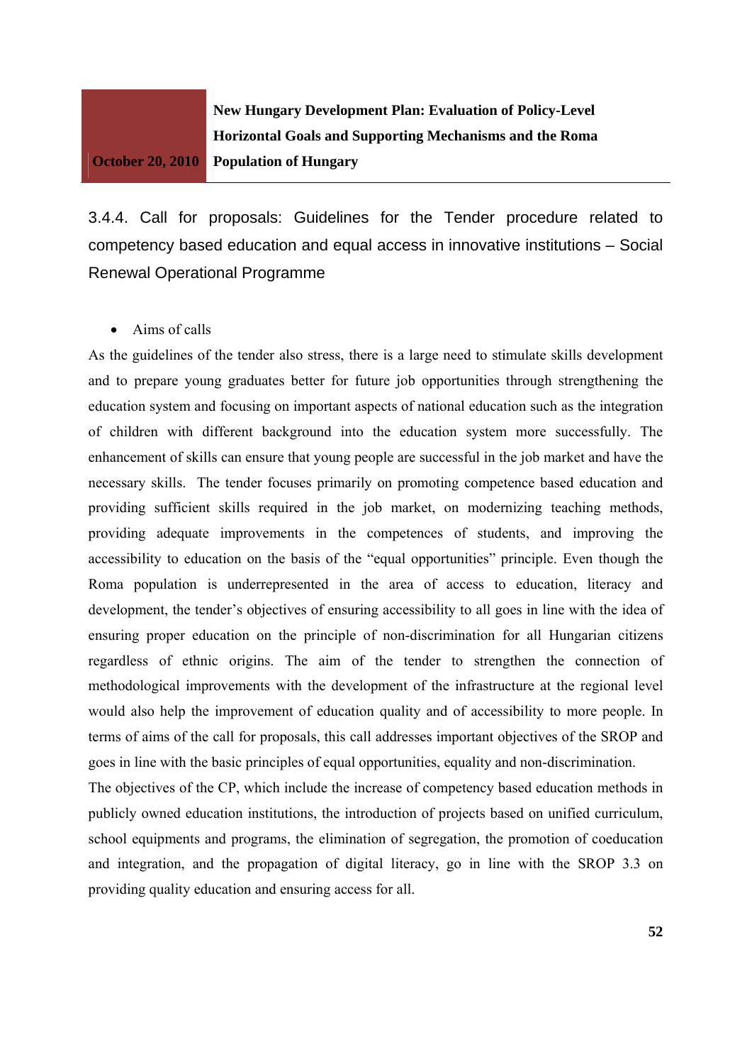### 3.4.4. Call for proposals: Guidelines for the Tender procedure related to competency based education and equal access in innovative institutions – Social Renewal Operational Programme

- Aims of calls

As the guidelines of the tender also stress, there is a large need to stimulate skills development and to prepare young graduates better for future job opportunities through strengthening the education system and focusing on important aspects of national education such as the integration of children with different background into the education system more successfully. The enhancement of skills can ensure that young people are successful in the job market and have the necessary skills. The tender focuses primarily on promoting competence based education and providing sufficient skills required in the job market, on modernizing teaching methods, providing adequate improvements in the competences of students, and improving the accessibility to education on the basis of the "equal opportunities" principle. Even though the Roma population is underrepresented in the area of access to education, literacy and development, the tender's objectives of ensuring accessibility to all goes in line with the idea of ensuring proper education on the principle of non-discrimination for all Hungarian citizens regardless of ethnic origins. The aim of the tender to strengthen the connection of methodological improvements with the development of the infrastructure at the regional level would also help the improvement of education quality and of accessibility to more people. In terms of aims of the call for proposals, this call addresses important objectives of the SROP and goes in line with the basic principles of equal opportunities, equality and non-discrimination.

The objectives of the CP, which include the increase of competency based education methods in publicly owned education institutions, the introduction of projects based on unified curriculum, school equipments and programs, the elimination of segregation, the promotion of coeducation and integration, and the propagation of digital literacy, go in line with the SROP 3.3 on providing quality education and ensuring access for all.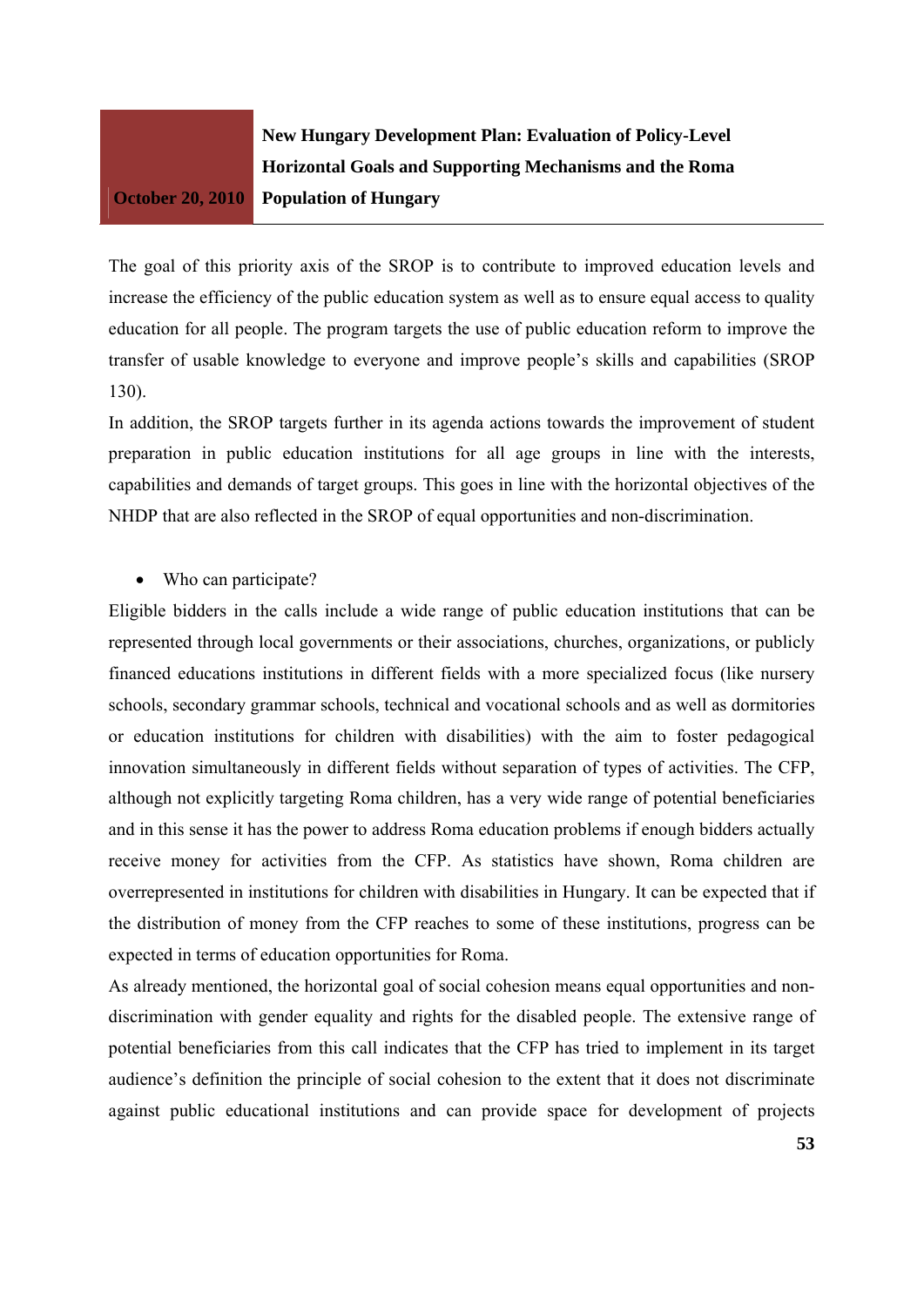The goal of this priority axis of the SROP is to contribute to improved education levels and increase the efficiency of the public education system as well as to ensure equal access to quality education for all people. The program targets the use of public education reform to improve the transfer of usable knowledge to everyone and improve people's skills and capabilities (SROP 130).

In addition, the SROP targets further in its agenda actions towards the improvement of student preparation in public education institutions for all age groups in line with the interests, capabilities and demands of target groups. This goes in line with the horizontal objectives of the NHDP that are also reflected in the SROP of equal opportunities and non-discrimination.

- Who can participate?

Eligible bidders in the calls include a wide range of public education institutions that can be represented through local governments or their associations, churches, organizations, or publicly financed educations institutions in different fields with a more specialized focus (like nursery schools, secondary grammar schools, technical and vocational schools and as well as dormitories or education institutions for children with disabilities) with the aim to foster pedagogical innovation simultaneously in different fields without separation of types of activities. The CFP, although not explicitly targeting Roma children, has a very wide range of potential beneficiaries and in this sense it has the power to address Roma education problems if enough bidders actually receive money for activities from the CFP. As statistics have shown, Roma children are overrepresented in institutions for children with disabilities in Hungary. It can be expected that if the distribution of money from the CFP reaches to some of these institutions, progress can be expected in terms of education opportunities for Roma.

As already mentioned, the horizontal goal of social cohesion means equal opportunities and non-discrimination with gender equality and rights for the disabled people. The extensive range of potential beneficiaries from this call indicates that the CFP has tried to implement in its target audience's definition the principle of social cohesion to the extent that it does not discriminate against public educational institutions and can provide space for development of projects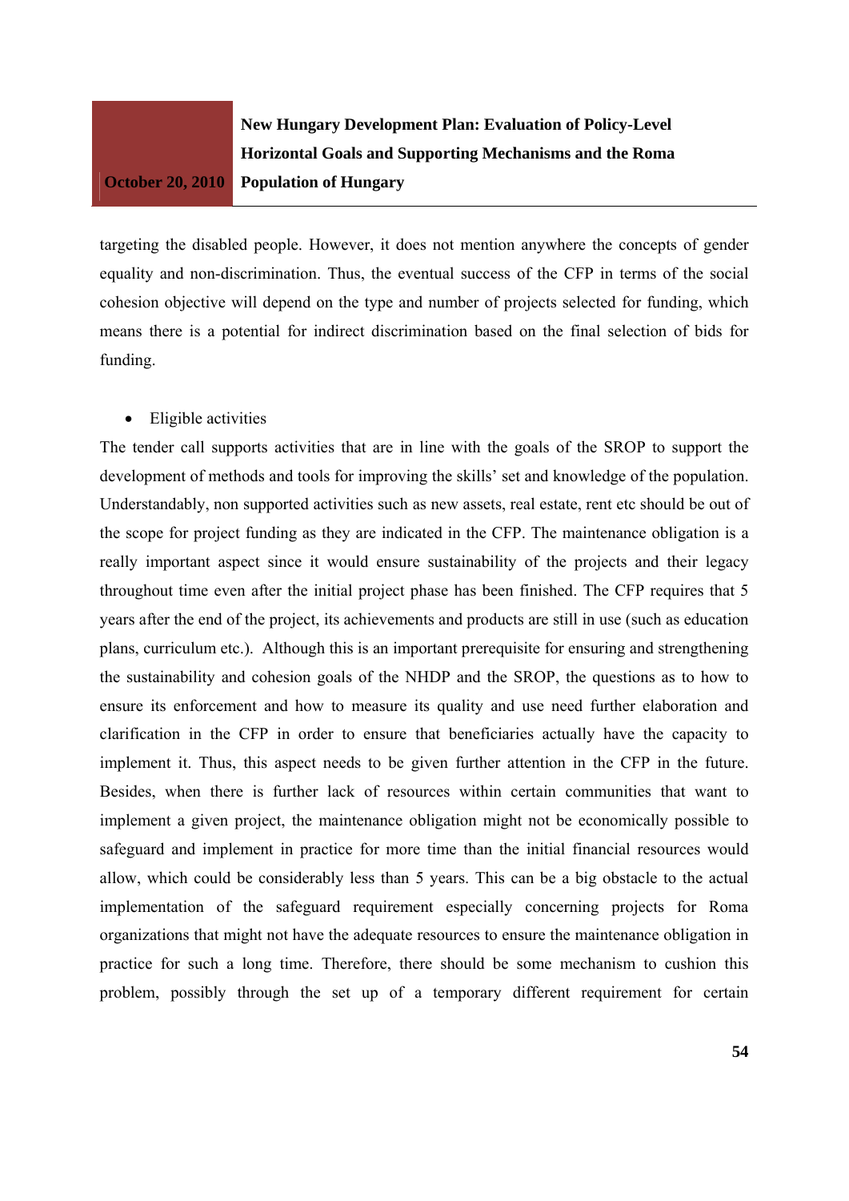targeting the disabled people. However, it does not mention anywhere the concepts of gender equality and non-discrimination. Thus, the eventual success of the CFP in terms of the social cohesion objective will depend on the type and number of projects selected for funding, which means there is a potential for indirect discrimination based on the final selection of bids for funding.

- Eligible activities

The tender call supports activities that are in line with the goals of the SROP to support the development of methods and tools for improving the skills' set and knowledge of the population. Understandably, non supported activities such as new assets, real estate, rent etc should be out of the scope for project funding as they are indicated in the CFP. The maintenance obligation is a really important aspect since it would ensure sustainability of the projects and their legacy throughout time even after the initial project phase has been finished. The CFP requires that 5 years after the end of the project, its achievements and products are still in use (such as education plans, curriculum etc.). Although this is an important prerequisite for ensuring and strengthening the sustainability and cohesion goals of the NHDP and the SROP, the questions as to how to ensure its enforcement and how to measure its quality and use need further elaboration and clarification in the CFP in order to ensure that beneficiaries actually have the capacity to implement it. Thus, this aspect needs to be given further attention in the CFP in the future. Besides, when there is further lack of resources within certain communities that want to implement a given project, the maintenance obligation might not be economically possible to safeguard and implement in practice for more time than the initial financial resources would allow, which could be considerably less than 5 years. This can be a big obstacle to the actual implementation of the safeguard requirement especially concerning projects for Roma organizations that might not have the adequate resources to ensure the maintenance obligation in practice for such a long time. Therefore, there should be some mechanism to cushion this problem, possibly through the set up of a temporary different requirement for certain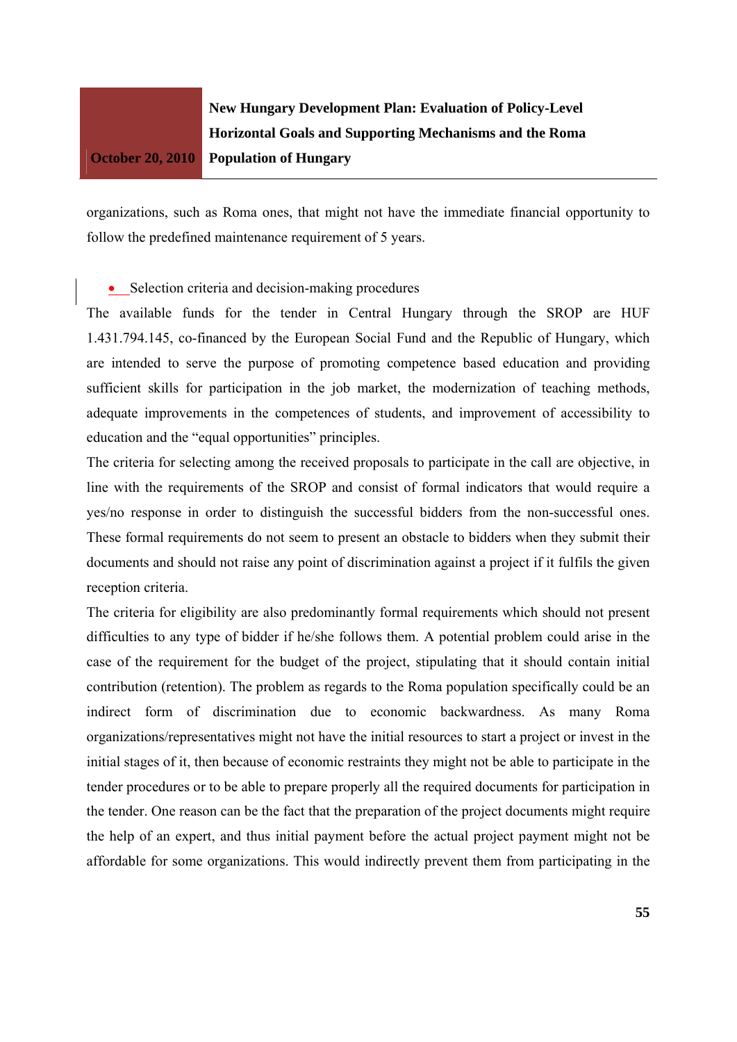organizations, such as Roma ones, that might not have the immediate financial opportunity to follow the predefined maintenance requirement of 5 years.

- Selection criteria and decision-making procedures

The available funds for the tender in Central Hungary through the SROP are HUF 1.431.794.145, co-financed by the European Social Fund and the Republic of Hungary, which are intended to serve the purpose of promoting competence based education and providing sufficient skills for participation in the job market, the modernization of teaching methods, adequate improvements in the competences of students, and improvement of accessibility to education and the "equal opportunities" principles.

The criteria for selecting among the received proposals to participate in the call are objective, in line with the requirements of the SROP and consist of formal indicators that would require a yes/no response in order to distinguish the successful bidders from the non-successful ones. These formal requirements do not seem to present an obstacle to bidders when they submit their documents and should not raise any point of discrimination against a project if it fulfils the given reception criteria.

The criteria for eligibility are also predominantly formal requirements which should not present difficulties to any type of bidder if he/she follows them. A potential problem could arise in the case of the requirement for the budget of the project, stipulating that it should contain initial contribution (retention). The problem as regards to the Roma population specifically could be an indirect form of discrimination due to economic backwardness. As many Roma organizations/representatives might not have the initial resources to start a project or invest in the initial stages of it, then because of economic restraints they might not be able to participate in the tender procedures or to be able to prepare properly all the required documents for participation in the tender. One reason can be the fact that the preparation of the project documents might require the help of an expert, and thus initial payment before the actual project payment might not be affordable for some organizations. This would indirectly prevent them from participating in the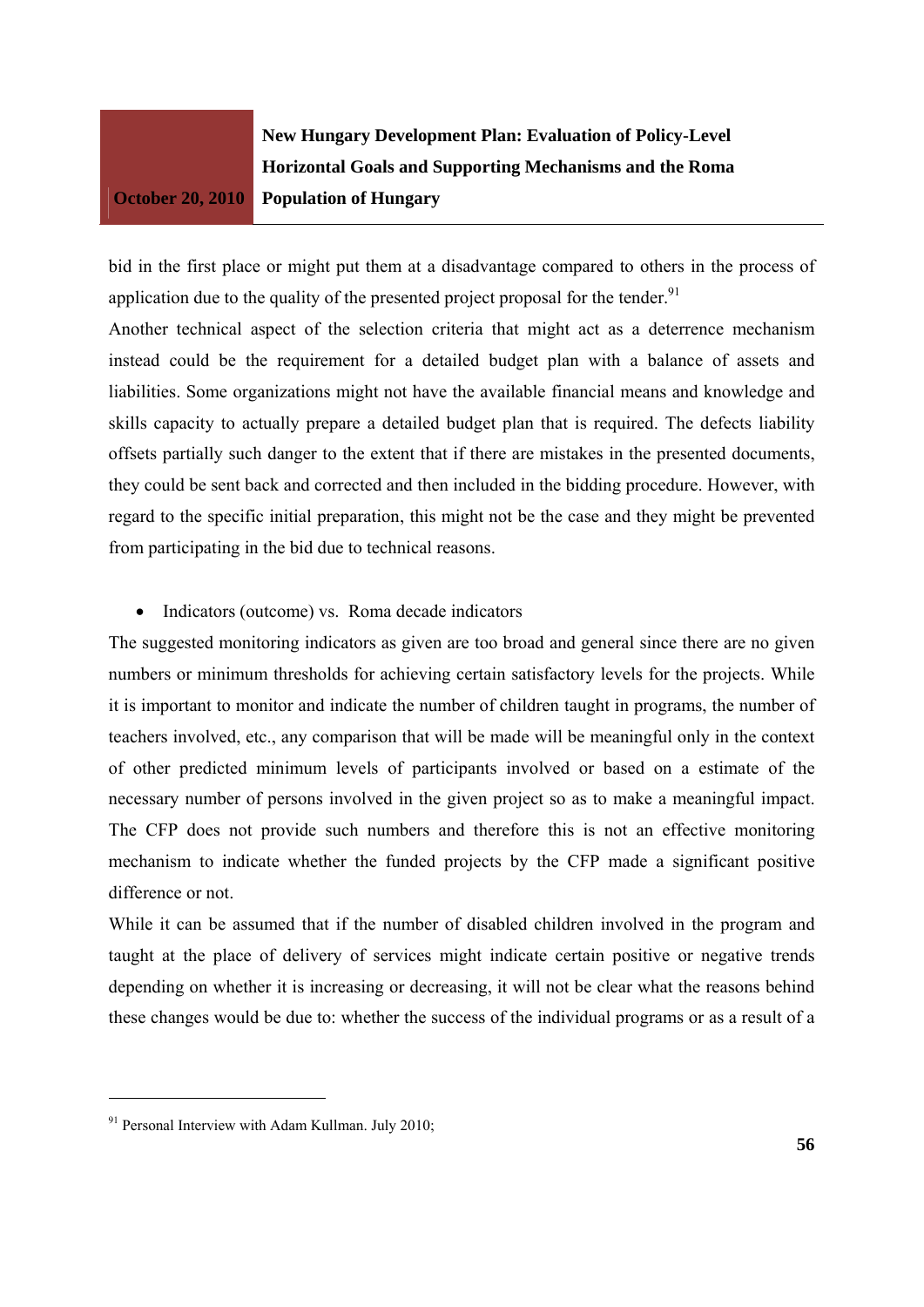bid in the first place or might put them at a disadvantage compared to others in the process of application due to the quality of the presented project proposal for the tender.[91]

Another technical aspect of the selection criteria that might act as a deterrence mechanism instead could be the requirement for a detailed budget plan with a balance of assets and liabilities. Some organizations might not have the available financial means and knowledge and skills capacity to actually prepare a detailed budget plan that is required. The defects liability offsets partially such danger to the extent that if there are mistakes in the presented documents, they could be sent back and corrected and then included in the bidding procedure. However, with regard to the specific initial preparation, this might not be the case and they might be prevented from participating in the bid due to technical reasons.

- Indicators (outcome) vs. Roma decade indicators

The suggested monitoring indicators as given are too broad and general since there are no given numbers or minimum thresholds for achieving certain satisfactory levels for the projects. While it is important to monitor and indicate the number of children taught in programs, the number of teachers involved, etc., any comparison that will be made will be meaningful only in the context of other predicted minimum levels of participants involved or based on a estimate of the necessary number of persons involved in the given project so as to make a meaningful impact. The CFP does not provide such numbers and therefore this is not an effective monitoring mechanism to indicate whether the funded projects by the CFP made a significant positive difference or not.

While it can be assumed that if the number of disabled children involved in the program and taught at the place of delivery of services might indicate certain positive or negative trends depending on whether it is increasing or decreasing, it will not be clear what the reasons behind these changes would be due to: whether the success of the individual programs or as a result of a

---

[91] Personal Interview with Adam Kullman. July 2010;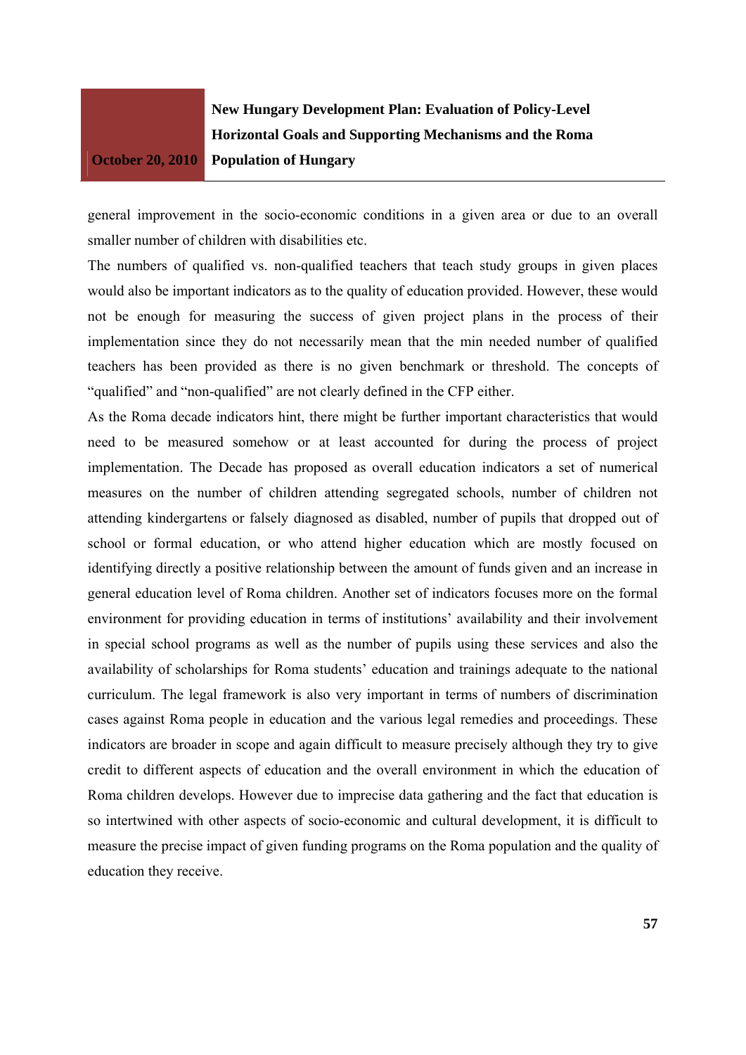general improvement in the socio-economic conditions in a given area or due to an overall smaller number of children with disabilities etc.

The numbers of qualified vs. non-qualified teachers that teach study groups in given places would also be important indicators as to the quality of education provided. However, these would not be enough for measuring the success of given project plans in the process of their implementation since they do not necessarily mean that the min needed number of qualified teachers has been provided as there is no given benchmark or threshold. The concepts of "qualified" and "non-qualified" are not clearly defined in the CFP either.

As the Roma decade indicators hint, there might be further important characteristics that would need to be measured somehow or at least accounted for during the process of project implementation. The Decade has proposed as overall education indicators a set of numerical measures on the number of children attending segregated schools, number of children not attending kindergartens or falsely diagnosed as disabled, number of pupils that dropped out of school or formal education, or who attend higher education which are mostly focused on identifying directly a positive relationship between the amount of funds given and an increase in general education level of Roma children. Another set of indicators focuses more on the formal environment for providing education in terms of institutions' availability and their involvement in special school programs as well as the number of pupils using these services and also the availability of scholarships for Roma students' education and trainings adequate to the national curriculum. The legal framework is also very important in terms of numbers of discrimination cases against Roma people in education and the various legal remedies and proceedings. These indicators are broader in scope and again difficult to measure precisely although they try to give credit to different aspects of education and the overall environment in which the education of Roma children develops. However due to imprecise data gathering and the fact that education is so intertwined with other aspects of socio-economic and cultural development, it is difficult to measure the precise impact of given funding programs on the Roma population and the quality of education they receive.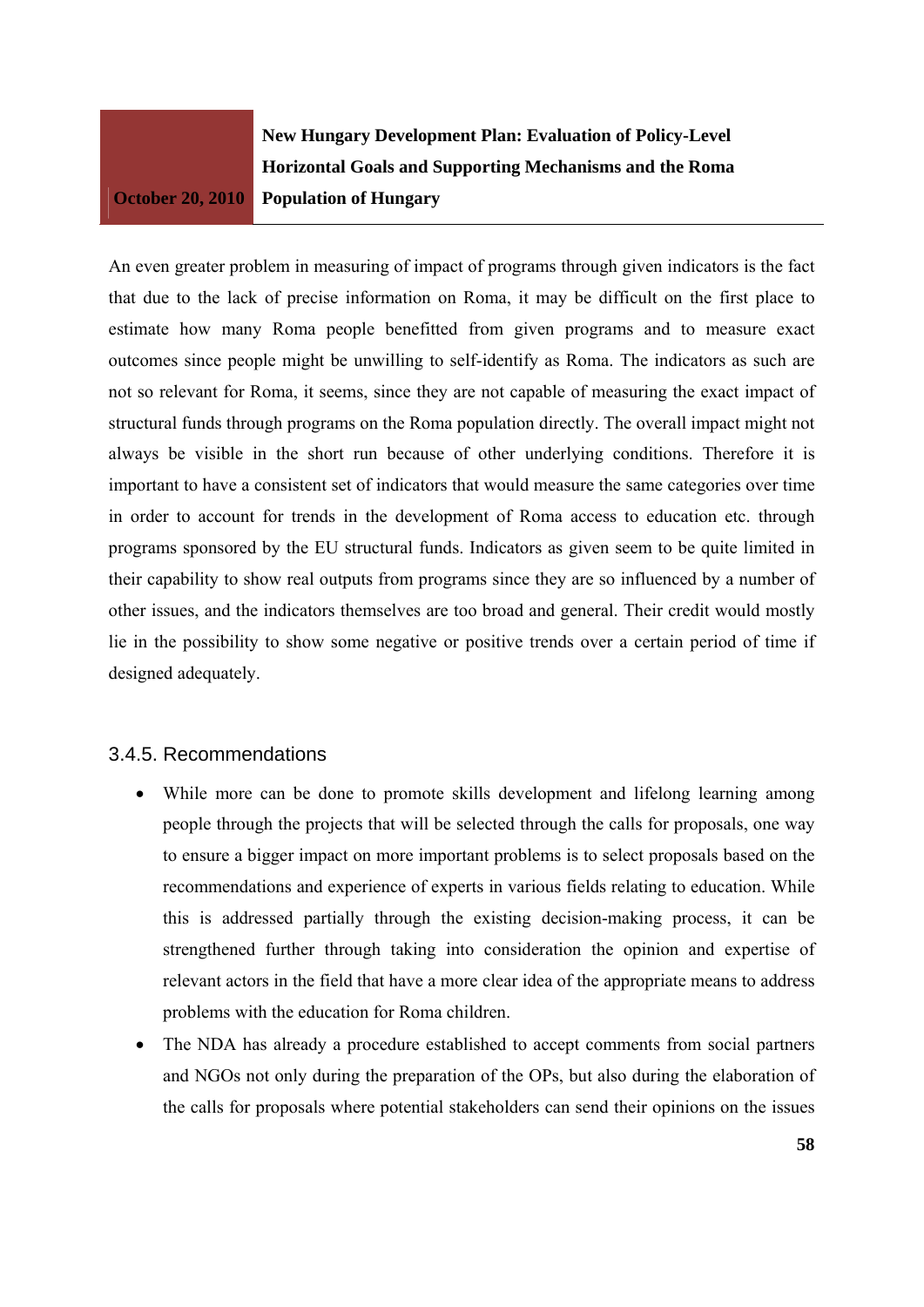An even greater problem in measuring of impact of programs through given indicators is the fact that due to the lack of precise information on Roma, it may be difficult on the first place to estimate how many Roma people benefitted from given programs and to measure exact outcomes since people might be unwilling to self-identify as Roma. The indicators as such are not so relevant for Roma, it seems, since they are not capable of measuring the exact impact of structural funds through programs on the Roma population directly. The overall impact might not always be visible in the short run because of other underlying conditions. Therefore it is important to have a consistent set of indicators that would measure the same categories over time in order to account for trends in the development of Roma access to education etc. through programs sponsored by the EU structural funds. Indicators as given seem to be quite limited in their capability to show real outputs from programs since they are so influenced by a number of other issues, and the indicators themselves are too broad and general. Their credit would mostly lie in the possibility to show some negative or positive trends over a certain period of time if designed adequately.

### 3.4.5. Recommendations

- While more can be done to promote skills development and lifelong learning among people through the projects that will be selected through the calls for proposals, one way to ensure a bigger impact on more important problems is to select proposals based on the recommendations and experience of experts in various fields relating to education. While this is addressed partially through the existing decision-making process, it can be strengthened further through taking into consideration the opinion and expertise of relevant actors in the field that have a more clear idea of the appropriate means to address problems with the education for Roma children.
- The NDA has already a procedure established to accept comments from social partners and NGOs not only during the preparation of the OPs, but also during the elaboration of the calls for proposals where potential stakeholders can send their opinions on the issues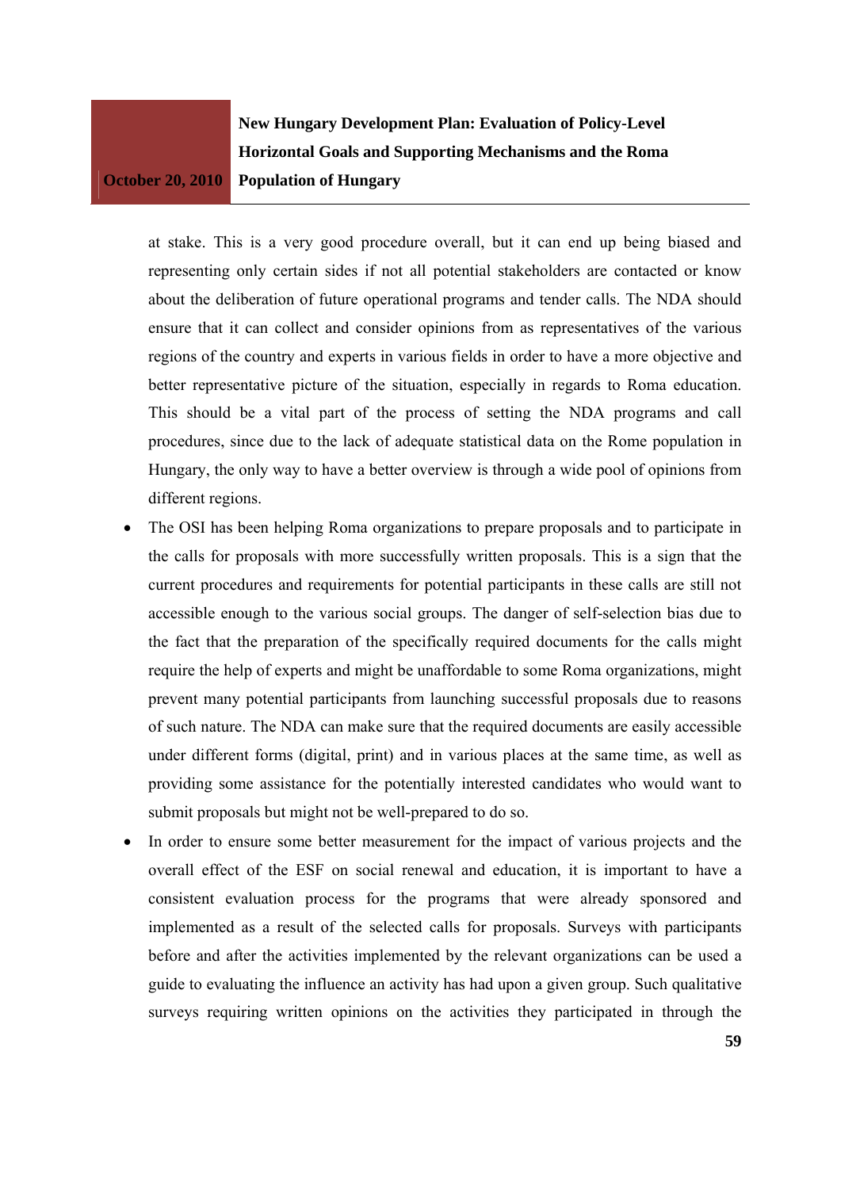at stake. This is a very good procedure overall, but it can end up being biased and representing only certain sides if not all potential stakeholders are contacted or know about the deliberation of future operational programs and tender calls. The NDA should ensure that it can collect and consider opinions from as representatives of the various regions of the country and experts in various fields in order to have a more objective and better representative picture of the situation, especially in regards to Roma education. This should be a vital part of the process of setting the NDA programs and call procedures, since due to the lack of adequate statistical data on the Rome population in Hungary, the only way to have a better overview is through a wide pool of opinions from different regions.

- The OSI has been helping Roma organizations to prepare proposals and to participate in the calls for proposals with more successfully written proposals. This is a sign that the current procedures and requirements for potential participants in these calls are still not accessible enough to the various social groups. The danger of self-selection bias due to the fact that the preparation of the specifically required documents for the calls might require the help of experts and might be unaffordable to some Roma organizations, might prevent many potential participants from launching successful proposals due to reasons of such nature. The NDA can make sure that the required documents are easily accessible under different forms (digital, print) and in various places at the same time, as well as providing some assistance for the potentially interested candidates who would want to submit proposals but might not be well-prepared to do so.
- In order to ensure some better measurement for the impact of various projects and the overall effect of the ESF on social renewal and education, it is important to have a consistent evaluation process for the programs that were already sponsored and implemented as a result of the selected calls for proposals. Surveys with participants before and after the activities implemented by the relevant organizations can be used a guide to evaluating the influence an activity has had upon a given group. Such qualitative surveys requiring written opinions on the activities they participated in through the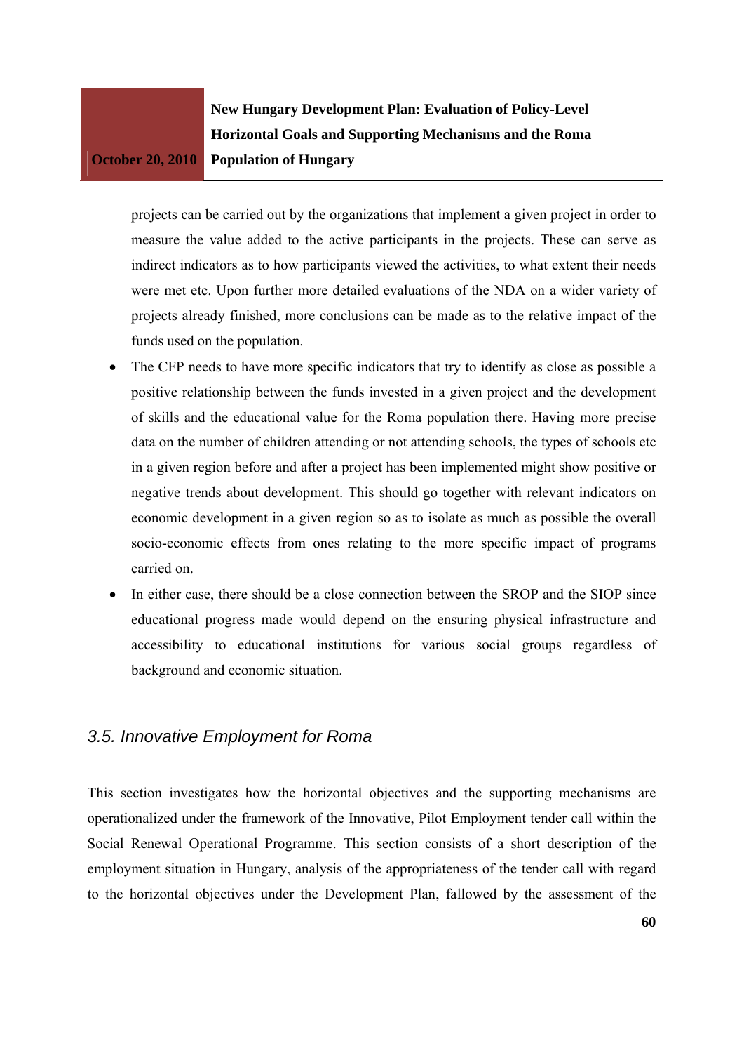projects can be carried out by the organizations that implement a given project in order to measure the value added to the active participants in the projects. These can serve as indirect indicators as to how participants viewed the activities, to what extent their needs were met etc. Upon further more detailed evaluations of the NDA on a wider variety of projects already finished, more conclusions can be made as to the relative impact of the funds used on the population.

- The CFP needs to have more specific indicators that try to identify as close as possible a positive relationship between the funds invested in a given project and the development of skills and the educational value for the Roma population there. Having more precise data on the number of children attending or not attending schools, the types of schools etc in a given region before and after a project has been implemented might show positive or negative trends about development. This should go together with relevant indicators on economic development in a given region so as to isolate as much as possible the overall socio-economic effects from ones relating to the more specific impact of programs carried on.
- In either case, there should be a close connection between the SROP and the SIOP since educational progress made would depend on the ensuring physical infrastructure and accessibility to educational institutions for various social groups regardless of background and economic situation.

### *3.5. Innovative Employment for Roma*

This section investigates how the horizontal objectives and the supporting mechanisms are operationalized under the framework of the Innovative, Pilot Employment tender call within the Social Renewal Operational Programme. This section consists of a short description of the employment situation in Hungary, analysis of the appropriateness of the tender call with regard to the horizontal objectives under the Development Plan, fallowed by the assessment of the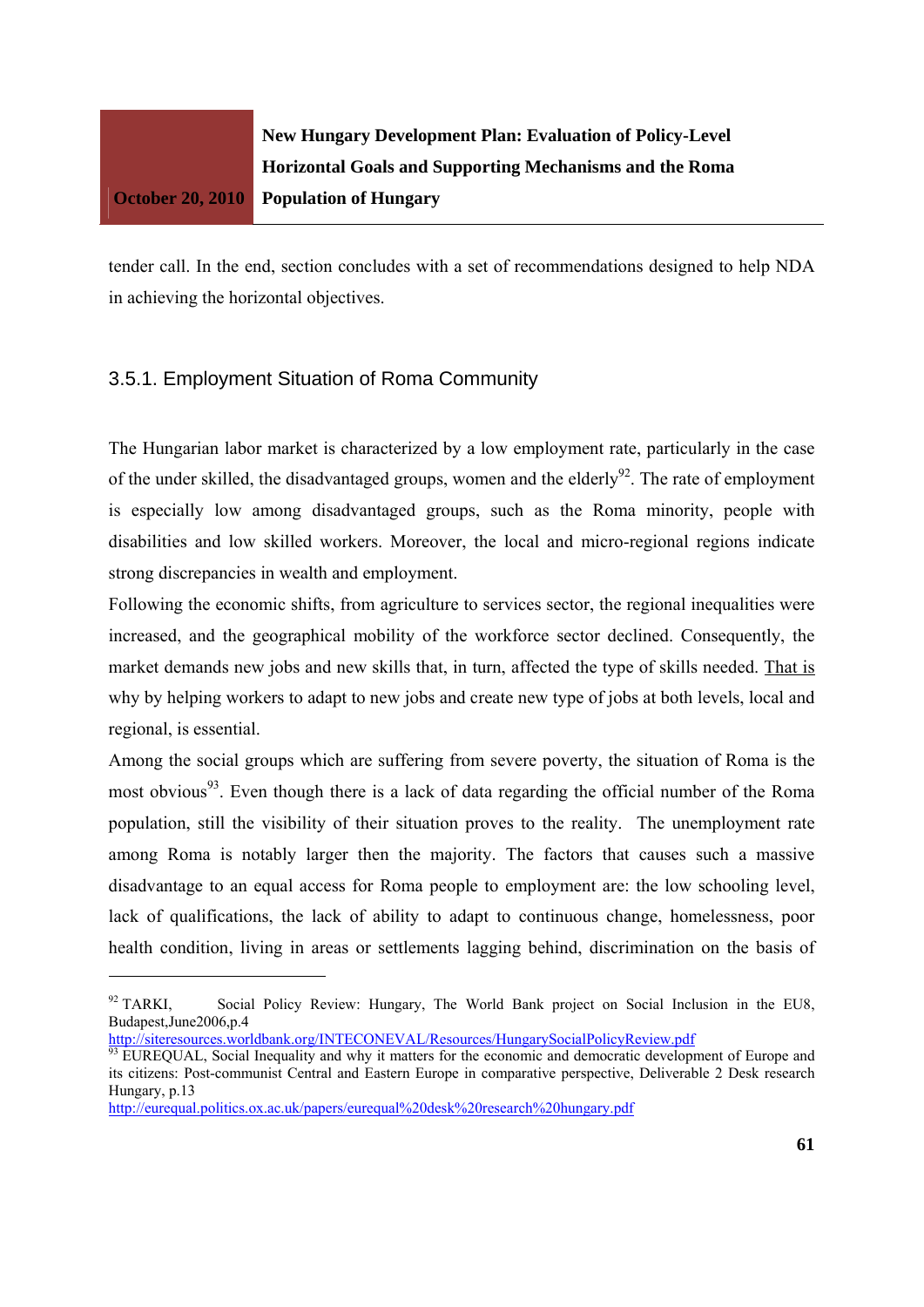tender call. In the end, section concludes with a set of recommendations designed to help NDA in achieving the horizontal objectives.

### 3.5.1. Employment Situation of Roma Community

The Hungarian labor market is characterized by a low employment rate, particularly in the case of the under skilled, the disadvantaged groups, women and the elderly[92]. The rate of employment is especially low among disadvantaged groups, such as the Roma minority, people with disabilities and low skilled workers. Moreover, the local and micro-regional regions indicate strong discrepancies in wealth and employment.

Following the economic shifts, from agriculture to services sector, the regional inequalities were increased, and the geographical mobility of the workforce sector declined. Consequently, the market demands new jobs and new skills that, in turn, affected the type of skills needed. That is why by helping workers to adapt to new jobs and create new type of jobs at both levels, local and regional, is essential.

Among the social groups which are suffering from severe poverty, the situation of Roma is the most obvious[93]. Even though there is a lack of data regarding the official number of the Roma population, still the visibility of their situation proves to the reality. The unemployment rate among Roma is notably larger then the majority. The factors that causes such a massive disadvantage to an equal access for Roma people to employment are: the low schooling level, lack of qualifications, the lack of ability to adapt to continuous change, homelessness, poor health condition, living in areas or settlements lagging behind, discrimination on the basis of

---

[92] TARKI, Social Policy Review: Hungary, The World Bank project on Social Inclusion in the EU8, Budapest,June2006,p.4 http://siteresources.worldbank.org/INTECONEVAL/Resources/HungarySocialPolicyReview.pdf

[93] EUREQUAL, Social Inequality and why it matters for the economic and democratic development of Europe and its citizens: Post-communist Central and Eastern Europe in comparative perspective, Deliverable 2 Desk research Hungary, p.13 http://eurequal.politics.ox.ac.uk/papers/eurequal%20desk%20research%20hungary.pdf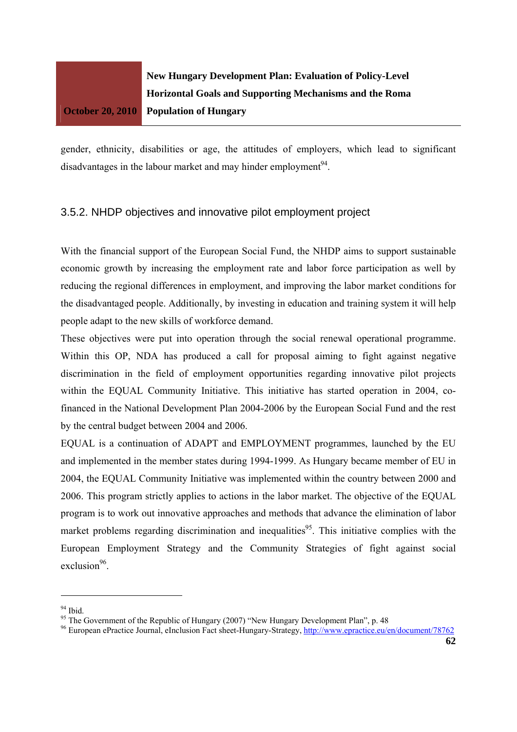gender, ethnicity, disabilities or age, the attitudes of employers, which lead to significant disadvantages in the labour market and may hinder employment[94].

### 3.5.2. NHDP objectives and innovative pilot employment project

With the financial support of the European Social Fund, the NHDP aims to support sustainable economic growth by increasing the employment rate and labor force participation as well by reducing the regional differences in employment, and improving the labor market conditions for the disadvantaged people. Additionally, by investing in education and training system it will help people adapt to the new skills of workforce demand.

These objectives were put into operation through the social renewal operational programme. Within this OP, NDA has produced a call for proposal aiming to fight against negative discrimination in the field of employment opportunities regarding innovative pilot projects within the EQUAL Community Initiative. This initiative has started operation in 2004, co-financed in the National Development Plan 2004-2006 by the European Social Fund and the rest by the central budget between 2004 and 2006.

EQUAL is a continuation of ADAPT and EMPLOYMENT programmes, launched by the EU and implemented in the member states during 1994-1999. As Hungary became member of EU in 2004, the EQUAL Community Initiative was implemented within the country between 2000 and 2006. This program strictly applies to actions in the labor market. The objective of the EQUAL program is to work out innovative approaches and methods that advance the elimination of labor market problems regarding discrimination and inequalities[95]. This initiative complies with the European Employment Strategy and the Community Strategies of fight against social exclusion[96].

---

[94] Ibid.

[95] The Government of the Republic of Hungary (2007) "New Hungary Development Plan", p. 48

[96] European ePractice Journal, eInclusion Fact sheet-Hungary-Strategy, http://www.epractice.eu/en/document/78762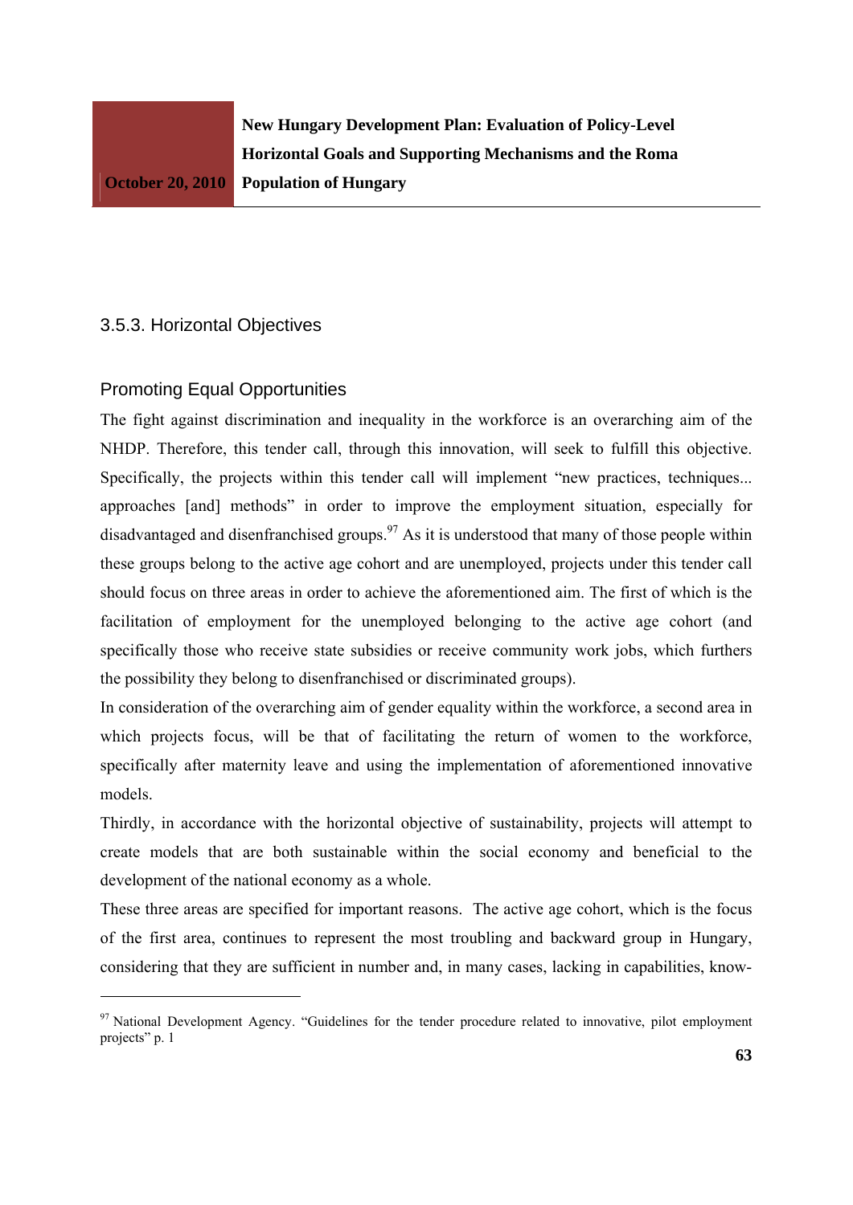### 3.5.3. Horizontal Objectives

#### Promoting Equal Opportunities

The fight against discrimination and inequality in the workforce is an overarching aim of the NHDP. Therefore, this tender call, through this innovation, will seek to fulfill this objective. Specifically, the projects within this tender call will implement "new practices, techniques... approaches [and] methods" in order to improve the employment situation, especially for disadvantaged and disenfranchised groups.[97] As it is understood that many of those people within these groups belong to the active age cohort and are unemployed, projects under this tender call should focus on three areas in order to achieve the aforementioned aim. The first of which is the facilitation of employment for the unemployed belonging to the active age cohort (and specifically those who receive state subsidies or receive community work jobs, which furthers the possibility they belong to disenfranchised or discriminated groups).

In consideration of the overarching aim of gender equality within the workforce, a second area in which projects focus, will be that of facilitating the return of women to the workforce, specifically after maternity leave and using the implementation of aforementioned innovative models.

Thirdly, in accordance with the horizontal objective of sustainability, projects will attempt to create models that are both sustainable within the social economy and beneficial to the development of the national economy as a whole.

These three areas are specified for important reasons. The active age cohort, which is the focus of the first area, continues to represent the most troubling and backward group in Hungary, considering that they are sufficient in number and, in many cases, lacking in capabilities, know-

---

[97] National Development Agency. "Guidelines for the tender procedure related to innovative, pilot employment projects" p. 1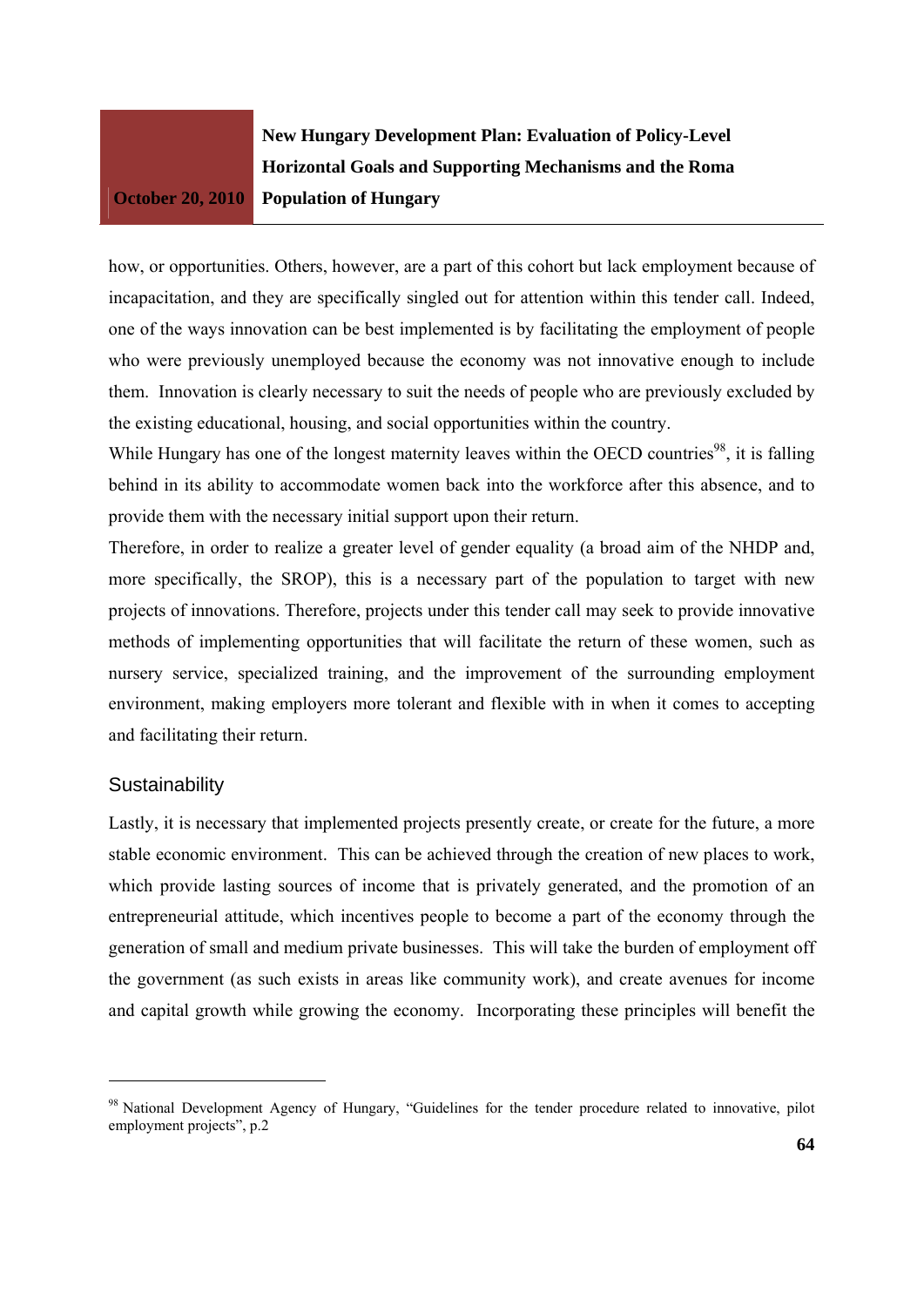how, or opportunities. Others, however, are a part of this cohort but lack employment because of incapacitation, and they are specifically singled out for attention within this tender call. Indeed, one of the ways innovation can be best implemented is by facilitating the employment of people who were previously unemployed because the economy was not innovative enough to include them. Innovation is clearly necessary to suit the needs of people who are previously excluded by the existing educational, housing, and social opportunities within the country.

While Hungary has one of the longest maternity leaves within the OECD countries[98], it is falling behind in its ability to accommodate women back into the workforce after this absence, and to provide them with the necessary initial support upon their return.

Therefore, in order to realize a greater level of gender equality (a broad aim of the NHDP and, more specifically, the SROP), this is a necessary part of the population to target with new projects of innovations. Therefore, projects under this tender call may seek to provide innovative methods of implementing opportunities that will facilitate the return of these women, such as nursery service, specialized training, and the improvement of the surrounding employment environment, making employers more tolerant and flexible with in when it comes to accepting and facilitating their return.

## Sustainability

Lastly, it is necessary that implemented projects presently create, or create for the future, a more stable economic environment. This can be achieved through the creation of new places to work, which provide lasting sources of income that is privately generated, and the promotion of an entrepreneurial attitude, which incentives people to become a part of the economy through the generation of small and medium private businesses. This will take the burden of employment off the government (as such exists in areas like community work), and create avenues for income and capital growth while growing the economy. Incorporating these principles will benefit the

---

[98] National Development Agency of Hungary, "Guidelines for the tender procedure related to innovative, pilot employment projects", p.2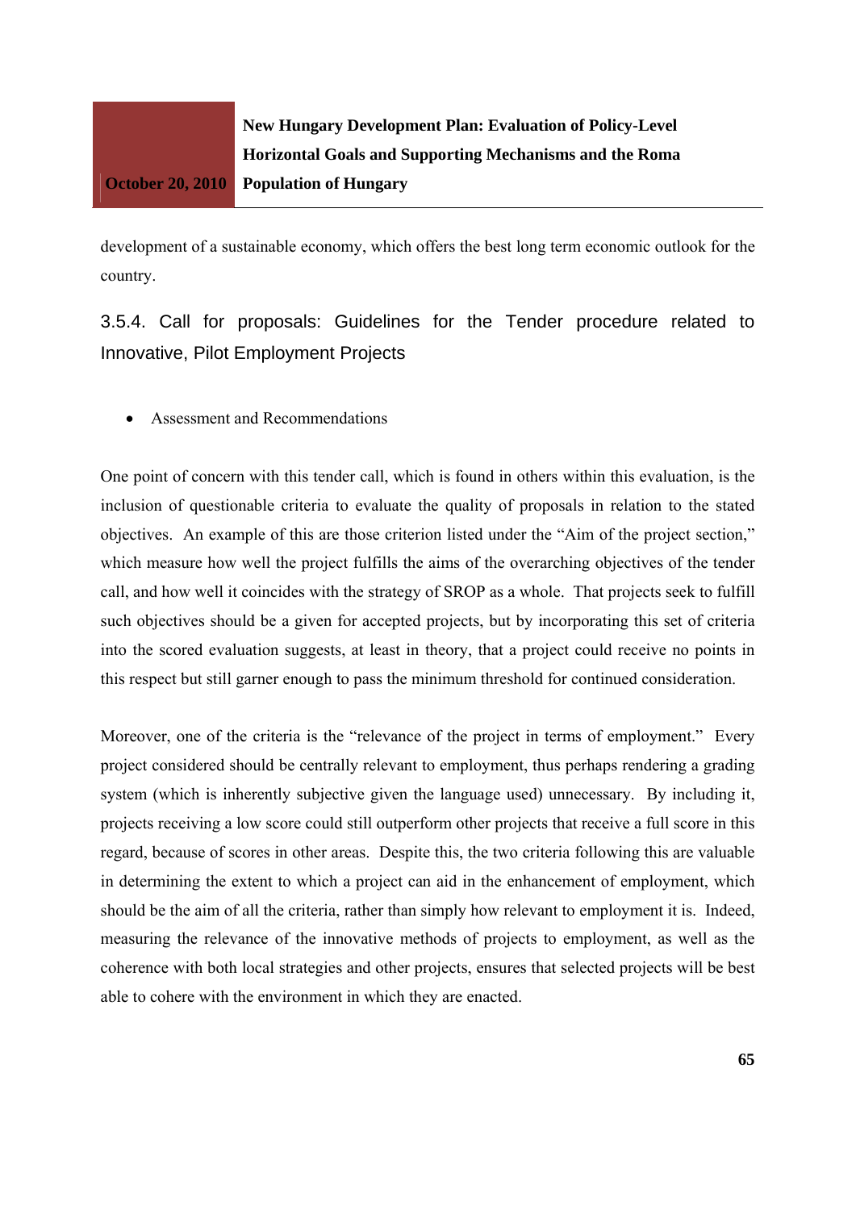development of a sustainable economy, which offers the best long term economic outlook for the country.

### 3.5.4. Call for proposals: Guidelines for the Tender procedure related to Innovative, Pilot Employment Projects

- Assessment and Recommendations

One point of concern with this tender call, which is found in others within this evaluation, is the inclusion of questionable criteria to evaluate the quality of proposals in relation to the stated objectives. An example of this are those criterion listed under the "Aim of the project section," which measure how well the project fulfills the aims of the overarching objectives of the tender call, and how well it coincides with the strategy of SROP as a whole. That projects seek to fulfill such objectives should be a given for accepted projects, but by incorporating this set of criteria into the scored evaluation suggests, at least in theory, that a project could receive no points in this respect but still garner enough to pass the minimum threshold for continued consideration.

Moreover, one of the criteria is the "relevance of the project in terms of employment." Every project considered should be centrally relevant to employment, thus perhaps rendering a grading system (which is inherently subjective given the language used) unnecessary. By including it, projects receiving a low score could still outperform other projects that receive a full score in this regard, because of scores in other areas. Despite this, the two criteria following this are valuable in determining the extent to which a project can aid in the enhancement of employment, which should be the aim of all the criteria, rather than simply how relevant to employment it is. Indeed, measuring the relevance of the innovative methods of projects to employment, as well as the coherence with both local strategies and other projects, ensures that selected projects will be best able to cohere with the environment in which they are enacted.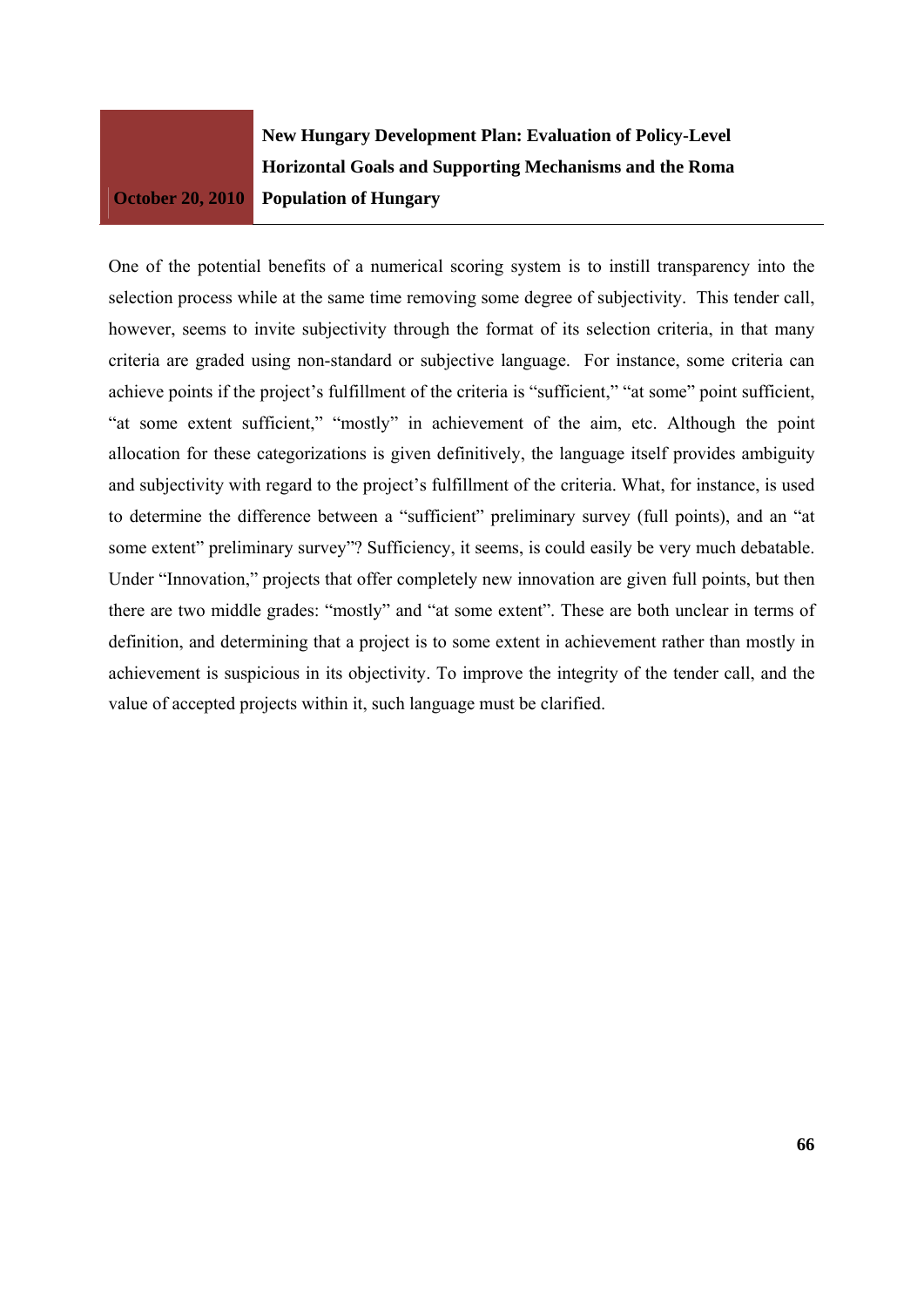One of the potential benefits of a numerical scoring system is to instill transparency into the selection process while at the same time removing some degree of subjectivity. This tender call, however, seems to invite subjectivity through the format of its selection criteria, in that many criteria are graded using non-standard or subjective language. For instance, some criteria can achieve points if the project's fulfillment of the criteria is "sufficient," "at some" point sufficient, "at some extent sufficient," "mostly" in achievement of the aim, etc. Although the point allocation for these categorizations is given definitively, the language itself provides ambiguity and subjectivity with regard to the project's fulfillment of the criteria. What, for instance, is used to determine the difference between a "sufficient" preliminary survey (full points), and an "at some extent" preliminary survey"? Sufficiency, it seems, is could easily be very much debatable. Under "Innovation," projects that offer completely new innovation are given full points, but then there are two middle grades: "mostly" and "at some extent". These are both unclear in terms of definition, and determining that a project is to some extent in achievement rather than mostly in achievement is suspicious in its objectivity. To improve the integrity of the tender call, and the value of accepted projects within it, such language must be clarified.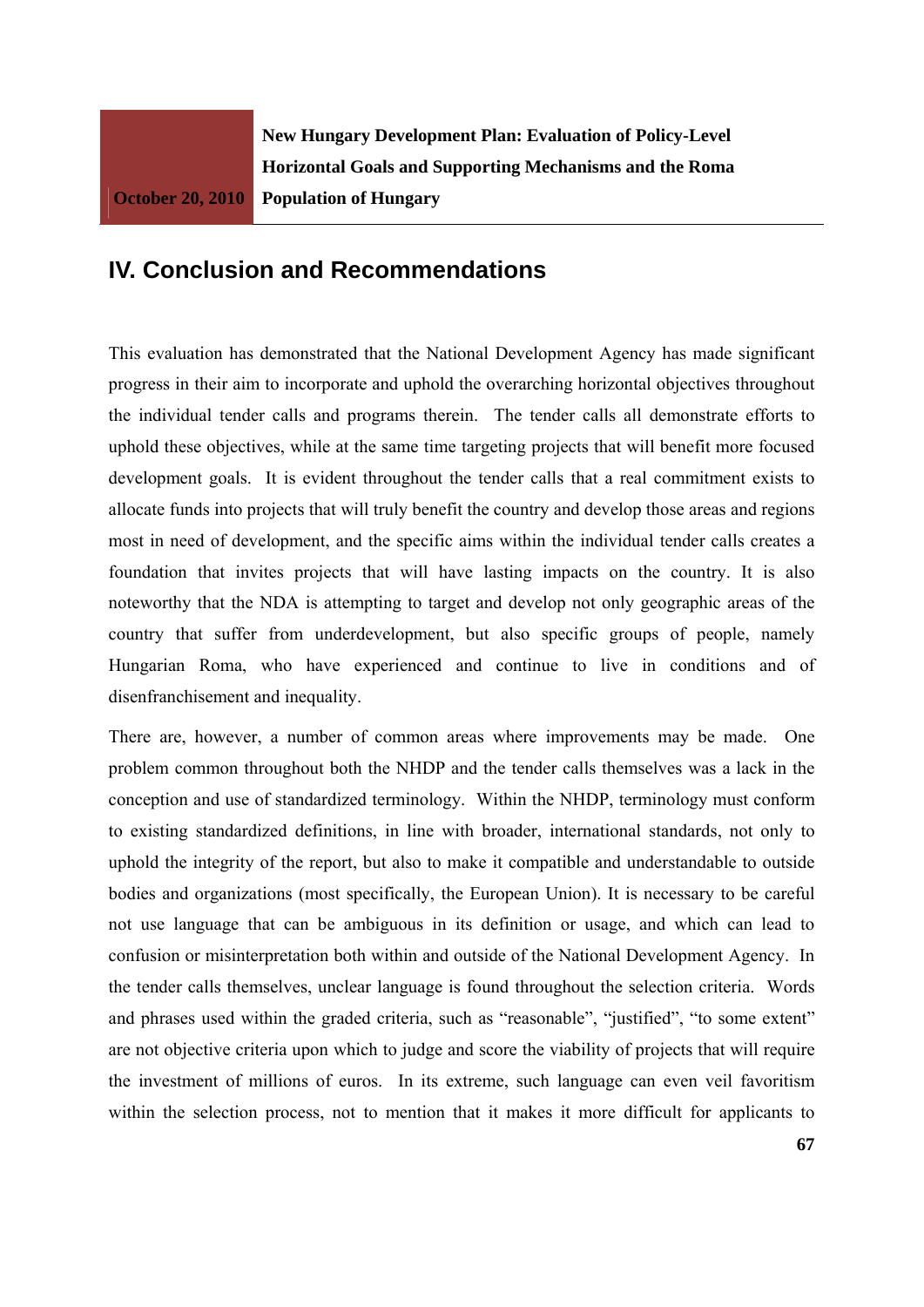## IV. Conclusion and Recommendations

This evaluation has demonstrated that the National Development Agency has made significant progress in their aim to incorporate and uphold the overarching horizontal objectives throughout the individual tender calls and programs therein. The tender calls all demonstrate efforts to uphold these objectives, while at the same time targeting projects that will benefit more focused development goals. It is evident throughout the tender calls that a real commitment exists to allocate funds into projects that will truly benefit the country and develop those areas and regions most in need of development, and the specific aims within the individual tender calls creates a foundation that invites projects that will have lasting impacts on the country. It is also noteworthy that the NDA is attempting to target and develop not only geographic areas of the country that suffer from underdevelopment, but also specific groups of people, namely Hungarian Roma, who have experienced and continue to live in conditions and of disenfranchisement and inequality.

There are, however, a number of common areas where improvements may be made. One problem common throughout both the NHDP and the tender calls themselves was a lack in the conception and use of standardized terminology. Within the NHDP, terminology must conform to existing standardized definitions, in line with broader, international standards, not only to uphold the integrity of the report, but also to make it compatible and understandable to outside bodies and organizations (most specifically, the European Union). It is necessary to be careful not use language that can be ambiguous in its definition or usage, and which can lead to confusion or misinterpretation both within and outside of the National Development Agency. In the tender calls themselves, unclear language is found throughout the selection criteria. Words and phrases used within the graded criteria, such as "reasonable", "justified", "to some extent" are not objective criteria upon which to judge and score the viability of projects that will require the investment of millions of euros. In its extreme, such language can even veil favoritism within the selection process, not to mention that it makes it more difficult for applicants to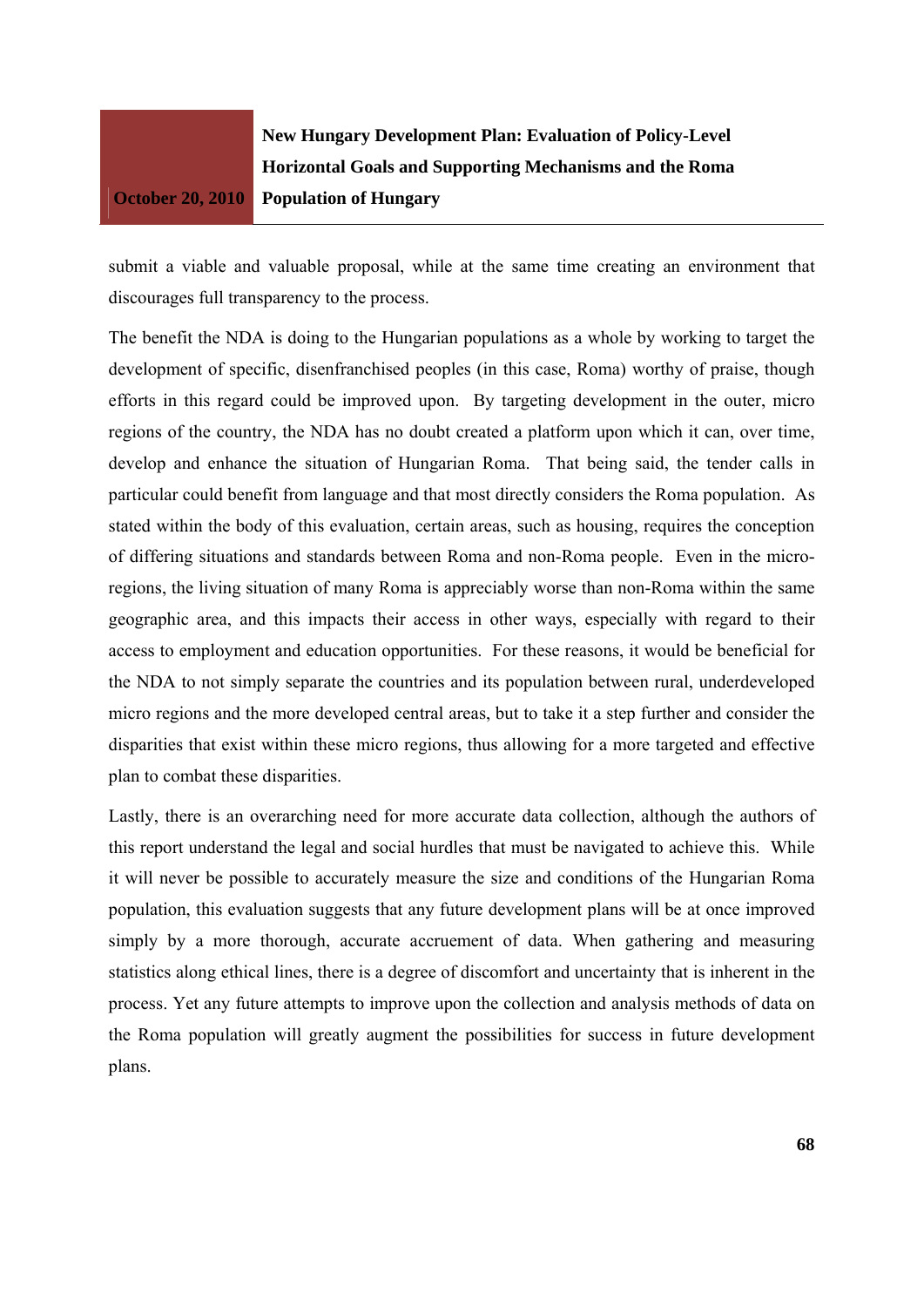submit a viable and valuable proposal, while at the same time creating an environment that discourages full transparency to the process.

The benefit the NDA is doing to the Hungarian populations as a whole by working to target the development of specific, disenfranchised peoples (in this case, Roma) worthy of praise, though efforts in this regard could be improved upon. By targeting development in the outer, micro regions of the country, the NDA has no doubt created a platform upon which it can, over time, develop and enhance the situation of Hungarian Roma. That being said, the tender calls in particular could benefit from language and that most directly considers the Roma population. As stated within the body of this evaluation, certain areas, such as housing, requires the conception of differing situations and standards between Roma and non-Roma people. Even in the micro-regions, the living situation of many Roma is appreciably worse than non-Roma within the same geographic area, and this impacts their access in other ways, especially with regard to their access to employment and education opportunities. For these reasons, it would be beneficial for the NDA to not simply separate the countries and its population between rural, underdeveloped micro regions and the more developed central areas, but to take it a step further and consider the disparities that exist within these micro regions, thus allowing for a more targeted and effective plan to combat these disparities.

Lastly, there is an overarching need for more accurate data collection, although the authors of this report understand the legal and social hurdles that must be navigated to achieve this. While it will never be possible to accurately measure the size and conditions of the Hungarian Roma population, this evaluation suggests that any future development plans will be at once improved simply by a more thorough, accurate accruement of data. When gathering and measuring statistics along ethical lines, there is a degree of discomfort and uncertainty that is inherent in the process. Yet any future attempts to improve upon the collection and analysis methods of data on the Roma population will greatly augment the possibilities for success in future development plans.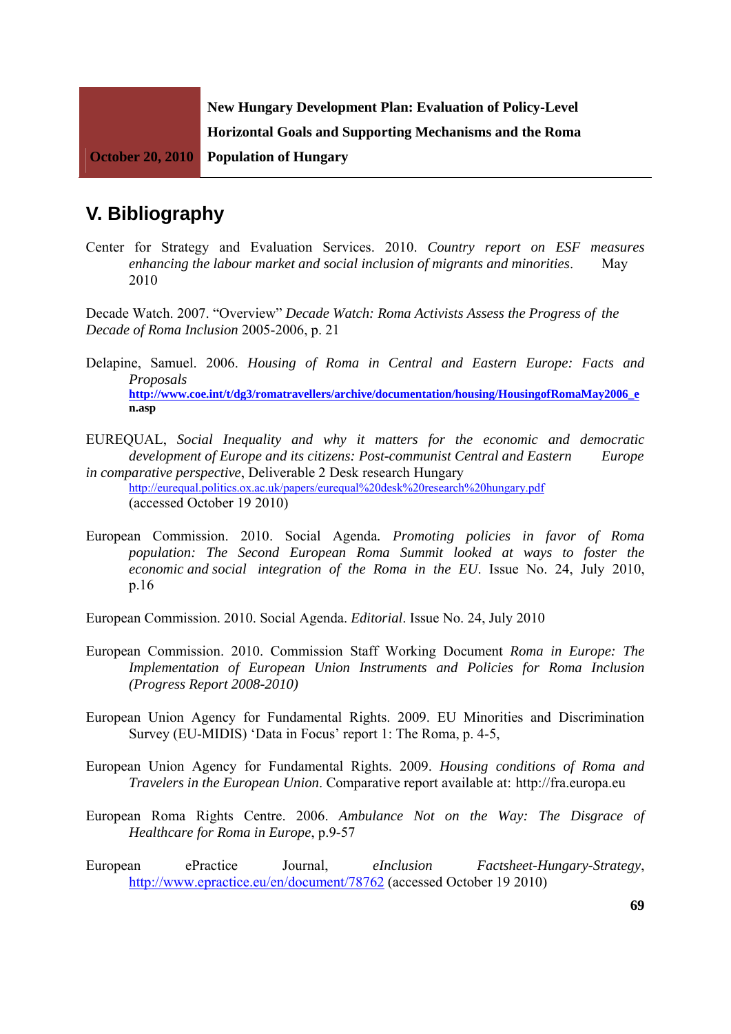## V. Bibliography

Center for Strategy and Evaluation Services. 2010. *Country report on ESF measures enhancing the labour market and social inclusion of migrants and minorities*. May 2010

Decade Watch. 2007. "Overview" *Decade Watch: Roma Activists Assess the Progress of the Decade of Roma Inclusion* 2005-2006, p. 21

Delapine, Samuel. 2006. *Housing of Roma in Central and Eastern Europe: Facts and Proposals* **http://www.coe.int/t/dg3/romatravellers/archive/documentation/housing/HousingofRomaMay2006_en.asp**

EUREQUAL, *Social Inequality and why it matters for the economic and democratic development of Europe and its citizens: Post-communist Central and Eastern Europe in comparative perspective*, Deliverable 2 Desk research Hungary http://eurequal.politics.ox.ac.uk/papers/eurequal%20desk%20research%20hungary.pdf (accessed October 19 2010)

European Commission. 2010. Social Agenda. *Promoting policies in favor of Roma population: The Second European Roma Summit looked at ways to foster the economic and social integration of the Roma in the EU*. Issue No. 24, July 2010, p.16

European Commission. 2010. Social Agenda. *Editorial*. Issue No. 24, July 2010

European Commission. 2010. Commission Staff Working Document *Roma in Europe: The Implementation of European Union Instruments and Policies for Roma Inclusion (Progress Report 2008-2010)*

European Union Agency for Fundamental Rights. 2009. EU Minorities and Discrimination Survey (EU-MIDIS) 'Data in Focus' report 1: The Roma, p. 4-5,

European Union Agency for Fundamental Rights. 2009. *Housing conditions of Roma and Travelers in the European Union*. Comparative report available at: http://fra.europa.eu

European Roma Rights Centre. 2006. *Ambulance Not on the Way: The Disgrace of Healthcare for Roma in Europe*, p.9-57

European ePractice Journal, *eInclusion Factsheet-Hungary-Strategy*, http://www.epractice.eu/en/document/78762 (accessed October 19 2010)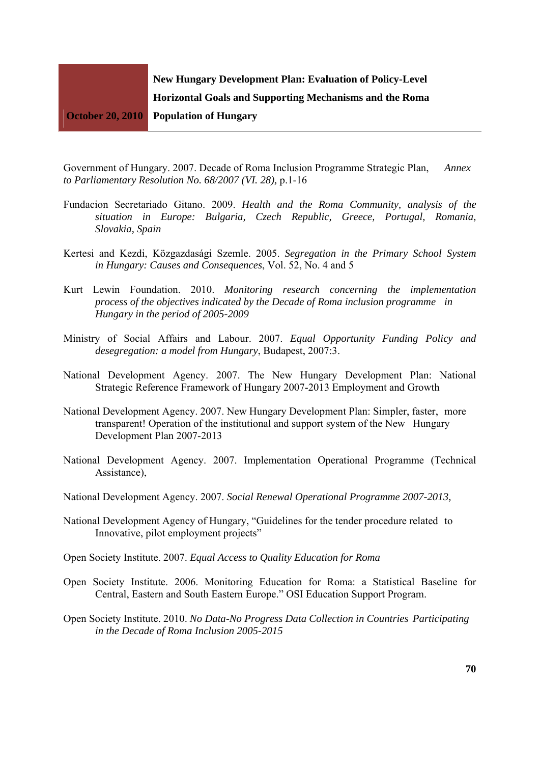Government of Hungary. 2007. Decade of Roma Inclusion Programme Strategic Plan, *Annex to Parliamentary Resolution No. 68/2007 (VI. 28),* p.1-16

Fundacion Secretariado Gitano. 2009. *Health and the Roma Community, analysis of the situation in Europe: Bulgaria, Czech Republic, Greece, Portugal, Romania, Slovakia, Spain*

Kertesi and Kezdi, Közgazdasági Szemle. 2005. *Segregation in the Primary School System in Hungary: Causes and Consequences*, Vol. 52, No. 4 and 5

Kurt Lewin Foundation. 2010. *Monitoring research concerning the implementation process of the objectives indicated by the Decade of Roma inclusion programme in Hungary in the period of 2005-2009*

Ministry of Social Affairs and Labour. 2007. *Equal Opportunity Funding Policy and desegregation: a model from Hungary*, Budapest, 2007:3.

National Development Agency. 2007. The New Hungary Development Plan: National Strategic Reference Framework of Hungary 2007-2013 Employment and Growth

National Development Agency. 2007. New Hungary Development Plan: Simpler, faster, more transparent! Operation of the institutional and support system of the New Hungary Development Plan 2007-2013

National Development Agency. 2007. Implementation Operational Programme (Technical Assistance),

National Development Agency. 2007. *Social Renewal Operational Programme 2007-2013,*

National Development Agency of Hungary, "Guidelines for the tender procedure related to Innovative, pilot employment projects"

Open Society Institute. 2007. *Equal Access to Quality Education for Roma*

Open Society Institute. 2006. Monitoring Education for Roma: a Statistical Baseline for Central, Eastern and South Eastern Europe." OSI Education Support Program.

Open Society Institute. 2010. *No Data-No Progress Data Collection in Countries Participating in the Decade of Roma Inclusion 2005-2015*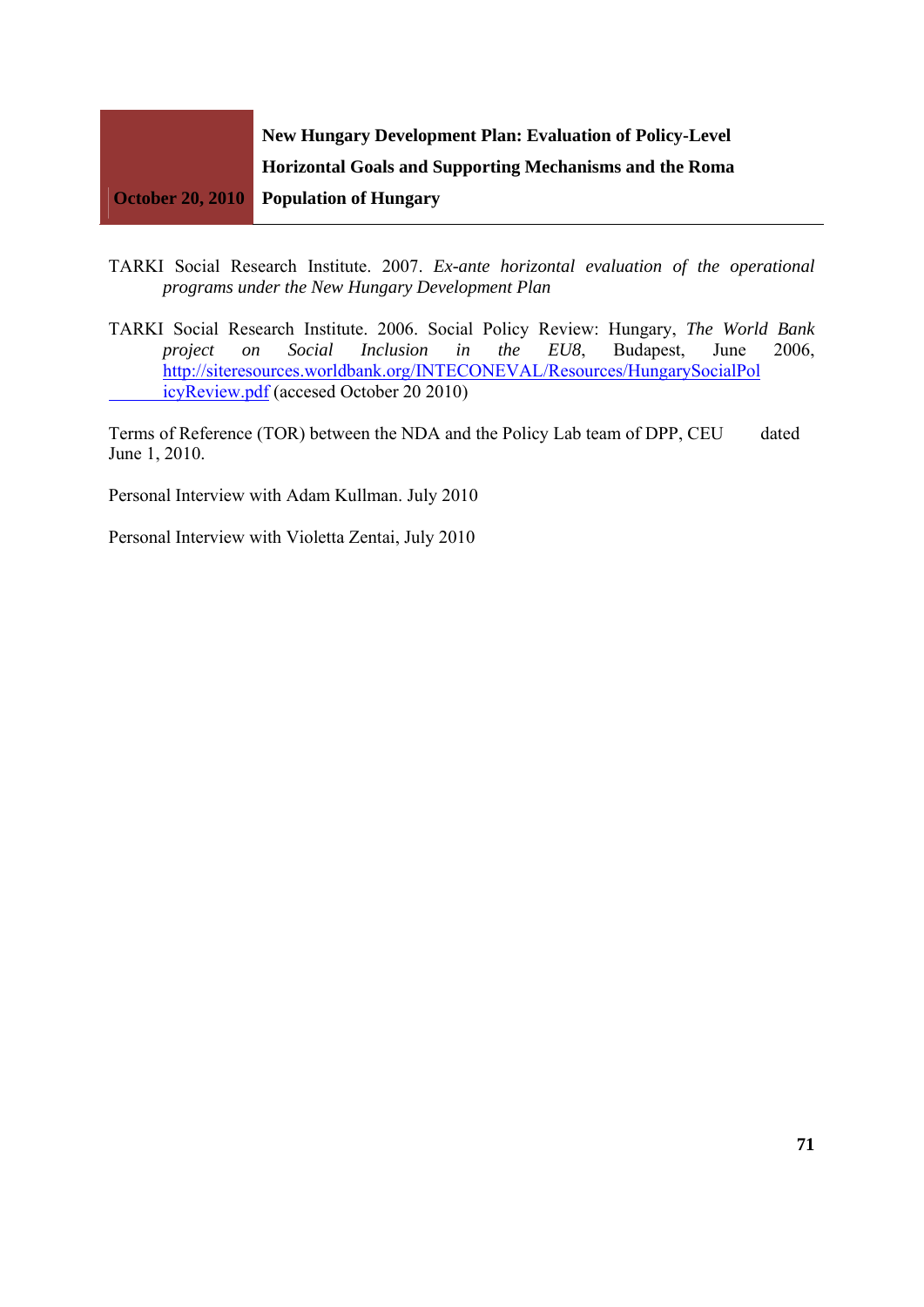TARKI Social Research Institute. 2007. *Ex-ante horizontal evaluation of the operational programs under the New Hungary Development Plan*

TARKI Social Research Institute. 2006. Social Policy Review: Hungary, *The World Bank project on Social Inclusion in the EU8*, Budapest, June 2006, http://siteresources.worldbank.org/INTECONEVAL/Resources/HungarySocialPolicyReview.pdf (accesed October 20 2010)

Terms of Reference (TOR) between the NDA and the Policy Lab team of DPP, CEU dated June 1, 2010.

Personal Interview with Adam Kullman. July 2010

Personal Interview with Violetta Zentai, July 2010